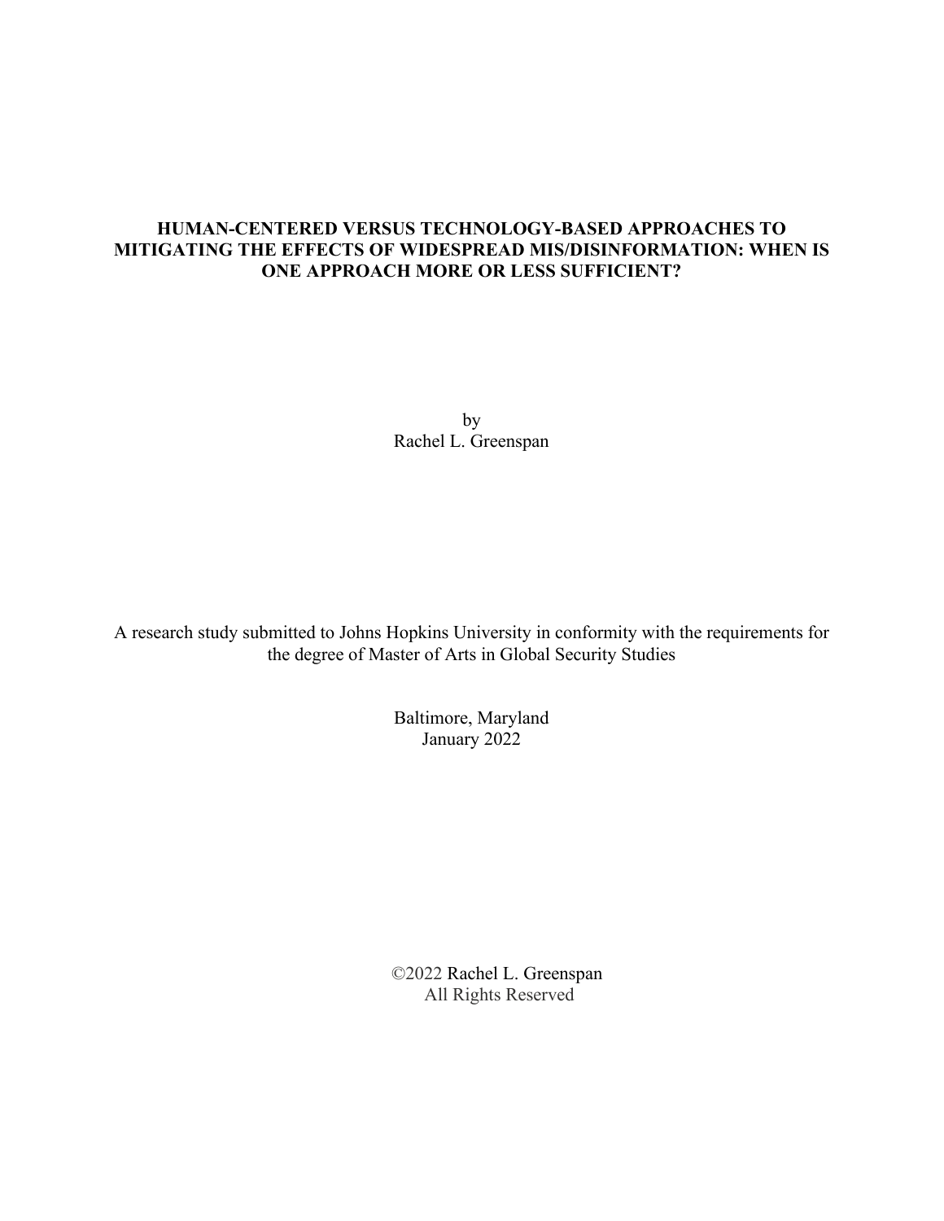# HUMAN-CENTERED VERSUS TECHNOLOGY-BASED APPROACHES TO MITIGATING THE EFFECTS OF WIDESPREAD MIS/DISINFORMATION: WHEN IS ONE APPROACH MORE OR LESS SUFFICIENT?

by
Rachel L. Greenspan

A research study submitted to Johns Hopkins University in conformity with the requirements for the degree of Master of Arts in Global Security Studies

Baltimore, Maryland
January 2022

©2022 Rachel L. Greenspan
All Rights Reserved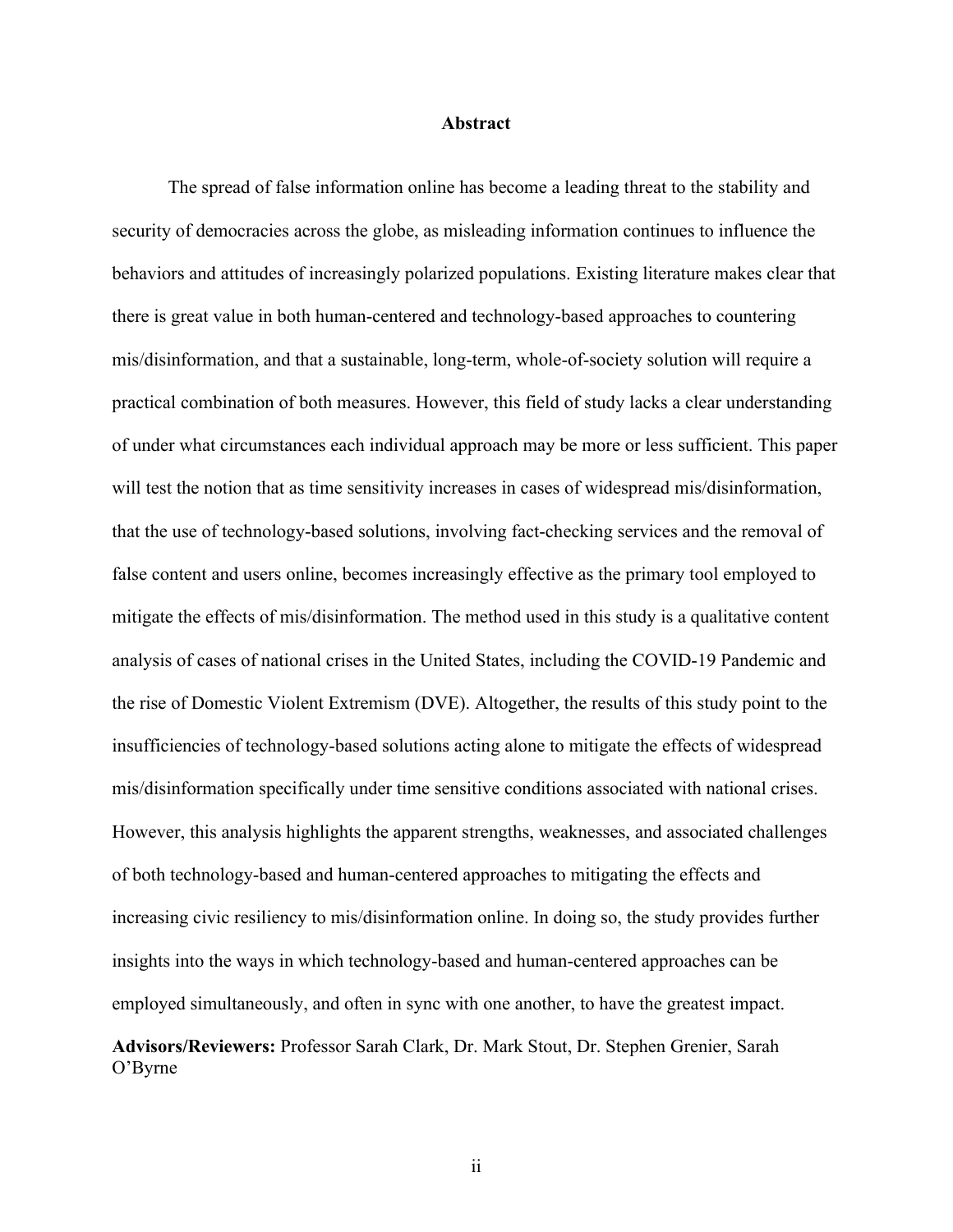## Abstract

The spread of false information online has become a leading threat to the stability and security of democracies across the globe, as misleading information continues to influence the behaviors and attitudes of increasingly polarized populations. Existing literature makes clear that there is great value in both human-centered and technology-based approaches to countering mis/disinformation, and that a sustainable, long-term, whole-of-society solution will require a practical combination of both measures. However, this field of study lacks a clear understanding of under what circumstances each individual approach may be more or less sufficient. This paper will test the notion that as time sensitivity increases in cases of widespread mis/disinformation, that the use of technology-based solutions, involving fact-checking services and the removal of false content and users online, becomes increasingly effective as the primary tool employed to mitigate the effects of mis/disinformation. The method used in this study is a qualitative content analysis of cases of national crises in the United States, including the COVID-19 Pandemic and the rise of Domestic Violent Extremism (DVE). Altogether, the results of this study point to the insufficiencies of technology-based solutions acting alone to mitigate the effects of widespread mis/disinformation specifically under time sensitive conditions associated with national crises. However, this analysis highlights the apparent strengths, weaknesses, and associated challenges of both technology-based and human-centered approaches to mitigating the effects and increasing civic resiliency to mis/disinformation online. In doing so, the study provides further insights into the ways in which technology-based and human-centered approaches can be employed simultaneously, and often in sync with one another, to have the greatest impact.

**Advisors/Reviewers:** Professor Sarah Clark, Dr. Mark Stout, Dr. Stephen Grenier, Sarah O'Byrne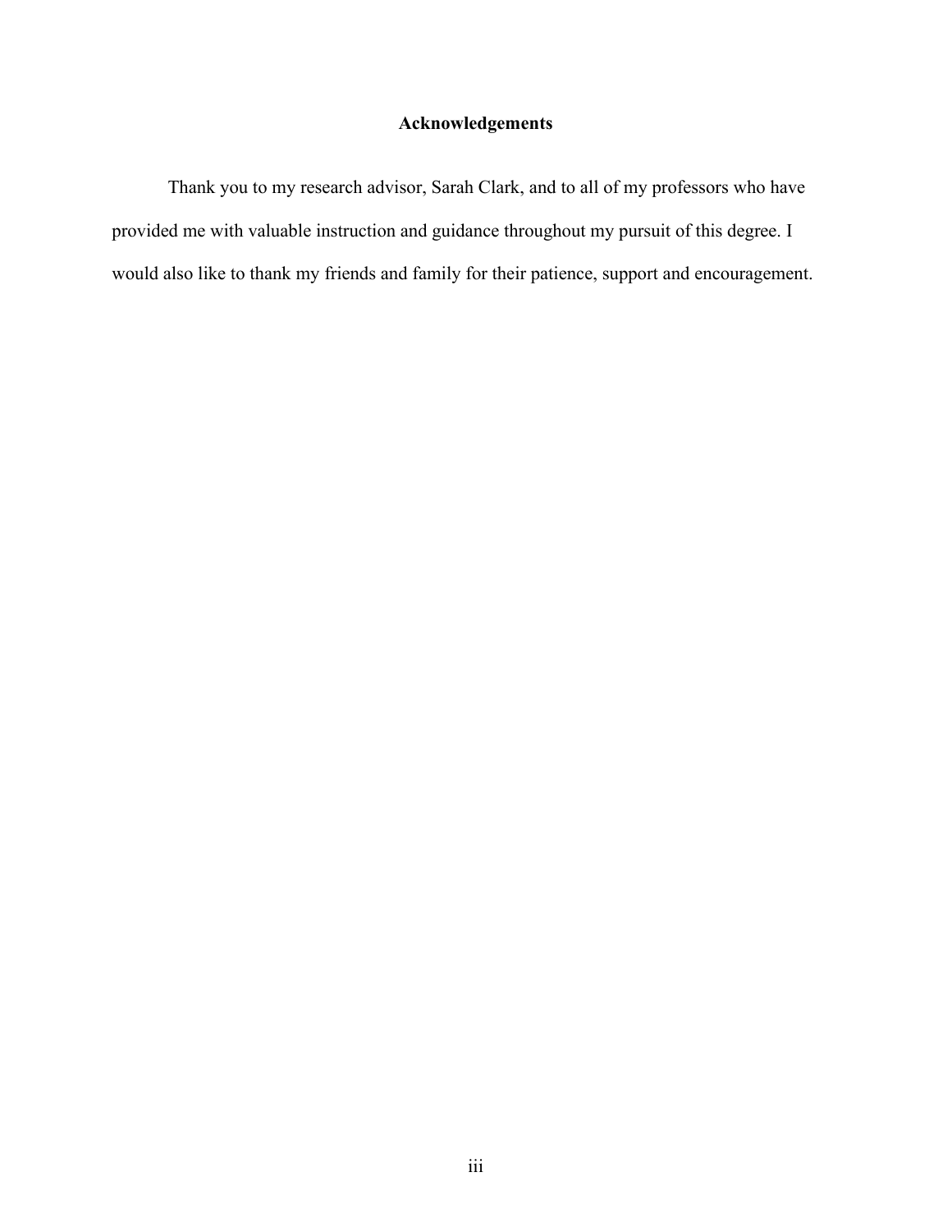## Acknowledgements

Thank you to my research advisor, Sarah Clark, and to all of my professors who have provided me with valuable instruction and guidance throughout my pursuit of this degree. I would also like to thank my friends and family for their patience, support and encouragement.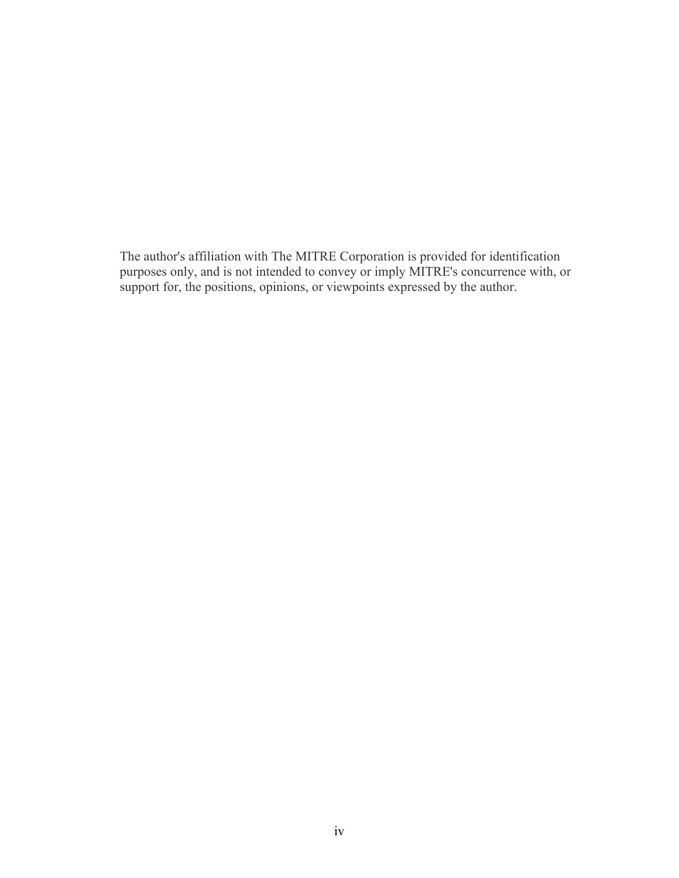The author's affiliation with The MITRE Corporation is provided for identification purposes only, and is not intended to convey or imply MITRE's concurrence with, or support for, the positions, opinions, or viewpoints expressed by the author.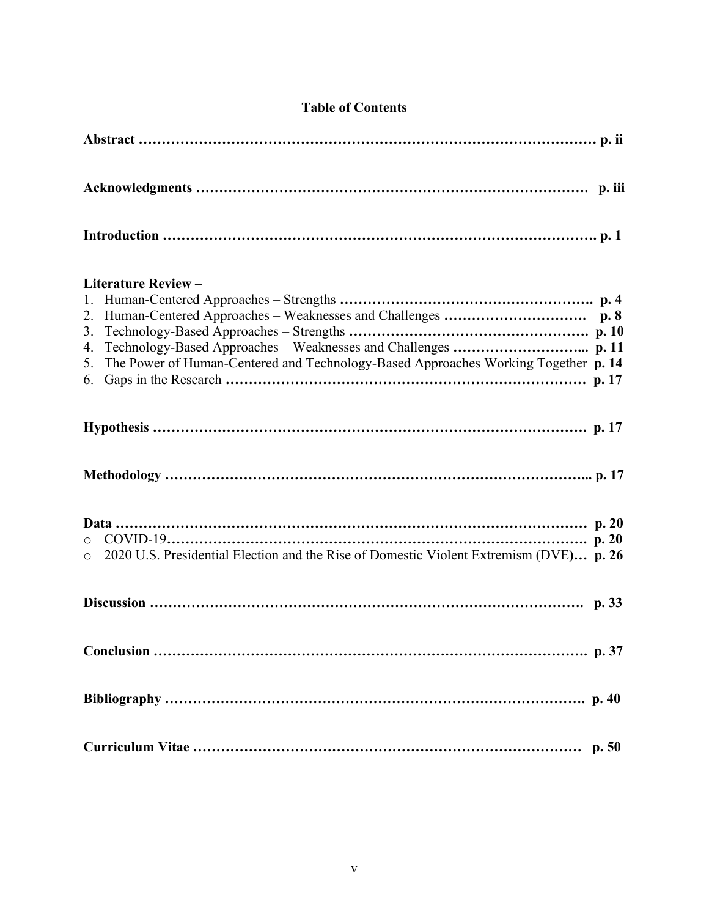## Table of Contents

**Abstract ………………………………………………………………………………………… p. ii**

**Acknowledgments ………………………………………………………………………… p. iii**

**Introduction ……………………………………………………………………………………. p. 1**

**Literature Review –**

1. Human-Centered Approaches – Strengths **………………………………………………. p. 4**
2. Human-Centered Approaches – Weaknesses and Challenges **………………………… p. 8**
3. Technology-Based Approaches – Strengths **…………………………………………… p. 10**
4. Technology-Based Approaches – Weaknesses and Challenges **………………………... p. 11**
5. The Power of Human-Centered and Technology-Based Approaches Working Together **p. 14**
6. Gaps in the Research **……………………………………………………………… p. 17**

**Hypothesis ……………………………………………………………………………… p. 17**

**Methodology ………………………………………………………………………………... p. 17**

**Data ………………………………………………………………………………………… p. 20**

- COVID-19**……………………………………………………………………………… p. 20**
- 2020 U.S. Presidential Election and the Rise of Domestic Violent Extremism (DVE**)… p. 26**

**Discussion ……………………………………………………………………………… p. 33**

**Conclusion ……………………………………………………………………………… p. 37**

**Bibliography …………………………………………………………………………… p. 40**

**Curriculum Vitae ………………………………………………………………………… p. 50**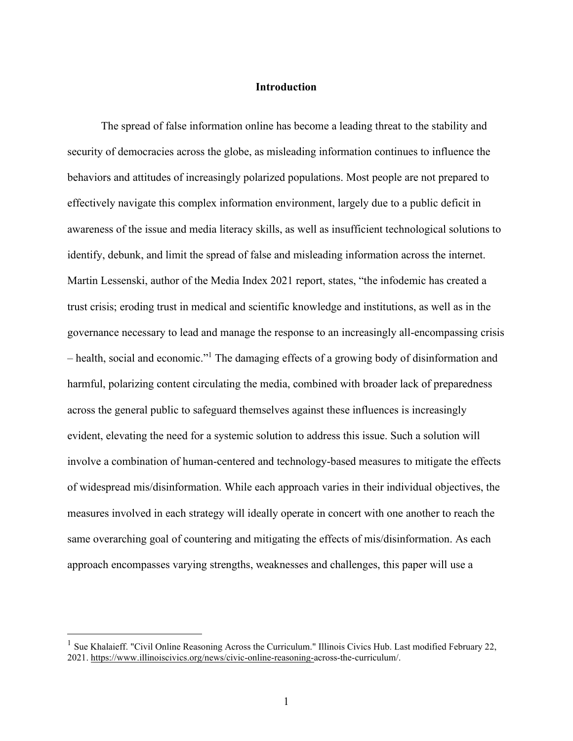## Introduction

The spread of false information online has become a leading threat to the stability and security of democracies across the globe, as misleading information continues to influence the behaviors and attitudes of increasingly polarized populations. Most people are not prepared to effectively navigate this complex information environment, largely due to a public deficit in awareness of the issue and media literacy skills, as well as insufficient technological solutions to identify, debunk, and limit the spread of false and misleading information across the internet. Martin Lessenski, author of the Media Index 2021 report, states, "the infodemic has created a trust crisis; eroding trust in medical and scientific knowledge and institutions, as well as in the governance necessary to lead and manage the response to an increasingly all-encompassing crisis – health, social and economic."[1] The damaging effects of a growing body of disinformation and harmful, polarizing content circulating the media, combined with broader lack of preparedness across the general public to safeguard themselves against these influences is increasingly evident, elevating the need for a systemic solution to address this issue. Such a solution will involve a combination of human-centered and technology-based measures to mitigate the effects of widespread mis/disinformation. While each approach varies in their individual objectives, the measures involved in each strategy will ideally operate in concert with one another to reach the same overarching goal of countering and mitigating the effects of mis/disinformation. As each approach encompasses varying strengths, weaknesses and challenges, this paper will use a

[1] Sue Khalaieff. "Civil Online Reasoning Across the Curriculum." Illinois Civics Hub. Last modified February 22, 2021. https://www.illinoiscivics.org/news/civic-online-reasoning-across-the-curriculum/.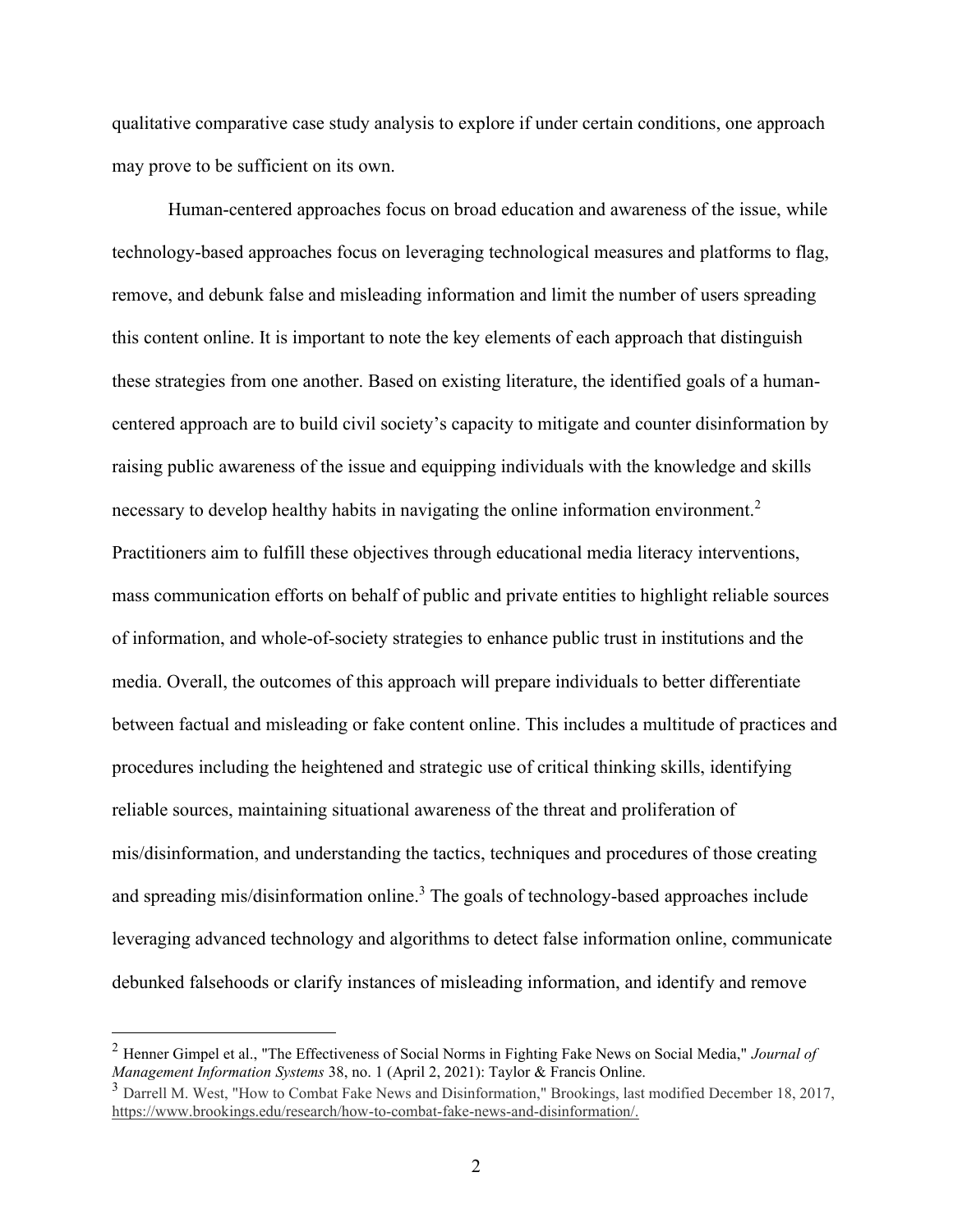qualitative comparative case study analysis to explore if under certain conditions, one approach may prove to be sufficient on its own.

Human-centered approaches focus on broad education and awareness of the issue, while technology-based approaches focus on leveraging technological measures and platforms to flag, remove, and debunk false and misleading information and limit the number of users spreading this content online. It is important to note the key elements of each approach that distinguish these strategies from one another. Based on existing literature, the identified goals of a human-centered approach are to build civil society's capacity to mitigate and counter disinformation by raising public awareness of the issue and equipping individuals with the knowledge and skills necessary to develop healthy habits in navigating the online information environment.[2] Practitioners aim to fulfill these objectives through educational media literacy interventions, mass communication efforts on behalf of public and private entities to highlight reliable sources of information, and whole-of-society strategies to enhance public trust in institutions and the media. Overall, the outcomes of this approach will prepare individuals to better differentiate between factual and misleading or fake content online. This includes a multitude of practices and procedures including the heightened and strategic use of critical thinking skills, identifying reliable sources, maintaining situational awareness of the threat and proliferation of mis/disinformation, and understanding the tactics, techniques and procedures of those creating and spreading mis/disinformation online.[3] The goals of technology-based approaches include leveraging advanced technology and algorithms to detect false information online, communicate debunked falsehoods or clarify instances of misleading information, and identify and remove

---

[2] Henner Gimpel et al., "The Effectiveness of Social Norms in Fighting Fake News on Social Media," *Journal of Management Information Systems* 38, no. 1 (April 2, 2021): Taylor & Francis Online.

[3] Darrell M. West, "How to Combat Fake News and Disinformation," Brookings, last modified December 18, 2017, https://www.brookings.edu/research/how-to-combat-fake-news-and-disinformation/.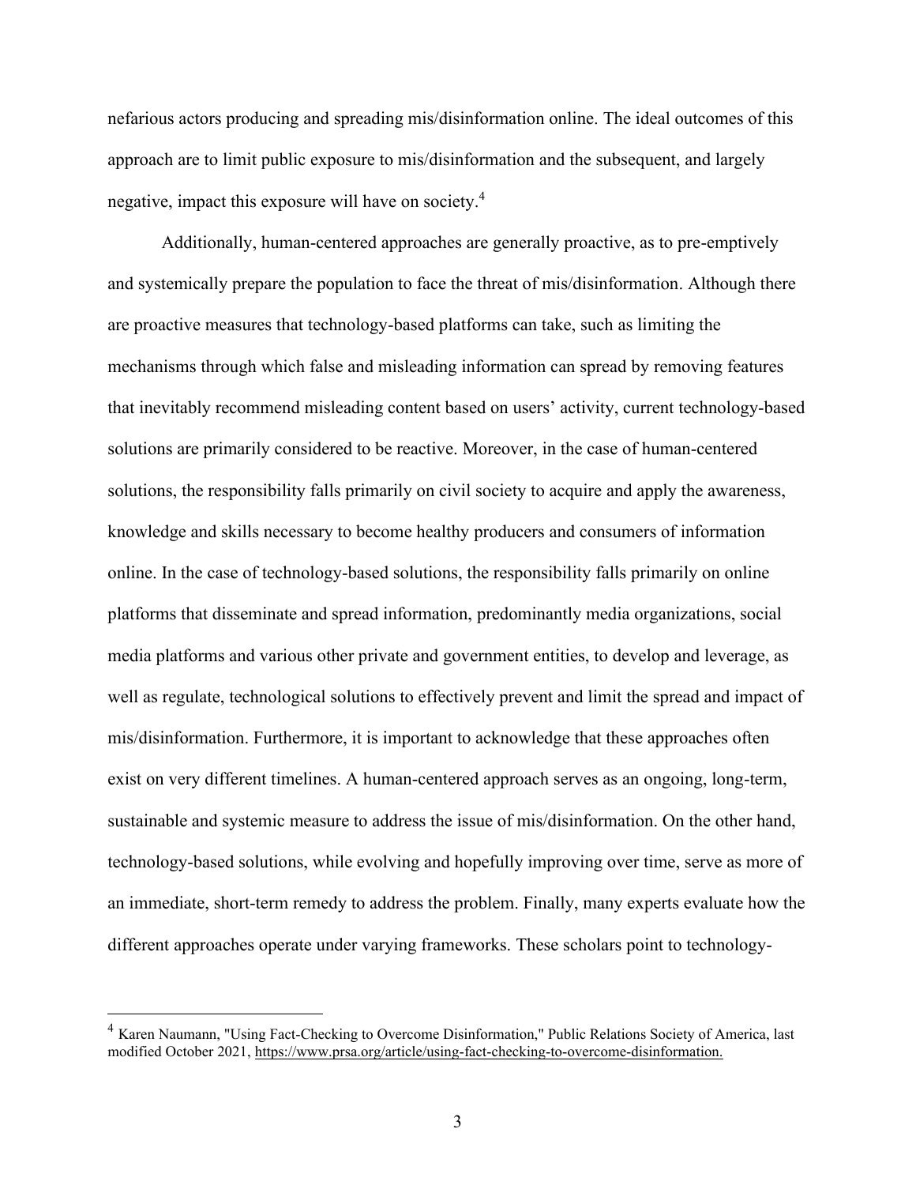nefarious actors producing and spreading mis/disinformation online. The ideal outcomes of this approach are to limit public exposure to mis/disinformation and the subsequent, and largely negative, impact this exposure will have on society.[4]

Additionally, human-centered approaches are generally proactive, as to pre-emptively and systemically prepare the population to face the threat of mis/disinformation. Although there are proactive measures that technology-based platforms can take, such as limiting the mechanisms through which false and misleading information can spread by removing features that inevitably recommend misleading content based on users' activity, current technology-based solutions are primarily considered to be reactive. Moreover, in the case of human-centered solutions, the responsibility falls primarily on civil society to acquire and apply the awareness, knowledge and skills necessary to become healthy producers and consumers of information online. In the case of technology-based solutions, the responsibility falls primarily on online platforms that disseminate and spread information, predominantly media organizations, social media platforms and various other private and government entities, to develop and leverage, as well as regulate, technological solutions to effectively prevent and limit the spread and impact of mis/disinformation. Furthermore, it is important to acknowledge that these approaches often exist on very different timelines. A human-centered approach serves as an ongoing, long-term, sustainable and systemic measure to address the issue of mis/disinformation. On the other hand, technology-based solutions, while evolving and hopefully improving over time, serve as more of an immediate, short-term remedy to address the problem. Finally, many experts evaluate how the different approaches operate under varying frameworks. These scholars point to technology-

---

[4] Karen Naumann, "Using Fact-Checking to Overcome Disinformation," Public Relations Society of America, last modified October 2021, https://www.prsa.org/article/using-fact-checking-to-overcome-disinformation.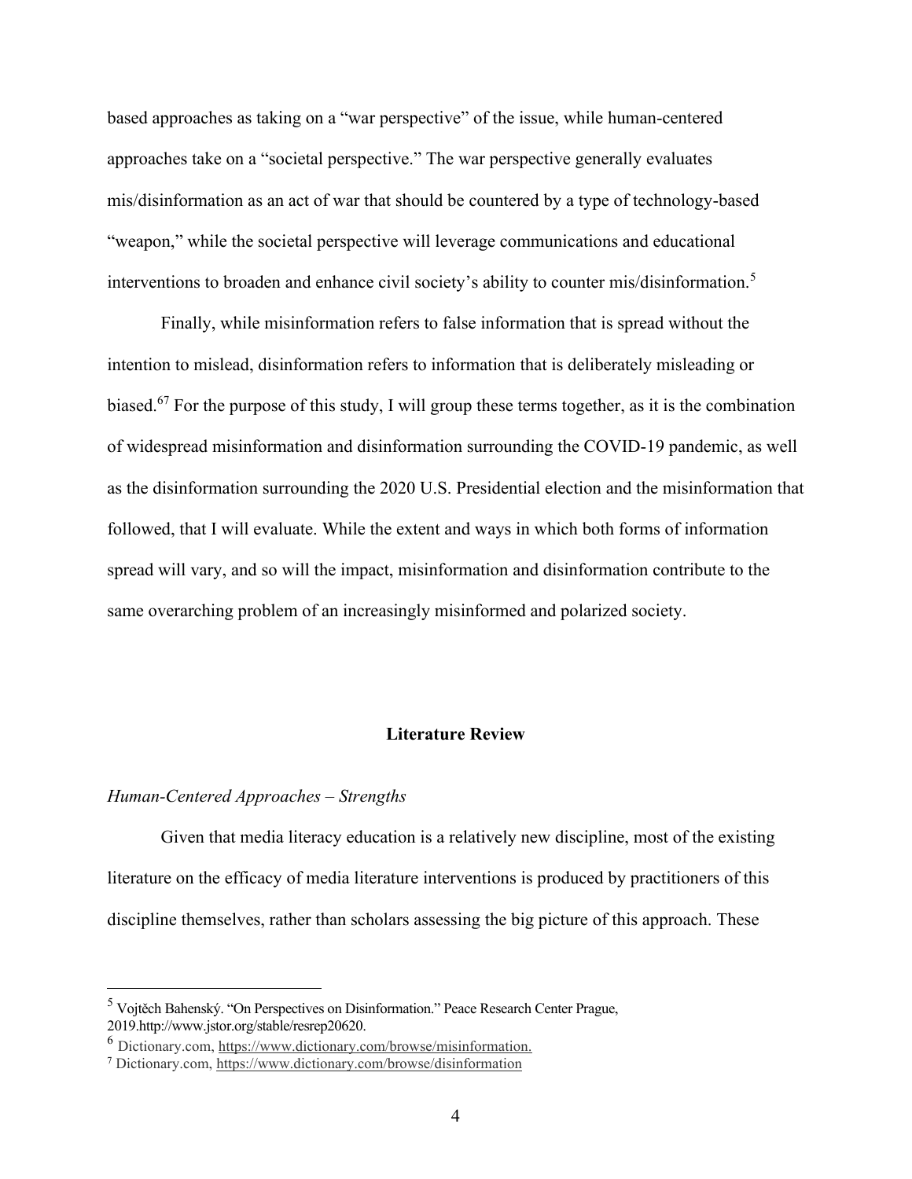based approaches as taking on a "war perspective" of the issue, while human-centered approaches take on a "societal perspective." The war perspective generally evaluates mis/disinformation as an act of war that should be countered by a type of technology-based "weapon," while the societal perspective will leverage communications and educational interventions to broaden and enhance civil society's ability to counter mis/disinformation.[5]

Finally, while misinformation refers to false information that is spread without the intention to mislead, disinformation refers to information that is deliberately misleading or biased.[6][7] For the purpose of this study, I will group these terms together, as it is the combination of widespread misinformation and disinformation surrounding the COVID-19 pandemic, as well as the disinformation surrounding the 2020 U.S. Presidential election and the misinformation that followed, that I will evaluate. While the extent and ways in which both forms of information spread will vary, and so will the impact, misinformation and disinformation contribute to the same overarching problem of an increasingly misinformed and polarized society.

## Literature Review

### *Human-Centered Approaches – Strengths*

Given that media literacy education is a relatively new discipline, most of the existing literature on the efficacy of media literature interventions is produced by practitioners of this discipline themselves, rather than scholars assessing the big picture of this approach. These

---

[5] Vojtěch Bahenský. "On Perspectives on Disinformation." Peace Research Center Prague, 2019.http://www.jstor.org/stable/resrep20620.

[6] Dictionary.com, https://www.dictionary.com/browse/misinformation.

[7] Dictionary.com, https://www.dictionary.com/browse/disinformation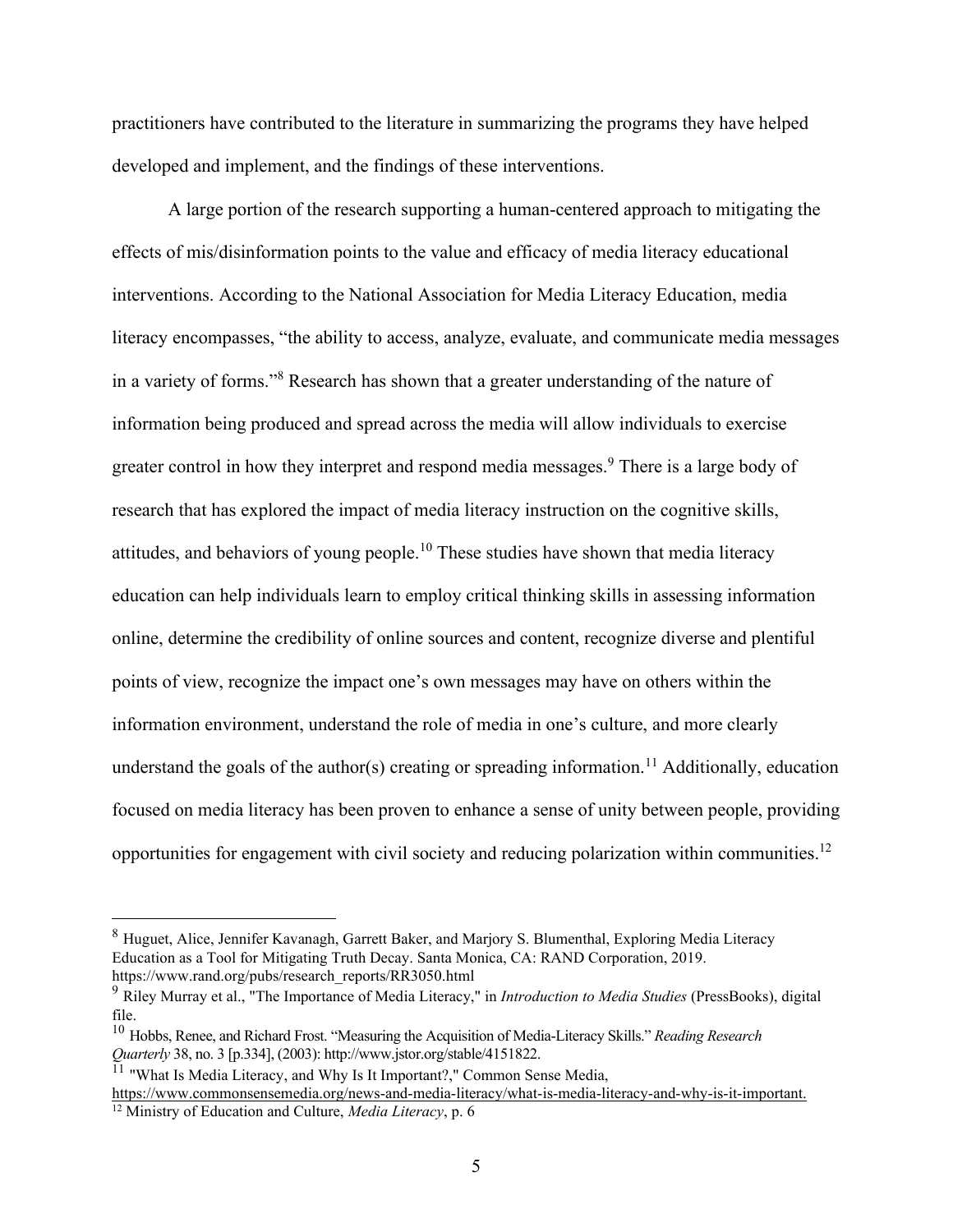practitioners have contributed to the literature in summarizing the programs they have helped developed and implement, and the findings of these interventions.

A large portion of the research supporting a human-centered approach to mitigating the effects of mis/disinformation points to the value and efficacy of media literacy educational interventions. According to the National Association for Media Literacy Education, media literacy encompasses, "the ability to access, analyze, evaluate, and communicate media messages in a variety of forms."[8] Research has shown that a greater understanding of the nature of information being produced and spread across the media will allow individuals to exercise greater control in how they interpret and respond media messages.[9] There is a large body of research that has explored the impact of media literacy instruction on the cognitive skills, attitudes, and behaviors of young people.[10] These studies have shown that media literacy education can help individuals learn to employ critical thinking skills in assessing information online, determine the credibility of online sources and content, recognize diverse and plentiful points of view, recognize the impact one's own messages may have on others within the information environment, understand the role of media in one's culture, and more clearly understand the goals of the author(s) creating or spreading information.[11] Additionally, education focused on media literacy has been proven to enhance a sense of unity between people, providing opportunities for engagement with civil society and reducing polarization within communities.[12]

---

[8] Huguet, Alice, Jennifer Kavanagh, Garrett Baker, and Marjory S. Blumenthal, Exploring Media Literacy Education as a Tool for Mitigating Truth Decay. Santa Monica, CA: RAND Corporation, 2019. https://www.rand.org/pubs/research_reports/RR3050.html

[9] Riley Murray et al., "The Importance of Media Literacy," in *Introduction to Media Studies* (PressBooks), digital file.

[10] Hobbs, Renee, and Richard Frost. "Measuring the Acquisition of Media-Literacy Skills." *Reading Research Quarterly* 38, no. 3 [p.334], (2003): http://www.jstor.org/stable/4151822.

[11] "What Is Media Literacy, and Why Is It Important?," Common Sense Media, https://www.commonsensemedia.org/news-and-media-literacy/what-is-media-literacy-and-why-is-it-important.

[12] Ministry of Education and Culture, *Media Literacy*, p. 6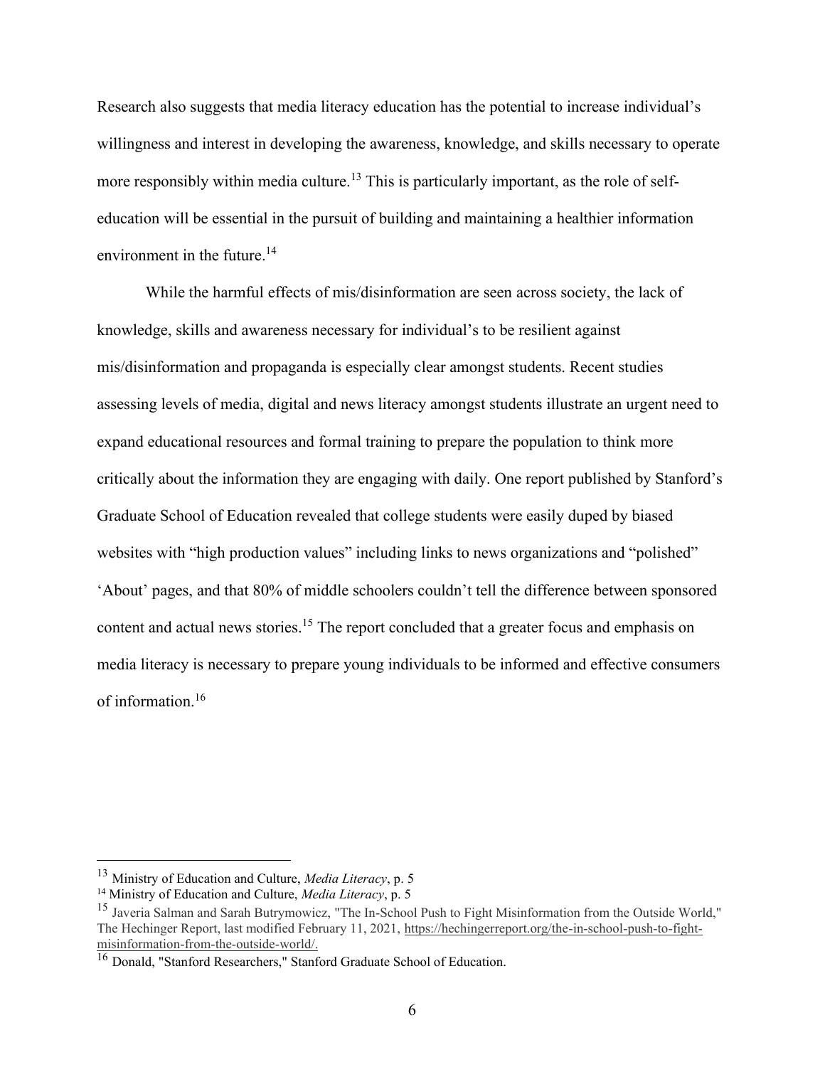Research also suggests that media literacy education has the potential to increase individual's willingness and interest in developing the awareness, knowledge, and skills necessary to operate more responsibly within media culture.[13] This is particularly important, as the role of self-education will be essential in the pursuit of building and maintaining a healthier information environment in the future.[14]

While the harmful effects of mis/disinformation are seen across society, the lack of knowledge, skills and awareness necessary for individual's to be resilient against mis/disinformation and propaganda is especially clear amongst students. Recent studies assessing levels of media, digital and news literacy amongst students illustrate an urgent need to expand educational resources and formal training to prepare the population to think more critically about the information they are engaging with daily. One report published by Stanford's Graduate School of Education revealed that college students were easily duped by biased websites with "high production values" including links to news organizations and "polished" 'About' pages, and that 80% of middle schoolers couldn't tell the difference between sponsored content and actual news stories.[15] The report concluded that a greater focus and emphasis on media literacy is necessary to prepare young individuals to be informed and effective consumers of information.[16]

---

[13] Ministry of Education and Culture, *Media Literacy*, p. 5

[14] Ministry of Education and Culture, *Media Literacy*, p. 5

[15] Javeria Salman and Sarah Butrymowicz, "The In-School Push to Fight Misinformation from the Outside World," The Hechinger Report, last modified February 11, 2021, https://hechingerreport.org/the-in-school-push-to-fight-misinformation-from-the-outside-world/.

[16] Donald, "Stanford Researchers," Stanford Graduate School of Education.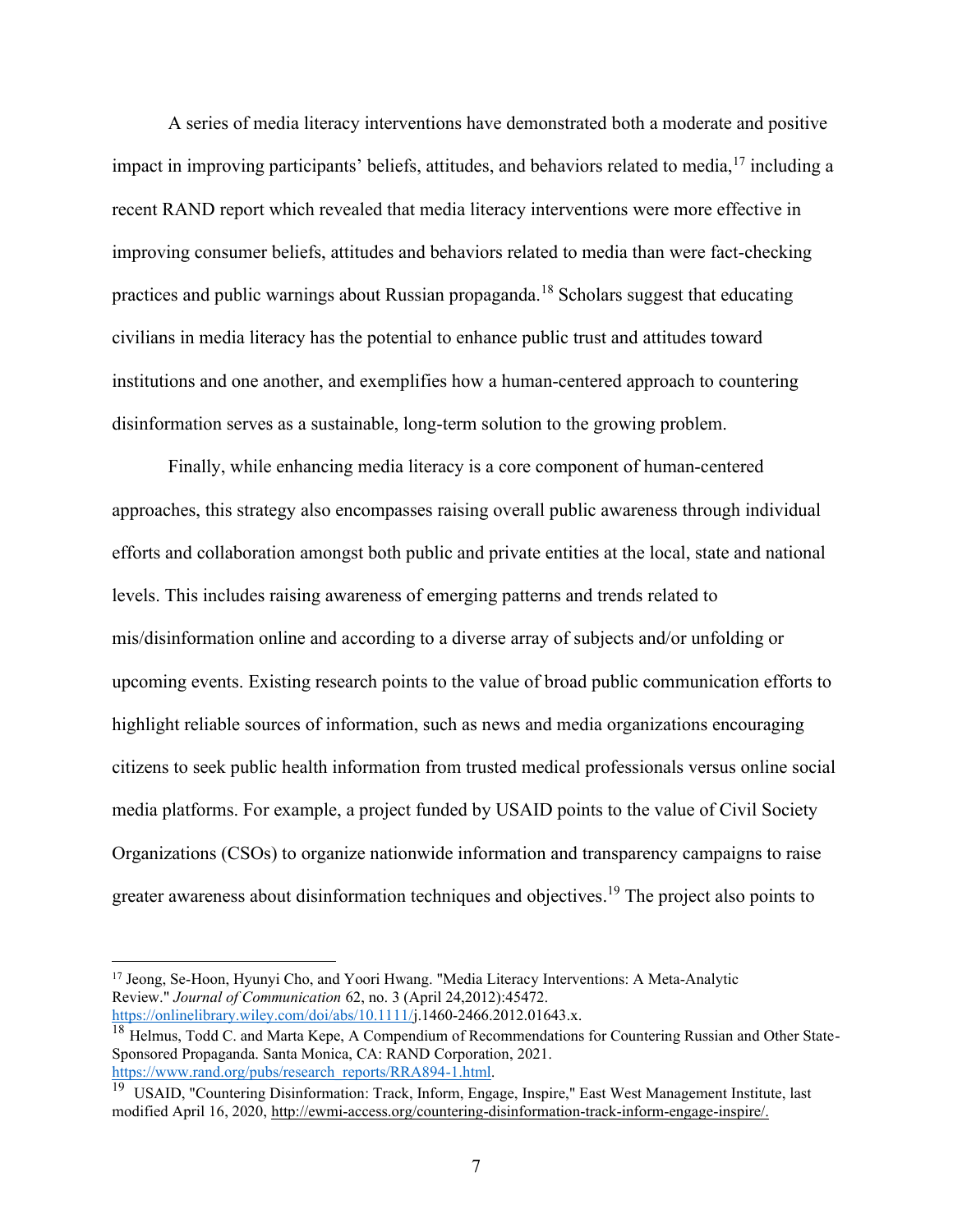A series of media literacy interventions have demonstrated both a moderate and positive impact in improving participants' beliefs, attitudes, and behaviors related to media,[17] including a recent RAND report which revealed that media literacy interventions were more effective in improving consumer beliefs, attitudes and behaviors related to media than were fact-checking practices and public warnings about Russian propaganda.[18] Scholars suggest that educating civilians in media literacy has the potential to enhance public trust and attitudes toward institutions and one another, and exemplifies how a human-centered approach to countering disinformation serves as a sustainable, long-term solution to the growing problem.

Finally, while enhancing media literacy is a core component of human-centered approaches, this strategy also encompasses raising overall public awareness through individual efforts and collaboration amongst both public and private entities at the local, state and national levels. This includes raising awareness of emerging patterns and trends related to mis/disinformation online and according to a diverse array of subjects and/or unfolding or upcoming events. Existing research points to the value of broad public communication efforts to highlight reliable sources of information, such as news and media organizations encouraging citizens to seek public health information from trusted medical professionals versus online social media platforms. For example, a project funded by USAID points to the value of Civil Society Organizations (CSOs) to organize nationwide information and transparency campaigns to raise greater awareness about disinformation techniques and objectives.[19] The project also points to

---

[17] Jeong, Se-Hoon, Hyunyi Cho, and Yoori Hwang. "Media Literacy Interventions: A Meta-Analytic Review." *Journal of Communication* 62, no. 3 (April 24,2012):45472. https://onlinelibrary.wiley.com/doi/abs/10.1111/j.1460-2466.2012.01643.x.

[18] Helmus, Todd C. and Marta Kepe, A Compendium of Recommendations for Countering Russian and Other State-Sponsored Propaganda. Santa Monica, CA: RAND Corporation, 2021. https://www.rand.org/pubs/research_reports/RRA894-1.html.

[19] USAID, "Countering Disinformation: Track, Inform, Engage, Inspire," East West Management Institute, last modified April 16, 2020, http://ewmi-access.org/countering-disinformation-track-inform-engage-inspire/.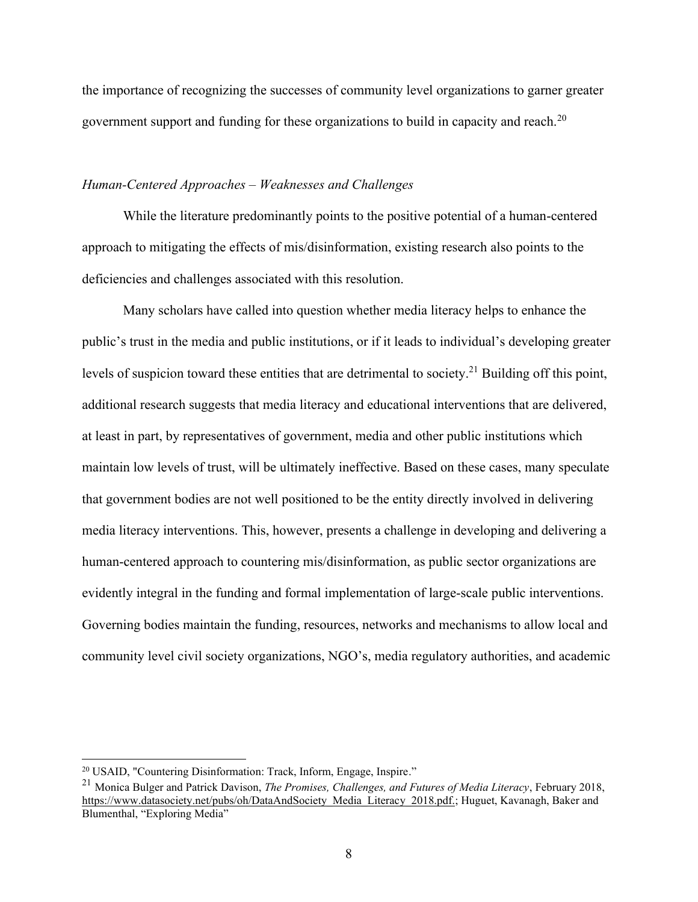the importance of recognizing the successes of community level organizations to garner greater government support and funding for these organizations to build in capacity and reach.[20]

*Human-Centered Approaches – Weaknesses and Challenges*

While the literature predominantly points to the positive potential of a human-centered approach to mitigating the effects of mis/disinformation, existing research also points to the deficiencies and challenges associated with this resolution.

Many scholars have called into question whether media literacy helps to enhance the public's trust in the media and public institutions, or if it leads to individual's developing greater levels of suspicion toward these entities that are detrimental to society.[21] Building off this point, additional research suggests that media literacy and educational interventions that are delivered, at least in part, by representatives of government, media and other public institutions which maintain low levels of trust, will be ultimately ineffective. Based on these cases, many speculate that government bodies are not well positioned to be the entity directly involved in delivering media literacy interventions. This, however, presents a challenge in developing and delivering a human-centered approach to countering mis/disinformation, as public sector organizations are evidently integral in the funding and formal implementation of large-scale public interventions. Governing bodies maintain the funding, resources, networks and mechanisms to allow local and community level civil society organizations, NGO's, media regulatory authorities, and academic

---

[20] USAID, "Countering Disinformation: Track, Inform, Engage, Inspire."

[21] Monica Bulger and Patrick Davison, *The Promises, Challenges, and Futures of Media Literacy*, February 2018, https://www.datasociety.net/pubs/oh/DataAndSociety_Media_Literacy_2018.pdf.; Huguet, Kavanagh, Baker and Blumenthal, "Exploring Media"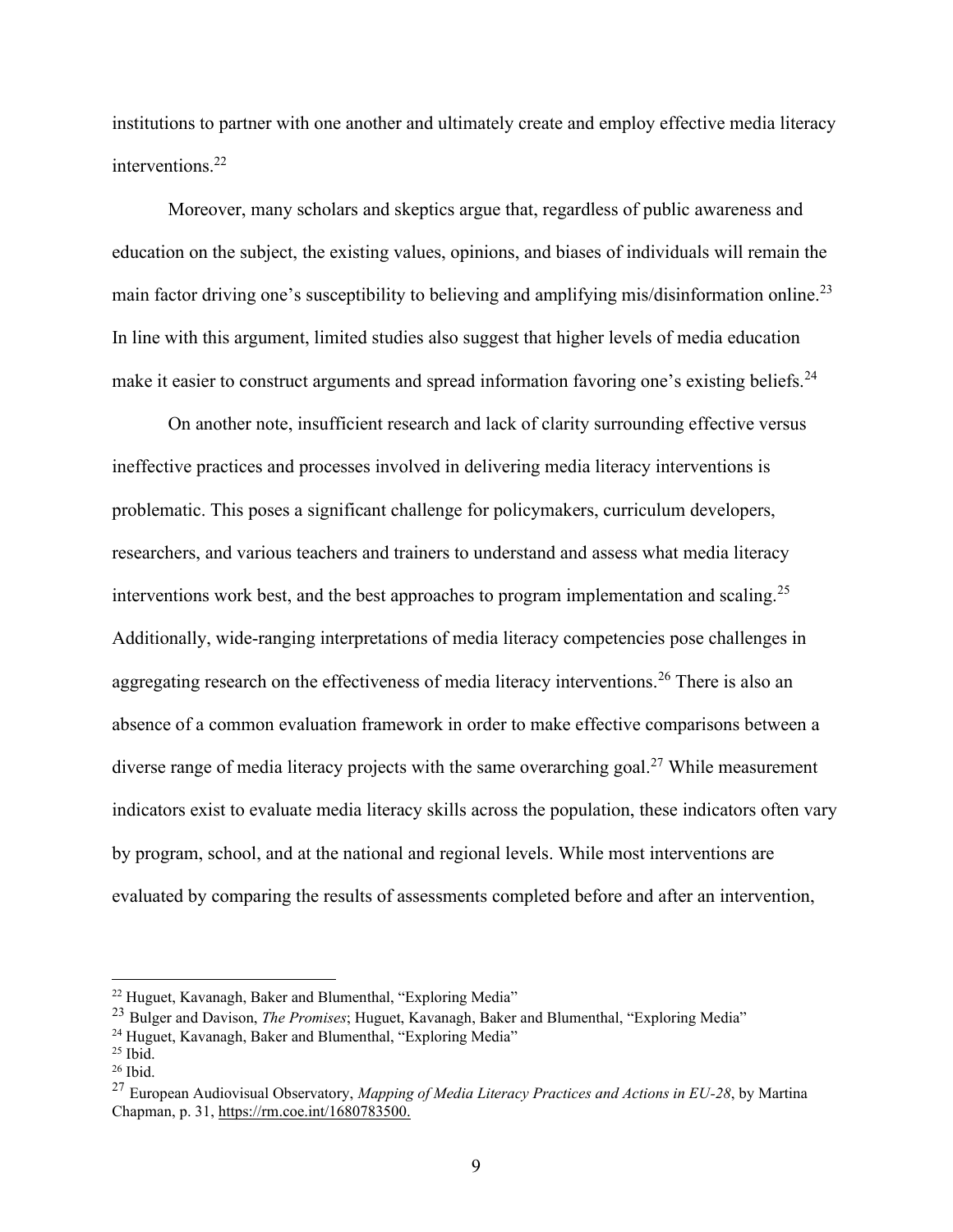institutions to partner with one another and ultimately create and employ effective media literacy interventions.[22]

Moreover, many scholars and skeptics argue that, regardless of public awareness and education on the subject, the existing values, opinions, and biases of individuals will remain the main factor driving one's susceptibility to believing and amplifying mis/disinformation online.[23] In line with this argument, limited studies also suggest that higher levels of media education make it easier to construct arguments and spread information favoring one's existing beliefs.[24]

On another note, insufficient research and lack of clarity surrounding effective versus ineffective practices and processes involved in delivering media literacy interventions is problematic. This poses a significant challenge for policymakers, curriculum developers, researchers, and various teachers and trainers to understand and assess what media literacy interventions work best, and the best approaches to program implementation and scaling.[25] Additionally, wide-ranging interpretations of media literacy competencies pose challenges in aggregating research on the effectiveness of media literacy interventions.[26] There is also an absence of a common evaluation framework in order to make effective comparisons between a diverse range of media literacy projects with the same overarching goal.[27] While measurement indicators exist to evaluate media literacy skills across the population, these indicators often vary by program, school, and at the national and regional levels. While most interventions are evaluated by comparing the results of assessments completed before and after an intervention,

---

[22] Huguet, Kavanagh, Baker and Blumenthal, "Exploring Media"

[23] Bulger and Davison, *The Promises*; Huguet, Kavanagh, Baker and Blumenthal, "Exploring Media"

[24] Huguet, Kavanagh, Baker and Blumenthal, "Exploring Media"

[25] Ibid.

[26] Ibid.

[27] European Audiovisual Observatory, *Mapping of Media Literacy Practices and Actions in EU-28*, by Martina Chapman, p. 31, https://rm.coe.int/1680783500.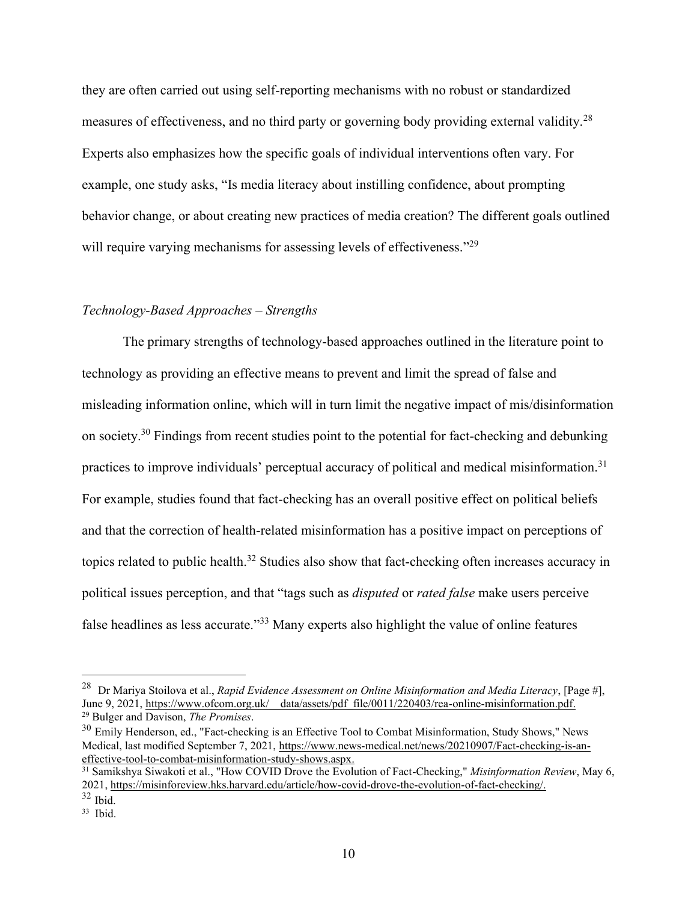they are often carried out using self-reporting mechanisms with no robust or standardized measures of effectiveness, and no third party or governing body providing external validity.[28] Experts also emphasizes how the specific goals of individual interventions often vary. For example, one study asks, "Is media literacy about instilling confidence, about prompting behavior change, or about creating new practices of media creation? The different goals outlined will require varying mechanisms for assessing levels of effectiveness."[29]

*Technology-Based Approaches – Strengths*

The primary strengths of technology-based approaches outlined in the literature point to technology as providing an effective means to prevent and limit the spread of false and misleading information online, which will in turn limit the negative impact of mis/disinformation on society.[30] Findings from recent studies point to the potential for fact-checking and debunking practices to improve individuals' perceptual accuracy of political and medical misinformation.[31] For example, studies found that fact-checking has an overall positive effect on political beliefs and that the correction of health-related misinformation has a positive impact on perceptions of topics related to public health.[32] Studies also show that fact-checking often increases accuracy in political issues perception, and that "tags such as *disputed* or *rated false* make users perceive false headlines as less accurate."[33] Many experts also highlight the value of online features

---

[28] Dr Mariya Stoilova et al., *Rapid Evidence Assessment on Online Misinformation and Media Literacy*, [Page #], June 9, 2021, https://www.ofcom.org.uk/__data/assets/pdf_file/0011/220403/rea-online-misinformation.pdf.

[29] Bulger and Davison, *The Promises*.

[30] Emily Henderson, ed., "Fact-checking is an Effective Tool to Combat Misinformation, Study Shows," News Medical, last modified September 7, 2021, https://www.news-medical.net/news/20210907/Fact-checking-is-an-effective-tool-to-combat-misinformation-study-shows.aspx.

[31] Samikshya Siwakoti et al., "How COVID Drove the Evolution of Fact-Checking," *Misinformation Review*, May 6, 2021, https://misinforeview.hks.harvard.edu/article/how-covid-drove-the-evolution-of-fact-checking/.

[32] Ibid.

[33] Ibid.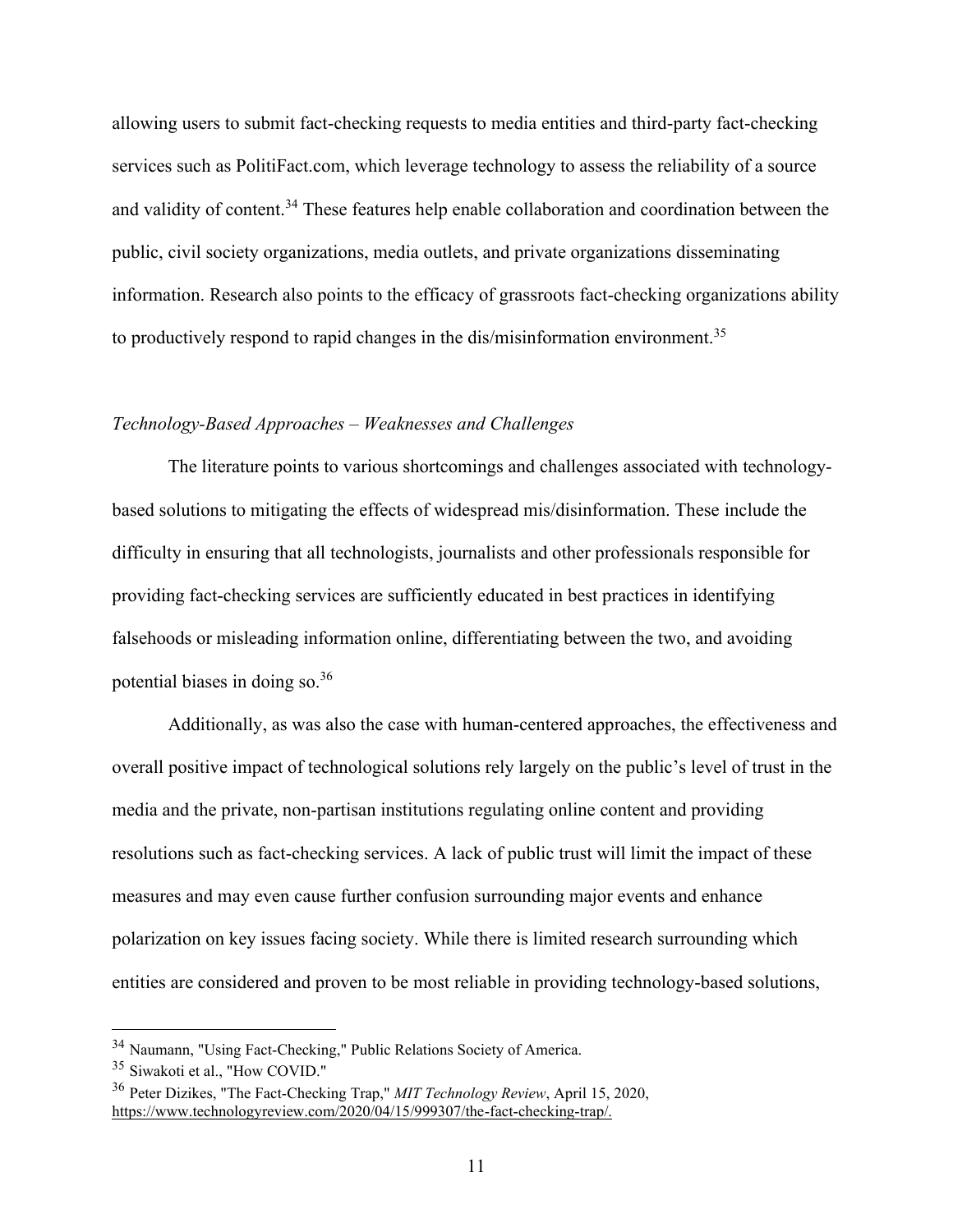allowing users to submit fact-checking requests to media entities and third-party fact-checking services such as PolitiFact.com, which leverage technology to assess the reliability of a source and validity of content.[34] These features help enable collaboration and coordination between the public, civil society organizations, media outlets, and private organizations disseminating information. Research also points to the efficacy of grassroots fact-checking organizations ability to productively respond to rapid changes in the dis/misinformation environment.[35]

*Technology-Based Approaches – Weaknesses and Challenges*

The literature points to various shortcomings and challenges associated with technology-based solutions to mitigating the effects of widespread mis/disinformation. These include the difficulty in ensuring that all technologists, journalists and other professionals responsible for providing fact-checking services are sufficiently educated in best practices in identifying falsehoods or misleading information online, differentiating between the two, and avoiding potential biases in doing so.[36]

Additionally, as was also the case with human-centered approaches, the effectiveness and overall positive impact of technological solutions rely largely on the public's level of trust in the media and the private, non-partisan institutions regulating online content and providing resolutions such as fact-checking services. A lack of public trust will limit the impact of these measures and may even cause further confusion surrounding major events and enhance polarization on key issues facing society. While there is limited research surrounding which entities are considered and proven to be most reliable in providing technology-based solutions,

---

[34] Naumann, "Using Fact-Checking," Public Relations Society of America.

[35] Siwakoti et al., "How COVID."

[36] Peter Dizikes, "The Fact-Checking Trap," *MIT Technology Review*, April 15, 2020, https://www.technologyreview.com/2020/04/15/999307/the-fact-checking-trap/.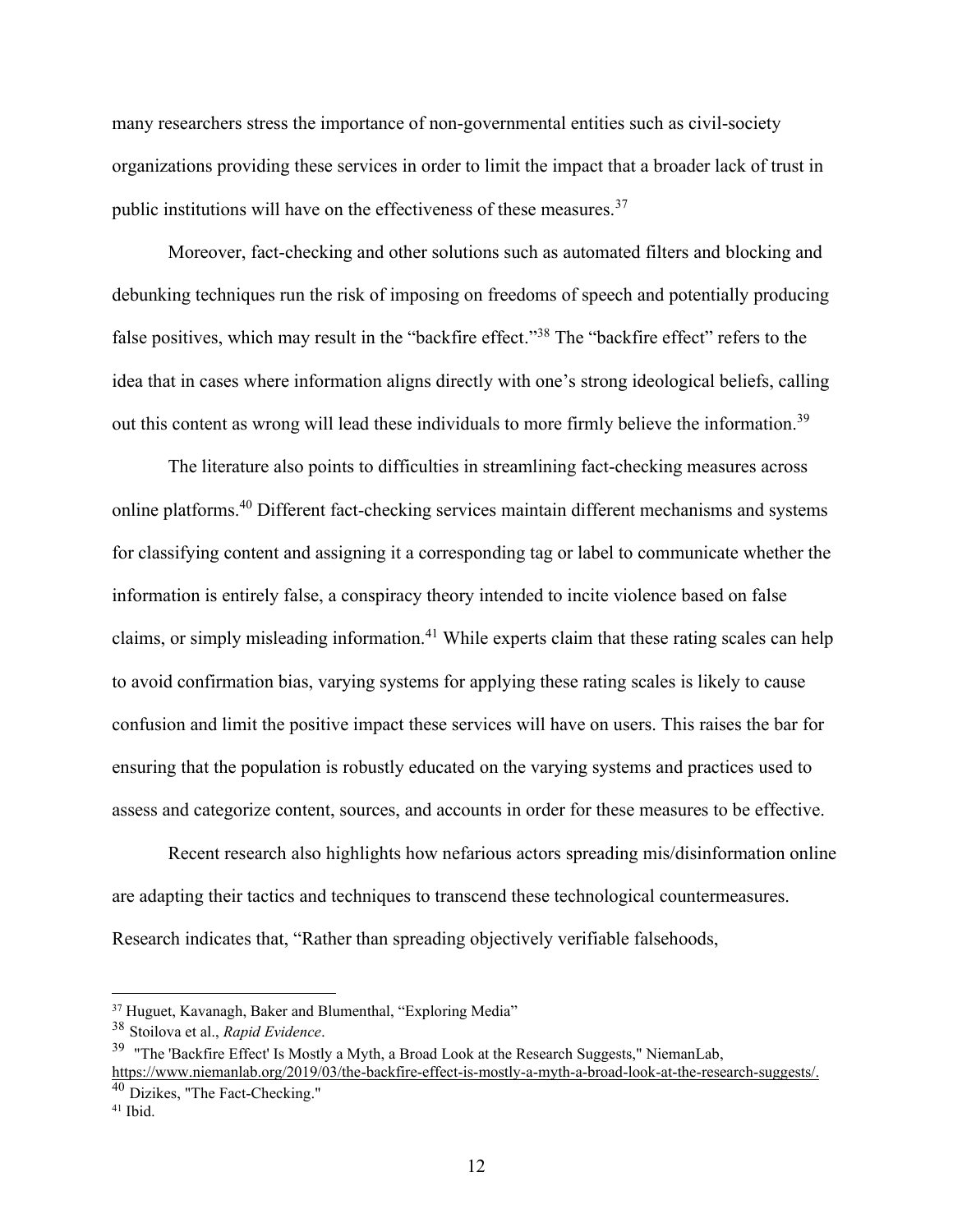many researchers stress the importance of non-governmental entities such as civil-society organizations providing these services in order to limit the impact that a broader lack of trust in public institutions will have on the effectiveness of these measures.[37]

Moreover, fact-checking and other solutions such as automated filters and blocking and debunking techniques run the risk of imposing on freedoms of speech and potentially producing false positives, which may result in the "backfire effect."[38] The "backfire effect" refers to the idea that in cases where information aligns directly with one's strong ideological beliefs, calling out this content as wrong will lead these individuals to more firmly believe the information.[39]

The literature also points to difficulties in streamlining fact-checking measures across online platforms.[40] Different fact-checking services maintain different mechanisms and systems for classifying content and assigning it a corresponding tag or label to communicate whether the information is entirely false, a conspiracy theory intended to incite violence based on false claims, or simply misleading information.[41] While experts claim that these rating scales can help to avoid confirmation bias, varying systems for applying these rating scales is likely to cause confusion and limit the positive impact these services will have on users. This raises the bar for ensuring that the population is robustly educated on the varying systems and practices used to assess and categorize content, sources, and accounts in order for these measures to be effective.

Recent research also highlights how nefarious actors spreading mis/disinformation online are adapting their tactics and techniques to transcend these technological countermeasures. Research indicates that, "Rather than spreading objectively verifiable falsehoods,

---

[37] Huguet, Kavanagh, Baker and Blumenthal, "Exploring Media"

[38] Stoilova et al., *Rapid Evidence*.

[39] "The 'Backfire Effect' Is Mostly a Myth, a Broad Look at the Research Suggests," NiemanLab, https://www.niemanlab.org/2019/03/the-backfire-effect-is-mostly-a-myth-a-broad-look-at-the-research-suggests/.

[40] Dizikes, "The Fact-Checking."

[41] Ibid.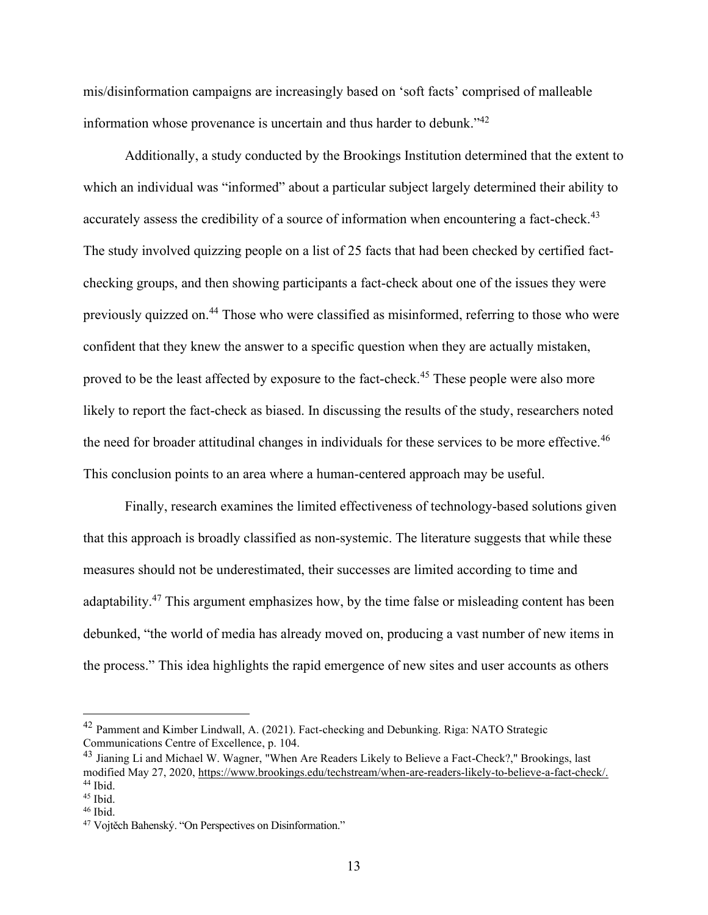mis/disinformation campaigns are increasingly based on 'soft facts' comprised of malleable information whose provenance is uncertain and thus harder to debunk."[42]

Additionally, a study conducted by the Brookings Institution determined that the extent to which an individual was "informed" about a particular subject largely determined their ability to accurately assess the credibility of a source of information when encountering a fact-check.[43] The study involved quizzing people on a list of 25 facts that had been checked by certified fact-checking groups, and then showing participants a fact-check about one of the issues they were previously quizzed on.[44] Those who were classified as misinformed, referring to those who were confident that they knew the answer to a specific question when they are actually mistaken, proved to be the least affected by exposure to the fact-check.[45] These people were also more likely to report the fact-check as biased. In discussing the results of the study, researchers noted the need for broader attitudinal changes in individuals for these services to be more effective.[46] This conclusion points to an area where a human-centered approach may be useful.

Finally, research examines the limited effectiveness of technology-based solutions given that this approach is broadly classified as non-systemic. The literature suggests that while these measures should not be underestimated, their successes are limited according to time and adaptability.[47] This argument emphasizes how, by the time false or misleading content has been debunked, "the world of media has already moved on, producing a vast number of new items in the process." This idea highlights the rapid emergence of new sites and user accounts as others

---

[42] Pamment and Kimber Lindwall, A. (2021). Fact-checking and Debunking. Riga: NATO Strategic Communications Centre of Excellence, p. 104.

[43] Jianing Li and Michael W. Wagner, "When Are Readers Likely to Believe a Fact-Check?," Brookings, last modified May 27, 2020, https://www.brookings.edu/techstream/when-are-readers-likely-to-believe-a-fact-check/.

[44] Ibid.

[45] Ibid.

[46] Ibid.

[47] Vojtěch Bahenský. "On Perspectives on Disinformation."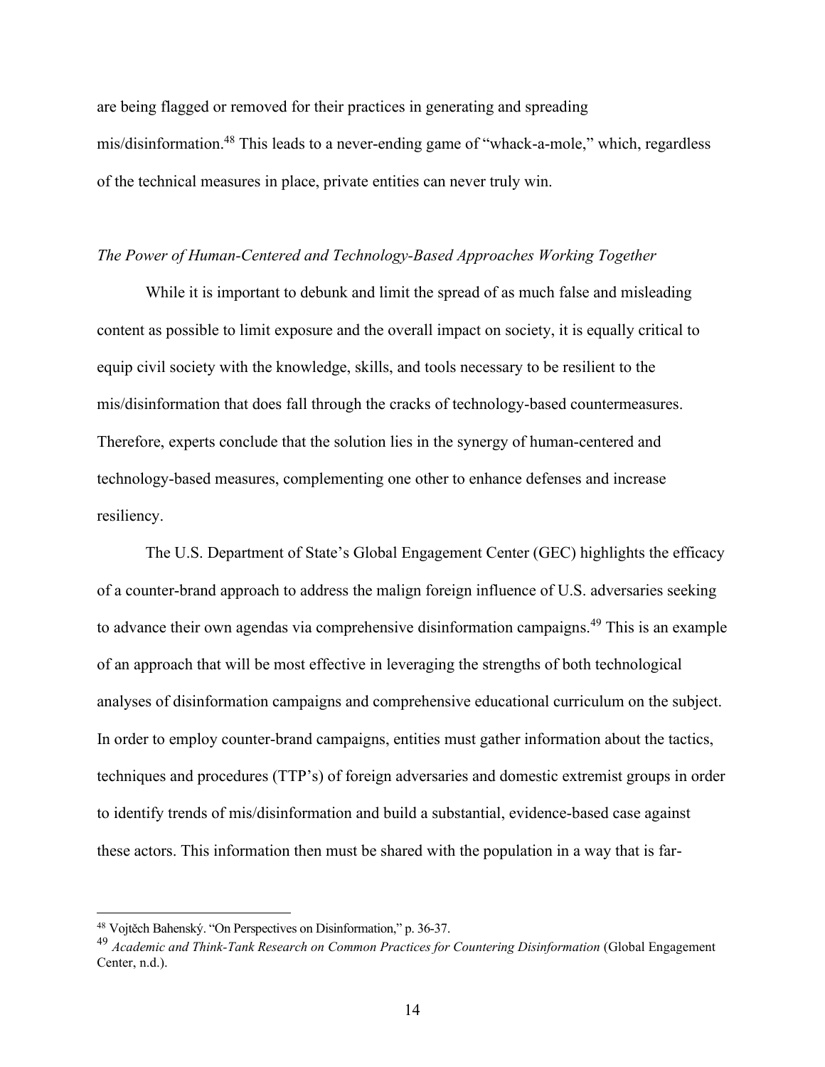are being flagged or removed for their practices in generating and spreading mis/disinformation.[48] This leads to a never-ending game of "whack-a-mole," which, regardless of the technical measures in place, private entities can never truly win.

*The Power of Human-Centered and Technology-Based Approaches Working Together*

While it is important to debunk and limit the spread of as much false and misleading content as possible to limit exposure and the overall impact on society, it is equally critical to equip civil society with the knowledge, skills, and tools necessary to be resilient to the mis/disinformation that does fall through the cracks of technology-based countermeasures. Therefore, experts conclude that the solution lies in the synergy of human-centered and technology-based measures, complementing one other to enhance defenses and increase resiliency.

The U.S. Department of State's Global Engagement Center (GEC) highlights the efficacy of a counter-brand approach to address the malign foreign influence of U.S. adversaries seeking to advance their own agendas via comprehensive disinformation campaigns.[49] This is an example of an approach that will be most effective in leveraging the strengths of both technological analyses of disinformation campaigns and comprehensive educational curriculum on the subject. In order to employ counter-brand campaigns, entities must gather information about the tactics, techniques and procedures (TTP's) of foreign adversaries and domestic extremist groups in order to identify trends of mis/disinformation and build a substantial, evidence-based case against these actors. This information then must be shared with the population in a way that is far-

---

[48] Vojtěch Bahenský. "On Perspectives on Disinformation," p. 36-37.

[49] *Academic and Think-Tank Research on Common Practices for Countering Disinformation* (Global Engagement Center, n.d.).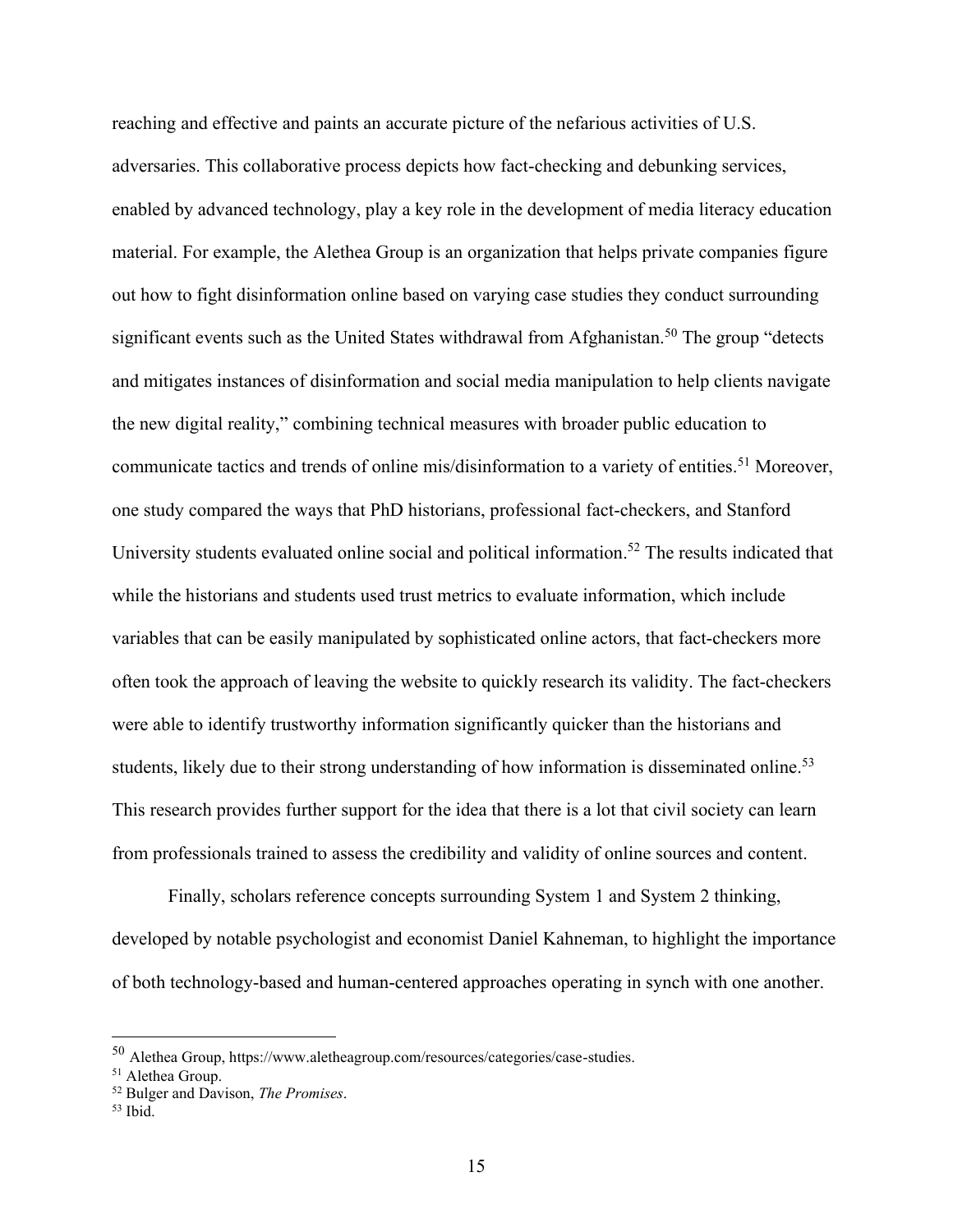reaching and effective and paints an accurate picture of the nefarious activities of U.S. adversaries. This collaborative process depicts how fact-checking and debunking services, enabled by advanced technology, play a key role in the development of media literacy education material. For example, the Alethea Group is an organization that helps private companies figure out how to fight disinformation online based on varying case studies they conduct surrounding significant events such as the United States withdrawal from Afghanistan.[50] The group "detects and mitigates instances of disinformation and social media manipulation to help clients navigate the new digital reality," combining technical measures with broader public education to communicate tactics and trends of online mis/disinformation to a variety of entities.[51] Moreover, one study compared the ways that PhD historians, professional fact-checkers, and Stanford University students evaluated online social and political information.[52] The results indicated that while the historians and students used trust metrics to evaluate information, which include variables that can be easily manipulated by sophisticated online actors, that fact-checkers more often took the approach of leaving the website to quickly research its validity. The fact-checkers were able to identify trustworthy information significantly quicker than the historians and students, likely due to their strong understanding of how information is disseminated online.[53] This research provides further support for the idea that there is a lot that civil society can learn from professionals trained to assess the credibility and validity of online sources and content.

Finally, scholars reference concepts surrounding System 1 and System 2 thinking, developed by notable psychologist and economist Daniel Kahneman, to highlight the importance of both technology-based and human-centered approaches operating in synch with one another.

---

[50] Alethea Group, https://www.aletheagroup.com/resources/categories/case-studies.

[51] Alethea Group.

[52] Bulger and Davison, *The Promises*.

[53] Ibid.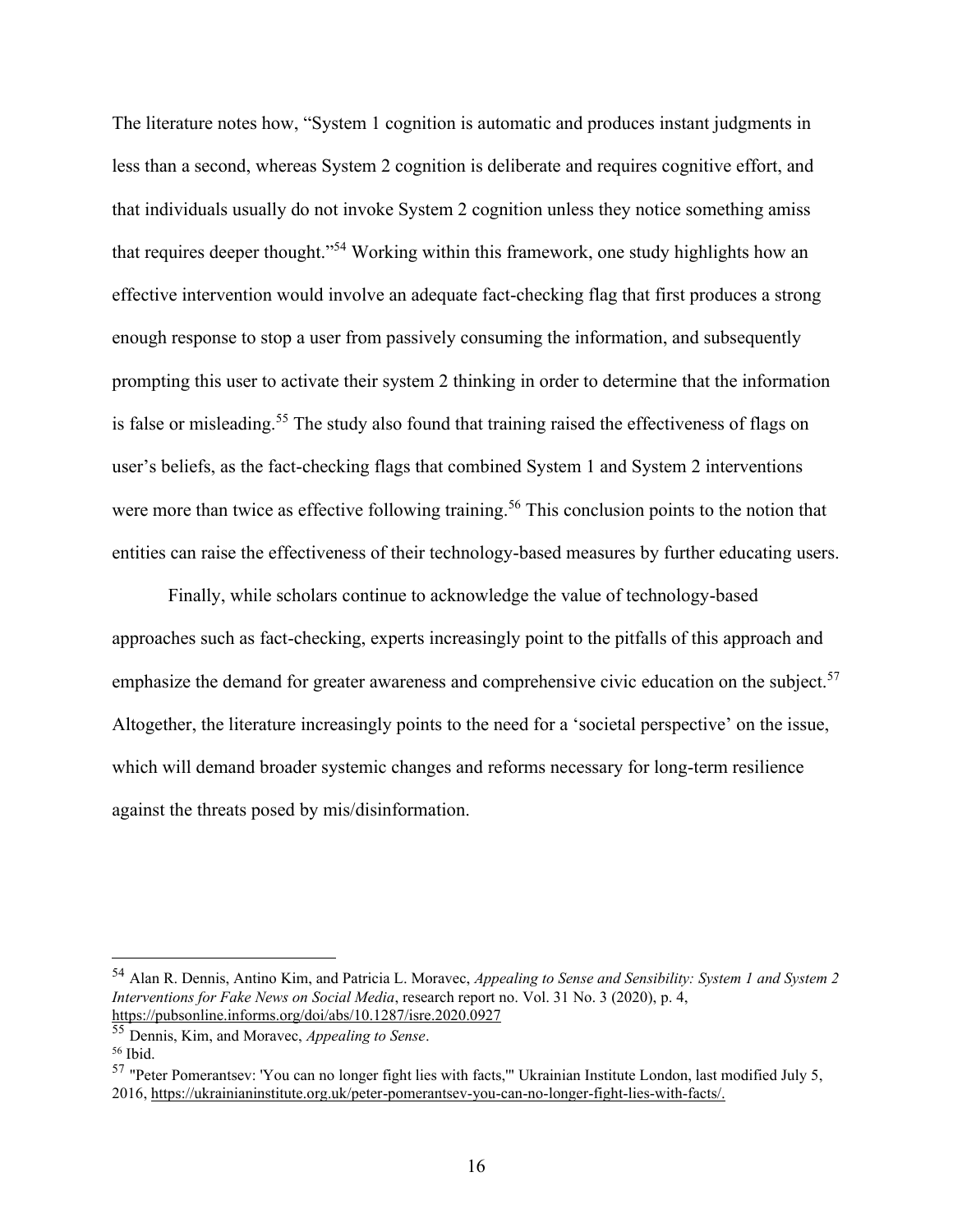The literature notes how, "System 1 cognition is automatic and produces instant judgments in less than a second, whereas System 2 cognition is deliberate and requires cognitive effort, and that individuals usually do not invoke System 2 cognition unless they notice something amiss that requires deeper thought."[54] Working within this framework, one study highlights how an effective intervention would involve an adequate fact-checking flag that first produces a strong enough response to stop a user from passively consuming the information, and subsequently prompting this user to activate their system 2 thinking in order to determine that the information is false or misleading.[55] The study also found that training raised the effectiveness of flags on user's beliefs, as the fact-checking flags that combined System 1 and System 2 interventions were more than twice as effective following training.[56] This conclusion points to the notion that entities can raise the effectiveness of their technology-based measures by further educating users.

Finally, while scholars continue to acknowledge the value of technology-based approaches such as fact-checking, experts increasingly point to the pitfalls of this approach and emphasize the demand for greater awareness and comprehensive civic education on the subject.[57] Altogether, the literature increasingly points to the need for a 'societal perspective' on the issue, which will demand broader systemic changes and reforms necessary for long-term resilience against the threats posed by mis/disinformation.

---

[54] Alan R. Dennis, Antino Kim, and Patricia L. Moravec, *Appealing to Sense and Sensibility: System 1 and System 2 Interventions for Fake News on Social Media*, research report no. Vol. 31 No. 3 (2020), p. 4, https://pubsonline.informs.org/doi/abs/10.1287/isre.2020.0927

[55] Dennis, Kim, and Moravec, *Appealing to Sense*.

[56] Ibid.

[57] "Peter Pomerantsev: 'You can no longer fight lies with facts,'" Ukrainian Institute London, last modified July 5, 2016, https://ukrainianinstitute.org.uk/peter-pomerantsev-you-can-no-longer-fight-lies-with-facts/.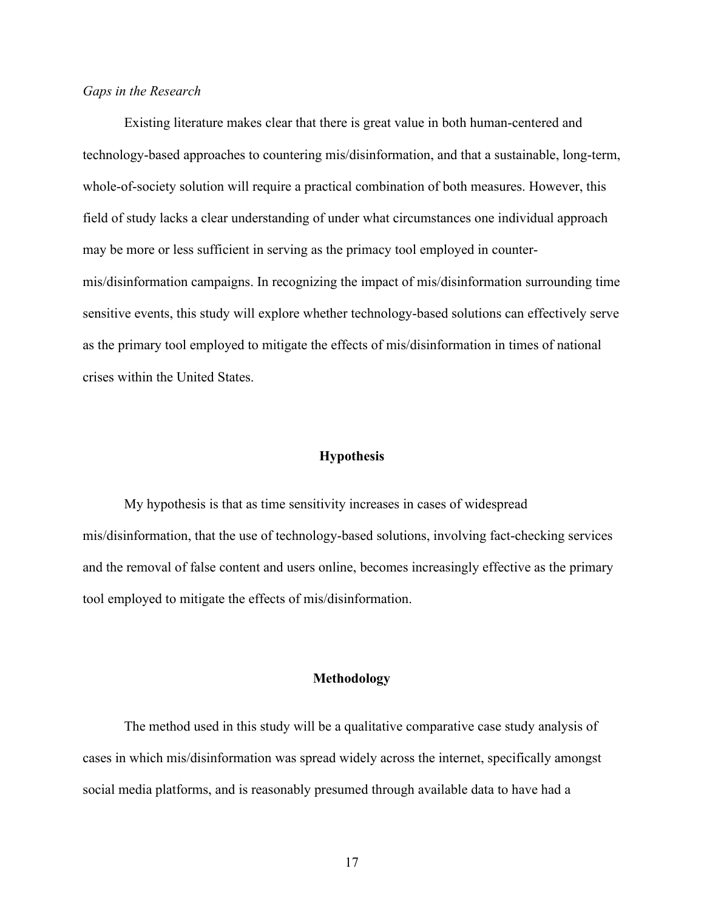*Gaps in the Research*

Existing literature makes clear that there is great value in both human-centered and technology-based approaches to countering mis/disinformation, and that a sustainable, long-term, whole-of-society solution will require a practical combination of both measures. However, this field of study lacks a clear understanding of under what circumstances one individual approach may be more or less sufficient in serving as the primacy tool employed in counter-mis/disinformation campaigns. In recognizing the impact of mis/disinformation surrounding time sensitive events, this study will explore whether technology-based solutions can effectively serve as the primary tool employed to mitigate the effects of mis/disinformation in times of national crises within the United States.

## Hypothesis

My hypothesis is that as time sensitivity increases in cases of widespread mis/disinformation, that the use of technology-based solutions, involving fact-checking services and the removal of false content and users online, becomes increasingly effective as the primary tool employed to mitigate the effects of mis/disinformation.

## Methodology

The method used in this study will be a qualitative comparative case study analysis of cases in which mis/disinformation was spread widely across the internet, specifically amongst social media platforms, and is reasonably presumed through available data to have had a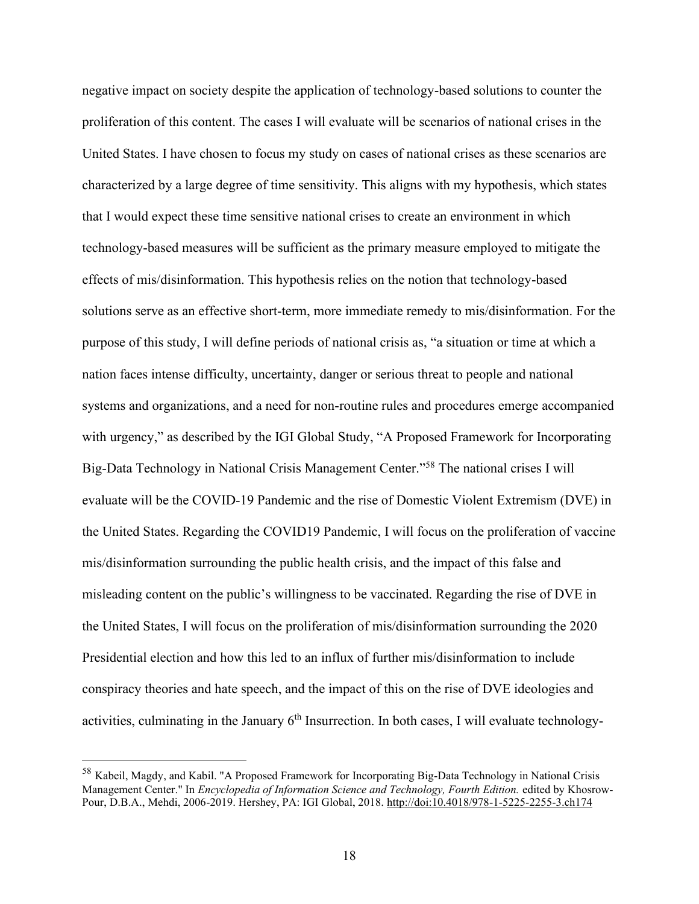negative impact on society despite the application of technology-based solutions to counter the proliferation of this content. The cases I will evaluate will be scenarios of national crises in the United States. I have chosen to focus my study on cases of national crises as these scenarios are characterized by a large degree of time sensitivity. This aligns with my hypothesis, which states that I would expect these time sensitive national crises to create an environment in which technology-based measures will be sufficient as the primary measure employed to mitigate the effects of mis/disinformation. This hypothesis relies on the notion that technology-based solutions serve as an effective short-term, more immediate remedy to mis/disinformation. For the purpose of this study, I will define periods of national crisis as, "a situation or time at which a nation faces intense difficulty, uncertainty, danger or serious threat to people and national systems and organizations, and a need for non-routine rules and procedures emerge accompanied with urgency," as described by the IGI Global Study, "A Proposed Framework for Incorporating Big-Data Technology in National Crisis Management Center."[58] The national crises I will evaluate will be the COVID-19 Pandemic and the rise of Domestic Violent Extremism (DVE) in the United States. Regarding the COVID19 Pandemic, I will focus on the proliferation of vaccine mis/disinformation surrounding the public health crisis, and the impact of this false and misleading content on the public's willingness to be vaccinated. Regarding the rise of DVE in the United States, I will focus on the proliferation of mis/disinformation surrounding the 2020 Presidential election and how this led to an influx of further mis/disinformation to include conspiracy theories and hate speech, and the impact of this on the rise of DVE ideologies and activities, culminating in the January 6th Insurrection. In both cases, I will evaluate technology-

---

[58] Kabeil, Magdy, and Kabil. "A Proposed Framework for Incorporating Big-Data Technology in National Crisis Management Center." In *Encyclopedia of Information Science and Technology, Fourth Edition.* edited by Khosrow-Pour, D.B.A., Mehdi, 2006-2019. Hershey, PA: IGI Global, 2018. http://doi:10.4018/978-1-5225-2255-3.ch174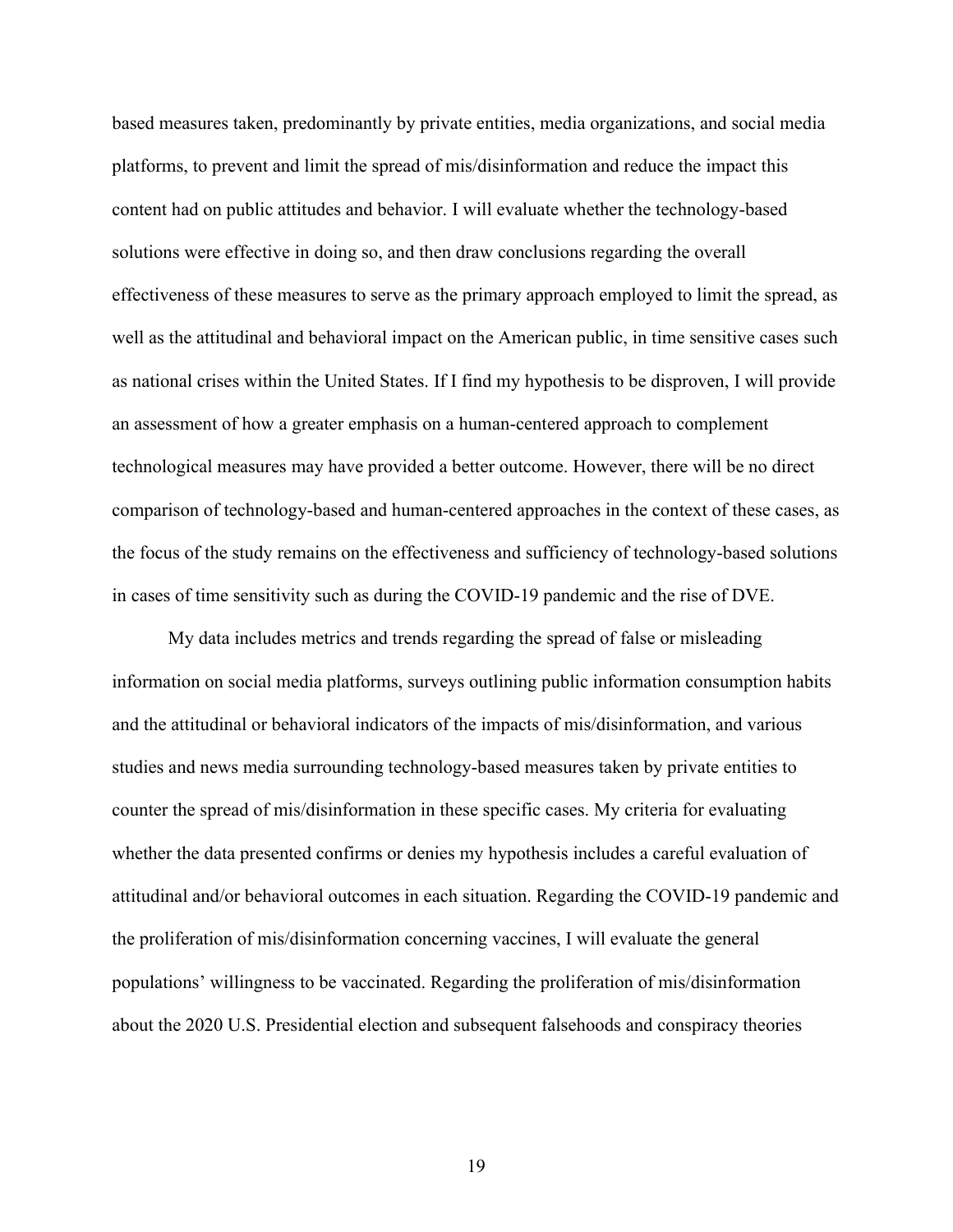based measures taken, predominantly by private entities, media organizations, and social media platforms, to prevent and limit the spread of mis/disinformation and reduce the impact this content had on public attitudes and behavior. I will evaluate whether the technology-based solutions were effective in doing so, and then draw conclusions regarding the overall effectiveness of these measures to serve as the primary approach employed to limit the spread, as well as the attitudinal and behavioral impact on the American public, in time sensitive cases such as national crises within the United States. If I find my hypothesis to be disproven, I will provide an assessment of how a greater emphasis on a human-centered approach to complement technological measures may have provided a better outcome. However, there will be no direct comparison of technology-based and human-centered approaches in the context of these cases, as the focus of the study remains on the effectiveness and sufficiency of technology-based solutions in cases of time sensitivity such as during the COVID-19 pandemic and the rise of DVE.

My data includes metrics and trends regarding the spread of false or misleading information on social media platforms, surveys outlining public information consumption habits and the attitudinal or behavioral indicators of the impacts of mis/disinformation, and various studies and news media surrounding technology-based measures taken by private entities to counter the spread of mis/disinformation in these specific cases. My criteria for evaluating whether the data presented confirms or denies my hypothesis includes a careful evaluation of attitudinal and/or behavioral outcomes in each situation. Regarding the COVID-19 pandemic and the proliferation of mis/disinformation concerning vaccines, I will evaluate the general populations' willingness to be vaccinated. Regarding the proliferation of mis/disinformation about the 2020 U.S. Presidential election and subsequent falsehoods and conspiracy theories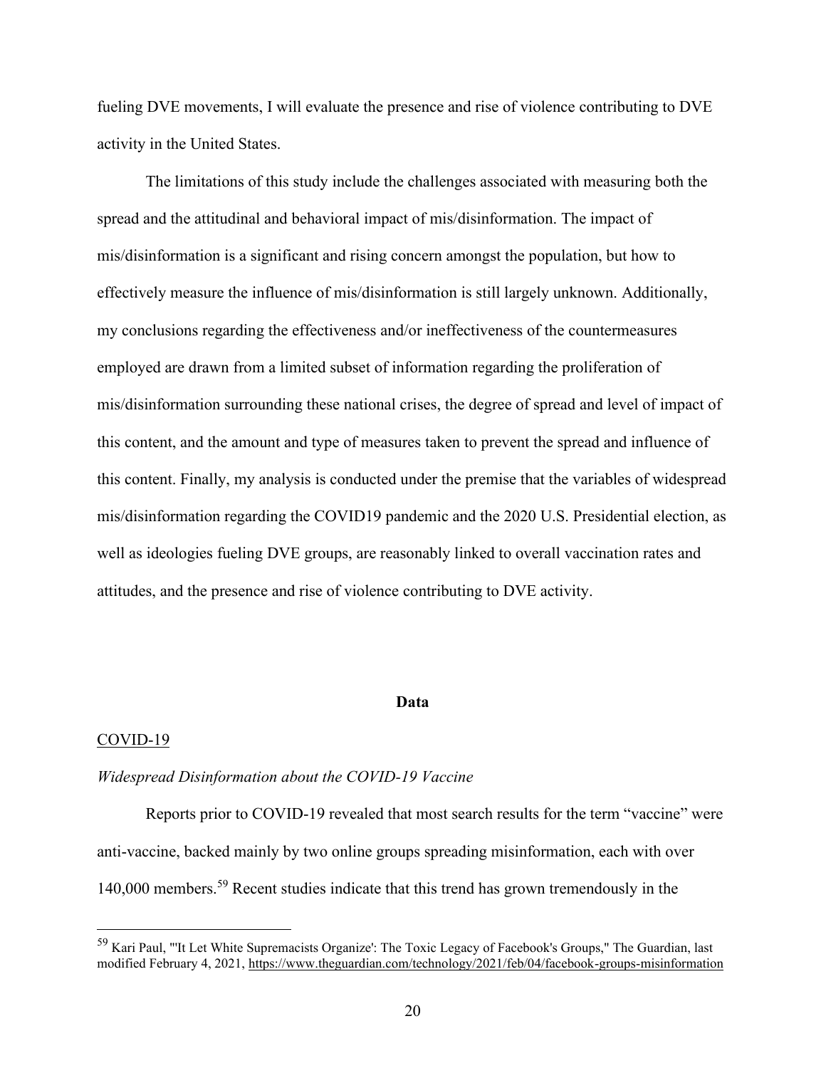fueling DVE movements, I will evaluate the presence and rise of violence contributing to DVE activity in the United States.

The limitations of this study include the challenges associated with measuring both the spread and the attitudinal and behavioral impact of mis/disinformation. The impact of mis/disinformation is a significant and rising concern amongst the population, but how to effectively measure the influence of mis/disinformation is still largely unknown. Additionally, my conclusions regarding the effectiveness and/or ineffectiveness of the countermeasures employed are drawn from a limited subset of information regarding the proliferation of mis/disinformation surrounding these national crises, the degree of spread and level of impact of this content, and the amount and type of measures taken to prevent the spread and influence of this content. Finally, my analysis is conducted under the premise that the variables of widespread mis/disinformation regarding the COVID19 pandemic and the 2020 U.S. Presidential election, as well as ideologies fueling DVE groups, are reasonably linked to overall vaccination rates and attitudes, and the presence and rise of violence contributing to DVE activity.

## Data

### COVID-19

#### *Widespread Disinformation about the COVID-19 Vaccine*

Reports prior to COVID-19 revealed that most search results for the term "vaccine" were anti-vaccine, backed mainly by two online groups spreading misinformation, each with over 140,000 members.[59] Recent studies indicate that this trend has grown tremendously in the

---

[59] Kari Paul, "'It Let White Supremacists Organize': The Toxic Legacy of Facebook's Groups," The Guardian, last modified February 4, 2021, https://www.theguardian.com/technology/2021/feb/04/facebook-groups-misinformation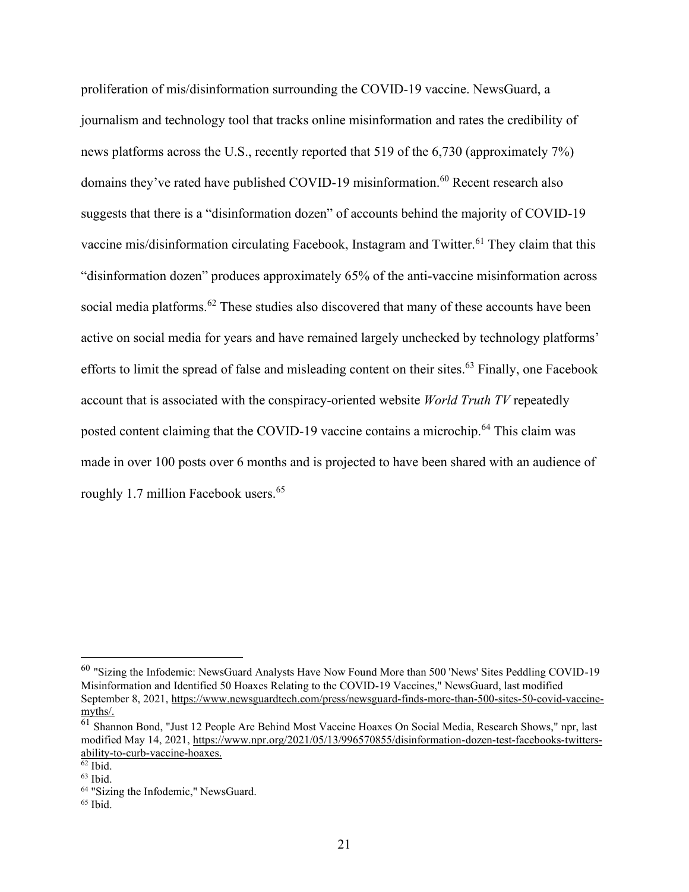proliferation of mis/disinformation surrounding the COVID-19 vaccine. NewsGuard, a journalism and technology tool that tracks online misinformation and rates the credibility of news platforms across the U.S., recently reported that 519 of the 6,730 (approximately 7%) domains they've rated have published COVID-19 misinformation.[60] Recent research also suggests that there is a "disinformation dozen" of accounts behind the majority of COVID-19 vaccine mis/disinformation circulating Facebook, Instagram and Twitter.[61] They claim that this "disinformation dozen" produces approximately 65% of the anti-vaccine misinformation across social media platforms.[62] These studies also discovered that many of these accounts have been active on social media for years and have remained largely unchecked by technology platforms' efforts to limit the spread of false and misleading content on their sites.[63] Finally, one Facebook account that is associated with the conspiracy-oriented website *World Truth TV* repeatedly posted content claiming that the COVID-19 vaccine contains a microchip.[64] This claim was made in over 100 posts over 6 months and is projected to have been shared with an audience of roughly 1.7 million Facebook users.[65]

---

[60] "Sizing the Infodemic: NewsGuard Analysts Have Now Found More than 500 'News' Sites Peddling COVID-19 Misinformation and Identified 50 Hoaxes Relating to the COVID-19 Vaccines," NewsGuard, last modified September 8, 2021, https://www.newsguardtech.com/press/newsguard-finds-more-than-500-sites-50-covid-vaccine-myths/.

[61] Shannon Bond, "Just 12 People Are Behind Most Vaccine Hoaxes On Social Media, Research Shows," npr, last modified May 14, 2021, https://www.npr.org/2021/05/13/996570855/disinformation-dozen-test-facebooks-twitters-ability-to-curb-vaccine-hoaxes.

[62] Ibid.

[63] Ibid.

[64] "Sizing the Infodemic," NewsGuard.

[65] Ibid.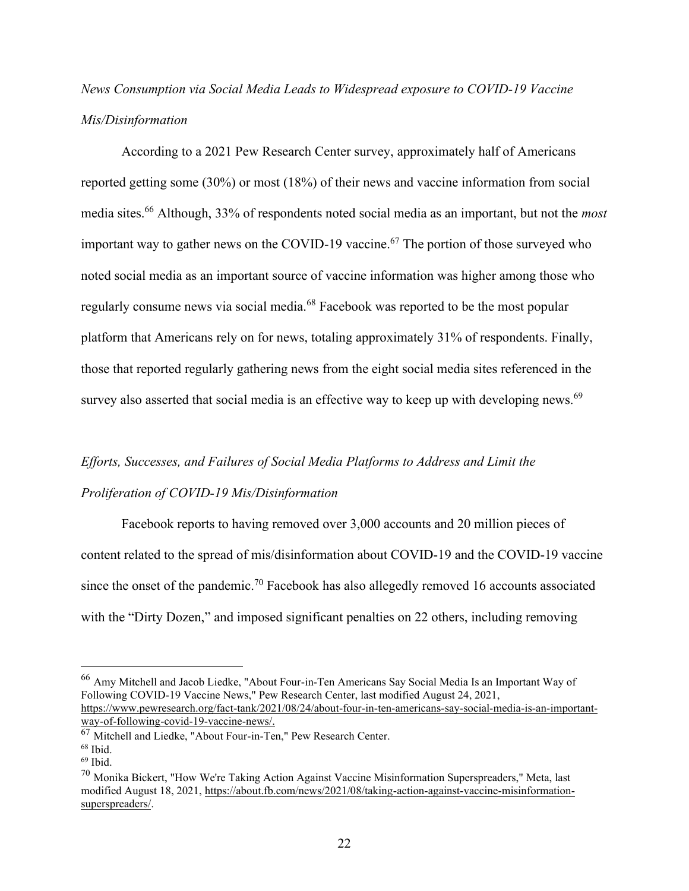*News Consumption via Social Media Leads to Widespread exposure to COVID-19 Vaccine Mis/Disinformation*

According to a 2021 Pew Research Center survey, approximately half of Americans reported getting some (30%) or most (18%) of their news and vaccine information from social media sites.[66] Although, 33% of respondents noted social media as an important, but not the *most* important way to gather news on the COVID-19 vaccine.[67] The portion of those surveyed who noted social media as an important source of vaccine information was higher among those who regularly consume news via social media.[68] Facebook was reported to be the most popular platform that Americans rely on for news, totaling approximately 31% of respondents. Finally, those that reported regularly gathering news from the eight social media sites referenced in the survey also asserted that social media is an effective way to keep up with developing news.[69]

*Efforts, Successes, and Failures of Social Media Platforms to Address and Limit the Proliferation of COVID-19 Mis/Disinformation*

Facebook reports to having removed over 3,000 accounts and 20 million pieces of content related to the spread of mis/disinformation about COVID-19 and the COVID-19 vaccine since the onset of the pandemic.[70] Facebook has also allegedly removed 16 accounts associated with the "Dirty Dozen," and imposed significant penalties on 22 others, including removing

---

[66] Amy Mitchell and Jacob Liedke, "About Four-in-Ten Americans Say Social Media Is an Important Way of Following COVID-19 Vaccine News," Pew Research Center, last modified August 24, 2021, https://www.pewresearch.org/fact-tank/2021/08/24/about-four-in-ten-americans-say-social-media-is-an-important-way-of-following-covid-19-vaccine-news/.

[67] Mitchell and Liedke, "About Four-in-Ten," Pew Research Center.

[68] Ibid.

[69] Ibid.

[70] Monika Bickert, "How We're Taking Action Against Vaccine Misinformation Superspreaders," Meta, last modified August 18, 2021, https://about.fb.com/news/2021/08/taking-action-against-vaccine-misinformation-superspreaders/.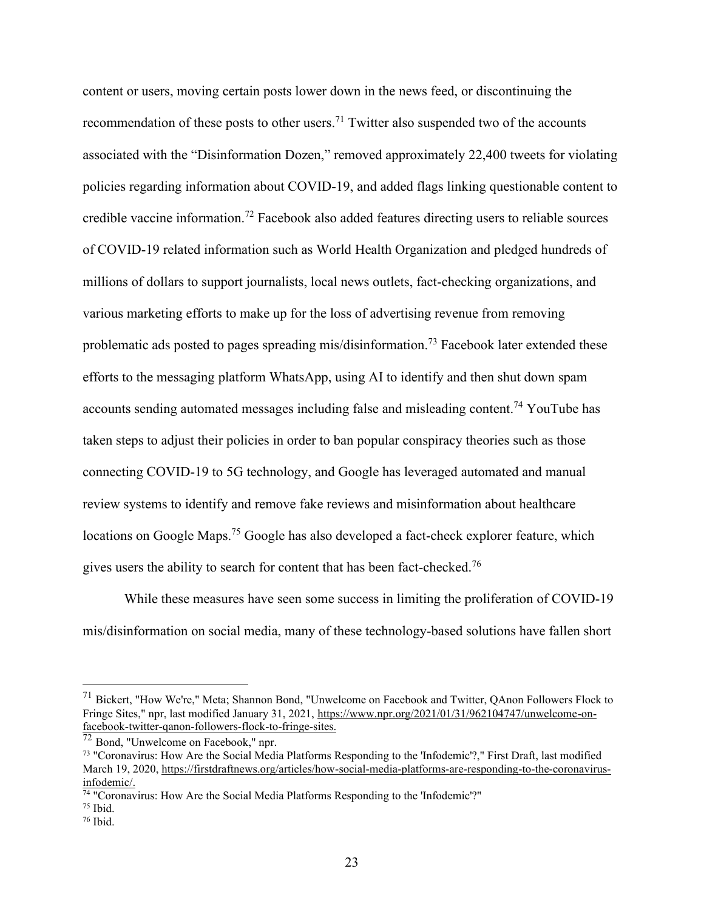content or users, moving certain posts lower down in the news feed, or discontinuing the recommendation of these posts to other users.[71] Twitter also suspended two of the accounts associated with the "Disinformation Dozen," removed approximately 22,400 tweets for violating policies regarding information about COVID-19, and added flags linking questionable content to credible vaccine information.[72] Facebook also added features directing users to reliable sources of COVID-19 related information such as World Health Organization and pledged hundreds of millions of dollars to support journalists, local news outlets, fact-checking organizations, and various marketing efforts to make up for the loss of advertising revenue from removing problematic ads posted to pages spreading mis/disinformation.[73] Facebook later extended these efforts to the messaging platform WhatsApp, using AI to identify and then shut down spam accounts sending automated messages including false and misleading content.[74] YouTube has taken steps to adjust their policies in order to ban popular conspiracy theories such as those connecting COVID-19 to 5G technology, and Google has leveraged automated and manual review systems to identify and remove fake reviews and misinformation about healthcare locations on Google Maps.[75] Google has also developed a fact-check explorer feature, which gives users the ability to search for content that has been fact-checked.[76]

While these measures have seen some success in limiting the proliferation of COVID-19 mis/disinformation on social media, many of these technology-based solutions have fallen short

---

[71] Bickert, "How We're," Meta; Shannon Bond, "Unwelcome on Facebook and Twitter, QAnon Followers Flock to Fringe Sites," npr, last modified January 31, 2021, https://www.npr.org/2021/01/31/962104747/unwelcome-on-facebook-twitter-qanon-followers-flock-to-fringe-sites.

[72] Bond, "Unwelcome on Facebook," npr.

[73] "Coronavirus: How Are the Social Media Platforms Responding to the 'Infodemic'?," First Draft, last modified March 19, 2020, https://firstdraftnews.org/articles/how-social-media-platforms-are-responding-to-the-coronavirus-infodemic/.

[74] "Coronavirus: How Are the Social Media Platforms Responding to the 'Infodemic'?"

[75] Ibid.

[76] Ibid.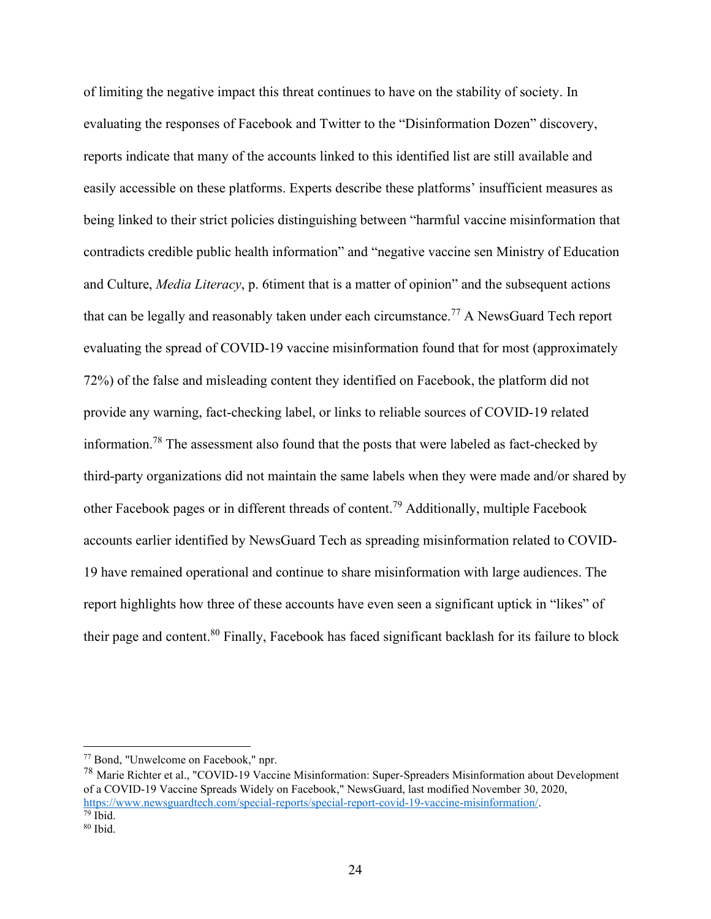of limiting the negative impact this threat continues to have on the stability of society. In evaluating the responses of Facebook and Twitter to the "Disinformation Dozen" discovery, reports indicate that many of the accounts linked to this identified list are still available and easily accessible on these platforms. Experts describe these platforms' insufficient measures as being linked to their strict policies distinguishing between "harmful vaccine misinformation that contradicts credible public health information" and "negative vaccine sen Ministry of Education and Culture, *Media Literacy*, p. 6timent that is a matter of opinion" and the subsequent actions that can be legally and reasonably taken under each circumstance.[77] A NewsGuard Tech report evaluating the spread of COVID-19 vaccine misinformation found that for most (approximately 72%) of the false and misleading content they identified on Facebook, the platform did not provide any warning, fact-checking label, or links to reliable sources of COVID-19 related information.[78] The assessment also found that the posts that were labeled as fact-checked by third-party organizations did not maintain the same labels when they were made and/or shared by other Facebook pages or in different threads of content.[79] Additionally, multiple Facebook accounts earlier identified by NewsGuard Tech as spreading misinformation related to COVID-19 have remained operational and continue to share misinformation with large audiences. The report highlights how three of these accounts have even seen a significant uptick in "likes" of their page and content.[80] Finally, Facebook has faced significant backlash for its failure to block

---

[77] Bond, "Unwelcome on Facebook," npr.

[78] Marie Richter et al., "COVID-19 Vaccine Misinformation: Super-Spreaders Misinformation about Development of a COVID-19 Vaccine Spreads Widely on Facebook," NewsGuard, last modified November 30, 2020, https://www.newsguardtech.com/special-reports/special-report-covid-19-vaccine-misinformation/.

[79] Ibid.

[80] Ibid.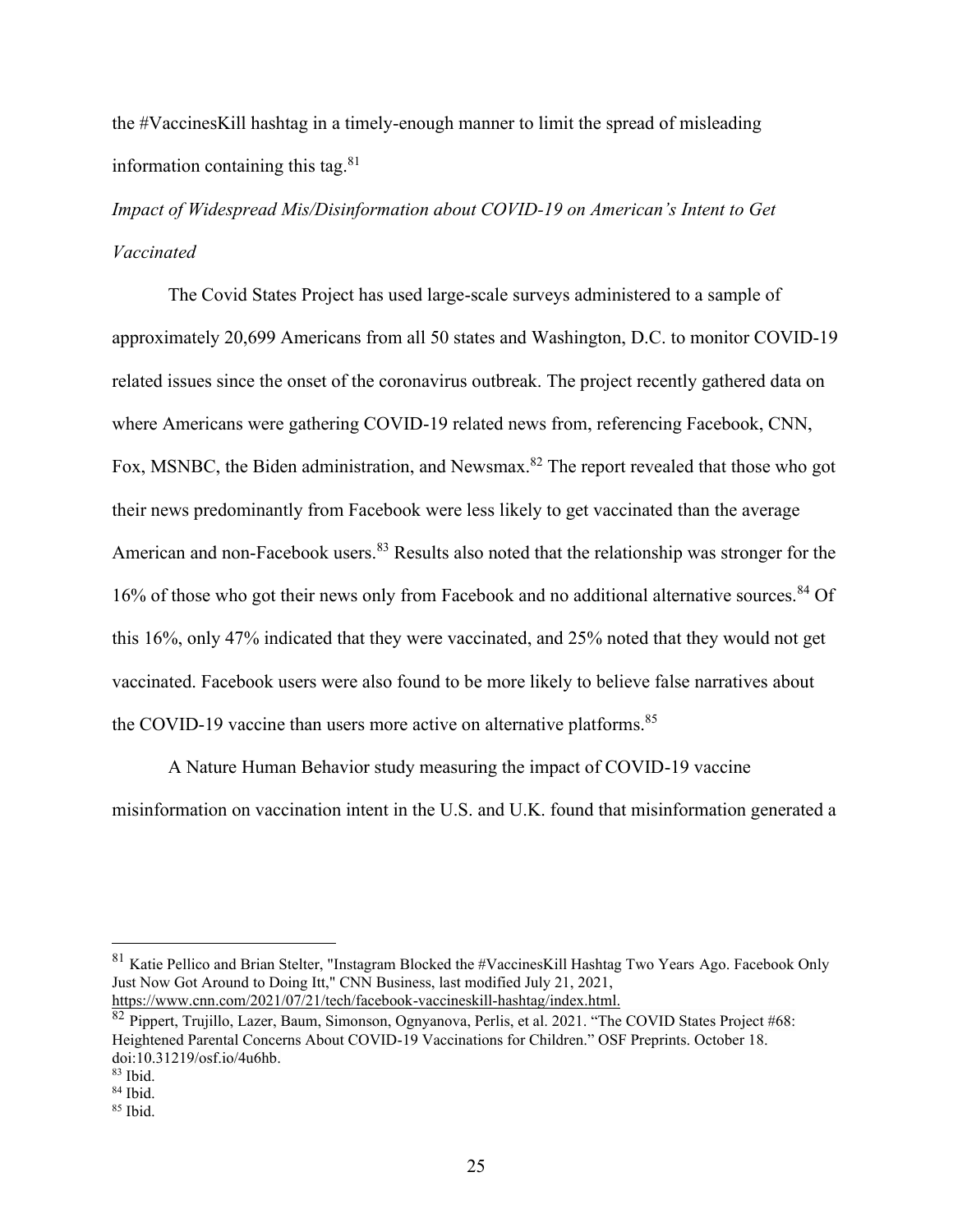the #VaccinesKill hashtag in a timely-enough manner to limit the spread of misleading information containing this tag.[81]

*Impact of Widespread Mis/Disinformation about COVID-19 on American's Intent to Get Vaccinated*

The Covid States Project has used large-scale surveys administered to a sample of approximately 20,699 Americans from all 50 states and Washington, D.C. to monitor COVID-19 related issues since the onset of the coronavirus outbreak. The project recently gathered data on where Americans were gathering COVID-19 related news from, referencing Facebook, CNN, Fox, MSNBC, the Biden administration, and Newsmax.[82] The report revealed that those who got their news predominantly from Facebook were less likely to get vaccinated than the average American and non-Facebook users.[83] Results also noted that the relationship was stronger for the 16% of those who got their news only from Facebook and no additional alternative sources.[84] Of this 16%, only 47% indicated that they were vaccinated, and 25% noted that they would not get vaccinated. Facebook users were also found to be more likely to believe false narratives about the COVID-19 vaccine than users more active on alternative platforms.[85]

A Nature Human Behavior study measuring the impact of COVID-19 vaccine misinformation on vaccination intent in the U.S. and U.K. found that misinformation generated a

---

[81] Katie Pellico and Brian Stelter, "Instagram Blocked the #VaccinesKill Hashtag Two Years Ago. Facebook Only Just Now Got Around to Doing Itt," CNN Business, last modified July 21, 2021, https://www.cnn.com/2021/07/21/tech/facebook-vaccineskill-hashtag/index.html.

[82] Pippert, Trujillo, Lazer, Baum, Simonson, Ognyanova, Perlis, et al. 2021. "The COVID States Project #68: Heightened Parental Concerns About COVID-19 Vaccinations for Children." OSF Preprints. October 18. doi:10.31219/osf.io/4u6hb.

[83] Ibid.

[84] Ibid.

[85] Ibid.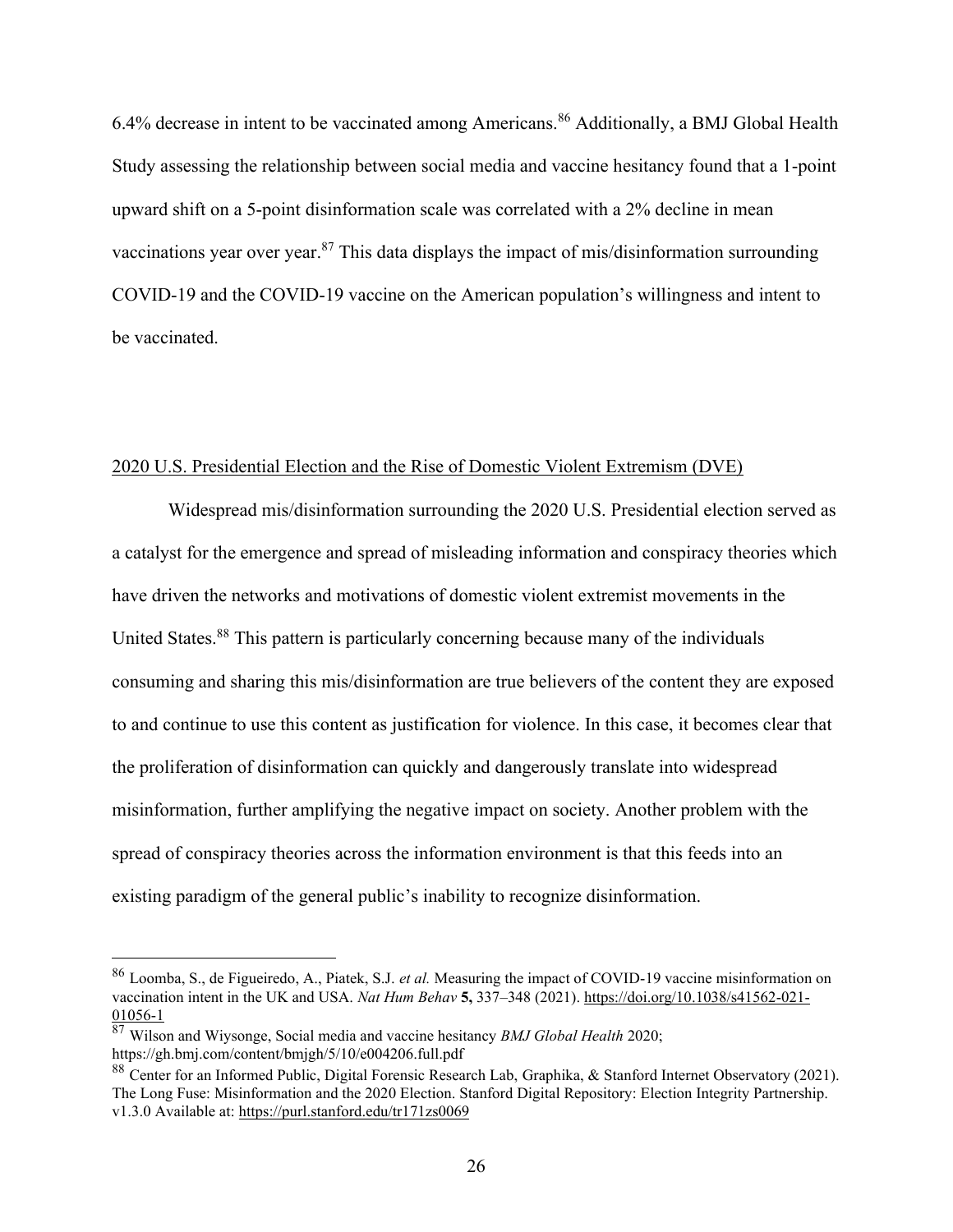6.4% decrease in intent to be vaccinated among Americans.[86] Additionally, a BMJ Global Health Study assessing the relationship between social media and vaccine hesitancy found that a 1-point upward shift on a 5-point disinformation scale was correlated with a 2% decline in mean vaccinations year over year.[87] This data displays the impact of mis/disinformation surrounding COVID-19 and the COVID-19 vaccine on the American population's willingness and intent to be vaccinated.

## 2020 U.S. Presidential Election and the Rise of Domestic Violent Extremism (DVE)

Widespread mis/disinformation surrounding the 2020 U.S. Presidential election served as a catalyst for the emergence and spread of misleading information and conspiracy theories which have driven the networks and motivations of domestic violent extremist movements in the United States.[88] This pattern is particularly concerning because many of the individuals consuming and sharing this mis/disinformation are true believers of the content they are exposed to and continue to use this content as justification for violence. In this case, it becomes clear that the proliferation of disinformation can quickly and dangerously translate into widespread misinformation, further amplifying the negative impact on society. Another problem with the spread of conspiracy theories across the information environment is that this feeds into an existing paradigm of the general public's inability to recognize disinformation.

---

[86] Loomba, S., de Figueiredo, A., Piatek, S.J. *et al.* Measuring the impact of COVID-19 vaccine misinformation on vaccination intent in the UK and USA. *Nat Hum Behav* **5,** 337–348 (2021). https://doi.org/10.1038/s41562-021-01056-1

[87] Wilson and Wiysonge, Social media and vaccine hesitancy *BMJ Global Health* 2020; https://gh.bmj.com/content/bmjgh/5/10/e004206.full.pdf

[88] Center for an Informed Public, Digital Forensic Research Lab, Graphika, & Stanford Internet Observatory (2021). The Long Fuse: Misinformation and the 2020 Election. Stanford Digital Repository: Election Integrity Partnership. v1.3.0 Available at: https://purl.stanford.edu/tr171zs0069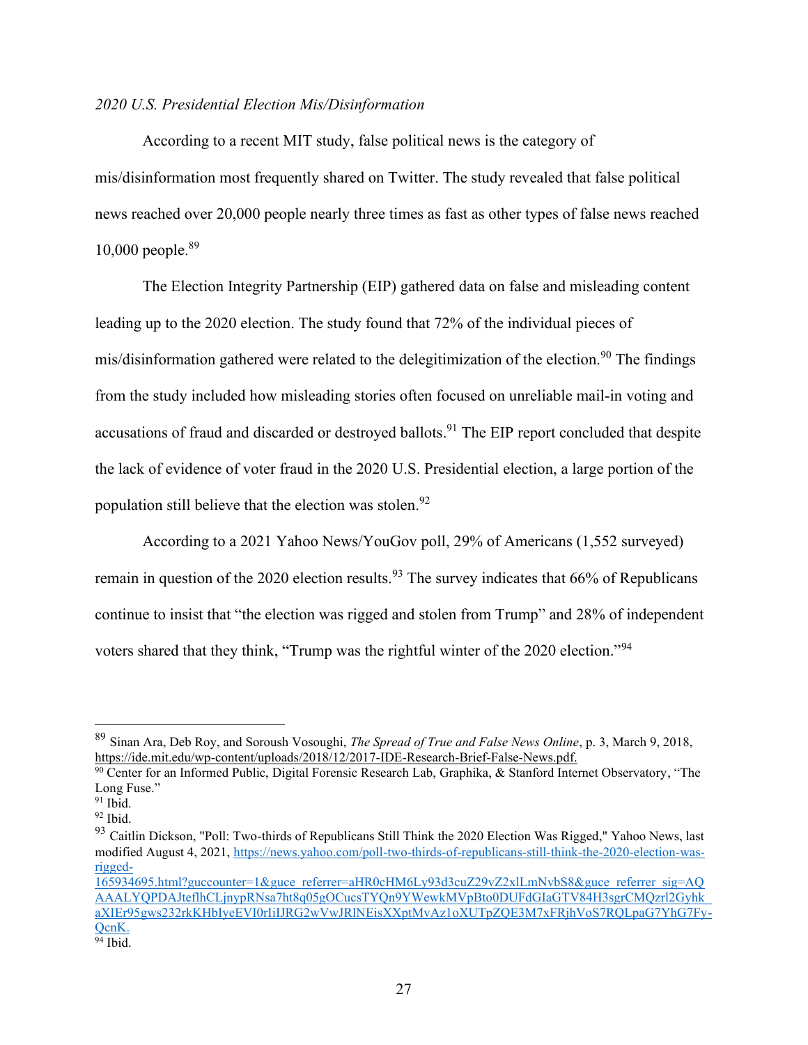*2020 U.S. Presidential Election Mis/Disinformation*

According to a recent MIT study, false political news is the category of mis/disinformation most frequently shared on Twitter. The study revealed that false political news reached over 20,000 people nearly three times as fast as other types of false news reached 10,000 people.[89]

The Election Integrity Partnership (EIP) gathered data on false and misleading content leading up to the 2020 election. The study found that 72% of the individual pieces of mis/disinformation gathered were related to the delegitimization of the election.[90] The findings from the study included how misleading stories often focused on unreliable mail-in voting and accusations of fraud and discarded or destroyed ballots.[91] The EIP report concluded that despite the lack of evidence of voter fraud in the 2020 U.S. Presidential election, a large portion of the population still believe that the election was stolen.[92]

According to a 2021 Yahoo News/YouGov poll, 29% of Americans (1,552 surveyed) remain in question of the 2020 election results.[93] The survey indicates that 66% of Republicans continue to insist that "the election was rigged and stolen from Trump" and 28% of independent voters shared that they think, "Trump was the rightful winter of the 2020 election."[94]

---

[89] Sinan Ara, Deb Roy, and Soroush Vosoughi, *The Spread of True and False News Online*, p. 3, March 9, 2018, https://ide.mit.edu/wp-content/uploads/2018/12/2017-IDE-Research-Brief-False-News.pdf.

[90] Center for an Informed Public, Digital Forensic Research Lab, Graphika, & Stanford Internet Observatory, "The Long Fuse."

[91] Ibid.

[92] Ibid.

[93] Caitlin Dickson, "Poll: Two-thirds of Republicans Still Think the 2020 Election Was Rigged," Yahoo News, last modified August 4, 2021, https://news.yahoo.com/poll-two-thirds-of-republicans-still-think-the-2020-election-was-rigged-165934695.html?guccounter=1&guce_referrer=aHR0cHM6Ly93d3cuZ29vZ2xlLmNvbS8&guce_referrer_sig=AQAAALYQPDAJteflhCLjnypRNsa7ht8q05gOCucsTYQn9YWewkMVpBto0DUFdGIaGTV84H3sgrCMQzrl2GyhkaXIEr95gws232rkKHbIyeEVI0rIiIJRG2wVwJRlNEisXXptMvAz1oXUTpZQE3M7xFRjhVoS7RQLpaG7YhG7Fy-QcnK.

[94] Ibid.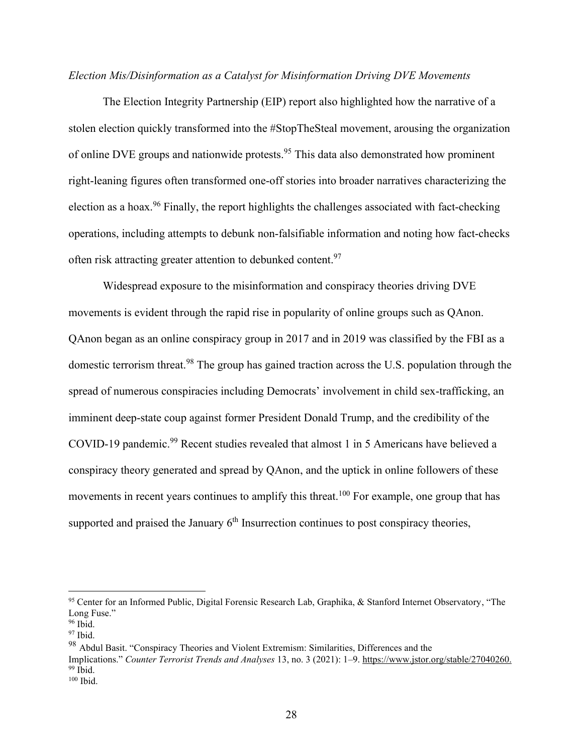*Election Mis/Disinformation as a Catalyst for Misinformation Driving DVE Movements*

The Election Integrity Partnership (EIP) report also highlighted how the narrative of a stolen election quickly transformed into the #StopTheSteal movement, arousing the organization of online DVE groups and nationwide protests.[95] This data also demonstrated how prominent right-leaning figures often transformed one-off stories into broader narratives characterizing the election as a hoax.[96] Finally, the report highlights the challenges associated with fact-checking operations, including attempts to debunk non-falsifiable information and noting how fact-checks often risk attracting greater attention to debunked content.[97]

Widespread exposure to the misinformation and conspiracy theories driving DVE movements is evident through the rapid rise in popularity of online groups such as QAnon. QAnon began as an online conspiracy group in 2017 and in 2019 was classified by the FBI as a domestic terrorism threat.[98] The group has gained traction across the U.S. population through the spread of numerous conspiracies including Democrats' involvement in child sex-trafficking, an imminent deep-state coup against former President Donald Trump, and the credibility of the COVID-19 pandemic.[99] Recent studies revealed that almost 1 in 5 Americans have believed a conspiracy theory generated and spread by QAnon, and the uptick in online followers of these movements in recent years continues to amplify this threat.[100] For example, one group that has supported and praised the January 6th Insurrection continues to post conspiracy theories,

---

[95] Center for an Informed Public, Digital Forensic Research Lab, Graphika, & Stanford Internet Observatory, "The Long Fuse."

[96] Ibid.

[97] Ibid.

[98] Abdul Basit. "Conspiracy Theories and Violent Extremism: Similarities, Differences and the Implications." *Counter Terrorist Trends and Analyses* 13, no. 3 (2021): 1–9. https://www.jstor.org/stable/27040260.

[99] Ibid.

[100] Ibid.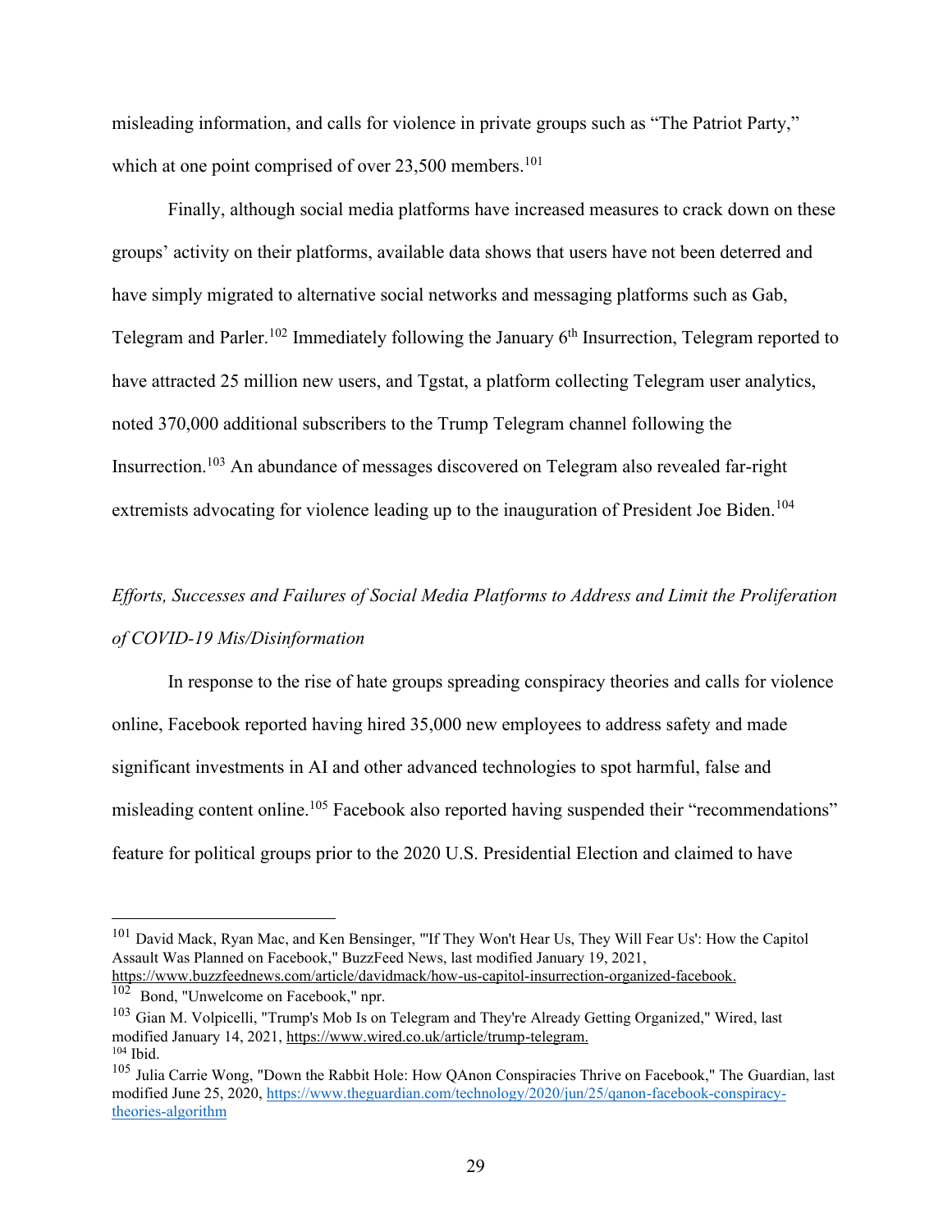misleading information, and calls for violence in private groups such as "The Patriot Party," which at one point comprised of over 23,500 members.[101]

Finally, although social media platforms have increased measures to crack down on these groups' activity on their platforms, available data shows that users have not been deterred and have simply migrated to alternative social networks and messaging platforms such as Gab, Telegram and Parler.[102] Immediately following the January 6th Insurrection, Telegram reported to have attracted 25 million new users, and Tgstat, a platform collecting Telegram user analytics, noted 370,000 additional subscribers to the Trump Telegram channel following the Insurrection.[103] An abundance of messages discovered on Telegram also revealed far-right extremists advocating for violence leading up to the inauguration of President Joe Biden.[104]

*Efforts, Successes and Failures of Social Media Platforms to Address and Limit the Proliferation of COVID-19 Mis/Disinformation*

In response to the rise of hate groups spreading conspiracy theories and calls for violence online, Facebook reported having hired 35,000 new employees to address safety and made significant investments in AI and other advanced technologies to spot harmful, false and misleading content online.[105] Facebook also reported having suspended their "recommendations" feature for political groups prior to the 2020 U.S. Presidential Election and claimed to have

---

[101] David Mack, Ryan Mac, and Ken Bensinger, "'If They Won't Hear Us, They Will Fear Us': How the Capitol Assault Was Planned on Facebook," BuzzFeed News, last modified January 19, 2021, https://www.buzzfeednews.com/article/davidmack/how-us-capitol-insurrection-organized-facebook.

[102] Bond, "Unwelcome on Facebook," npr.

[103] Gian M. Volpicelli, "Trump's Mob Is on Telegram and They're Already Getting Organized," Wired, last modified January 14, 2021, https://www.wired.co.uk/article/trump-telegram.

[104] Ibid.

[105] Julia Carrie Wong, "Down the Rabbit Hole: How QAnon Conspiracies Thrive on Facebook," The Guardian, last modified June 25, 2020, https://www.theguardian.com/technology/2020/jun/25/qanon-facebook-conspiracy-theories-algorithm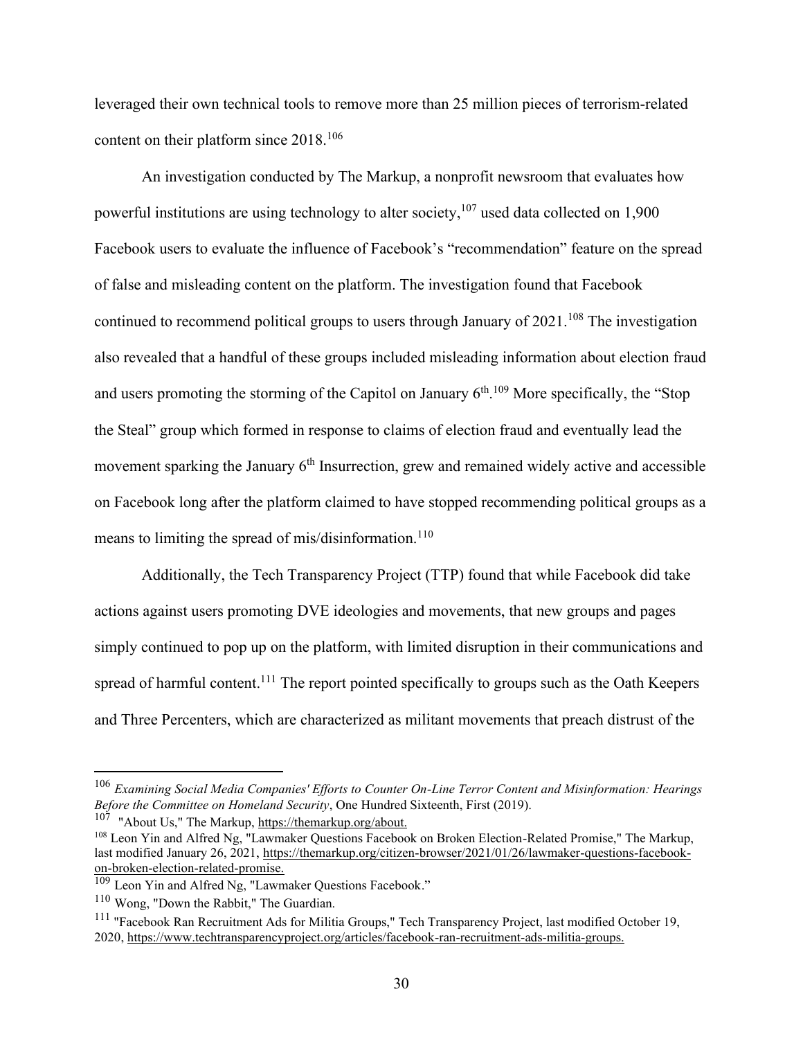leveraged their own technical tools to remove more than 25 million pieces of terrorism-related content on their platform since 2018.[106]

An investigation conducted by The Markup, a nonprofit newsroom that evaluates how powerful institutions are using technology to alter society,[107] used data collected on 1,900 Facebook users to evaluate the influence of Facebook's "recommendation" feature on the spread of false and misleading content on the platform. The investigation found that Facebook continued to recommend political groups to users through January of 2021.[108] The investigation also revealed that a handful of these groups included misleading information about election fraud and users promoting the storming of the Capitol on January 6th.[109] More specifically, the "Stop the Steal" group which formed in response to claims of election fraud and eventually lead the movement sparking the January 6th Insurrection, grew and remained widely active and accessible on Facebook long after the platform claimed to have stopped recommending political groups as a means to limiting the spread of mis/disinformation.[110]

Additionally, the Tech Transparency Project (TTP) found that while Facebook did take actions against users promoting DVE ideologies and movements, that new groups and pages simply continued to pop up on the platform, with limited disruption in their communications and spread of harmful content.[111] The report pointed specifically to groups such as the Oath Keepers and Three Percenters, which are characterized as militant movements that preach distrust of the

---

[106] *Examining Social Media Companies' Efforts to Counter On-Line Terror Content and Misinformation: Hearings Before the Committee on Homeland Security*, One Hundred Sixteenth, First (2019).

[107] "About Us," The Markup, https://themarkup.org/about.

[108] Leon Yin and Alfred Ng, "Lawmaker Questions Facebook on Broken Election-Related Promise," The Markup, last modified January 26, 2021, https://themarkup.org/citizen-browser/2021/01/26/lawmaker-questions-facebook-on-broken-election-related-promise.

[109] Leon Yin and Alfred Ng, "Lawmaker Questions Facebook."

[110] Wong, "Down the Rabbit," The Guardian.

[111] "Facebook Ran Recruitment Ads for Militia Groups," Tech Transparency Project, last modified October 19, 2020, https://www.techtransparencyproject.org/articles/facebook-ran-recruitment-ads-militia-groups.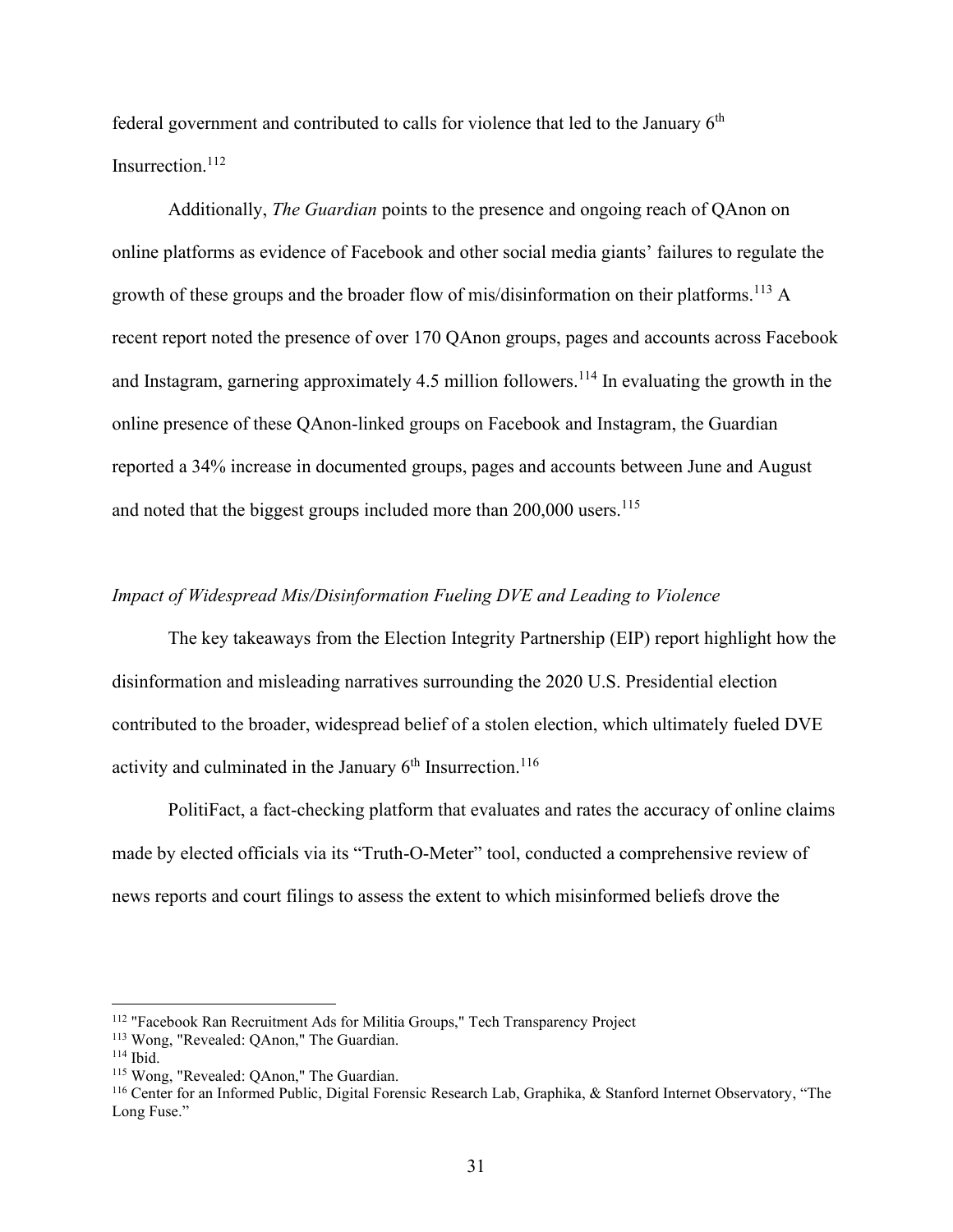federal government and contributed to calls for violence that led to the January 6th Insurrection.[112]

Additionally, *The Guardian* points to the presence and ongoing reach of QAnon on online platforms as evidence of Facebook and other social media giants' failures to regulate the growth of these groups and the broader flow of mis/disinformation on their platforms.[113] A recent report noted the presence of over 170 QAnon groups, pages and accounts across Facebook and Instagram, garnering approximately 4.5 million followers.[114] In evaluating the growth in the online presence of these QAnon-linked groups on Facebook and Instagram, the Guardian reported a 34% increase in documented groups, pages and accounts between June and August and noted that the biggest groups included more than 200,000 users.[115]

*Impact of Widespread Mis/Disinformation Fueling DVE and Leading to Violence*

The key takeaways from the Election Integrity Partnership (EIP) report highlight how the disinformation and misleading narratives surrounding the 2020 U.S. Presidential election contributed to the broader, widespread belief of a stolen election, which ultimately fueled DVE activity and culminated in the January 6th Insurrection.[116]

PolitiFact, a fact-checking platform that evaluates and rates the accuracy of online claims made by elected officials via its "Truth-O-Meter" tool, conducted a comprehensive review of news reports and court filings to assess the extent to which misinformed beliefs drove the

---

[112] "Facebook Ran Recruitment Ads for Militia Groups," Tech Transparency Project

[113] Wong, "Revealed: QAnon," The Guardian.

[114] Ibid.

[115] Wong, "Revealed: QAnon," The Guardian.

[116] Center for an Informed Public, Digital Forensic Research Lab, Graphika, & Stanford Internet Observatory, "The Long Fuse."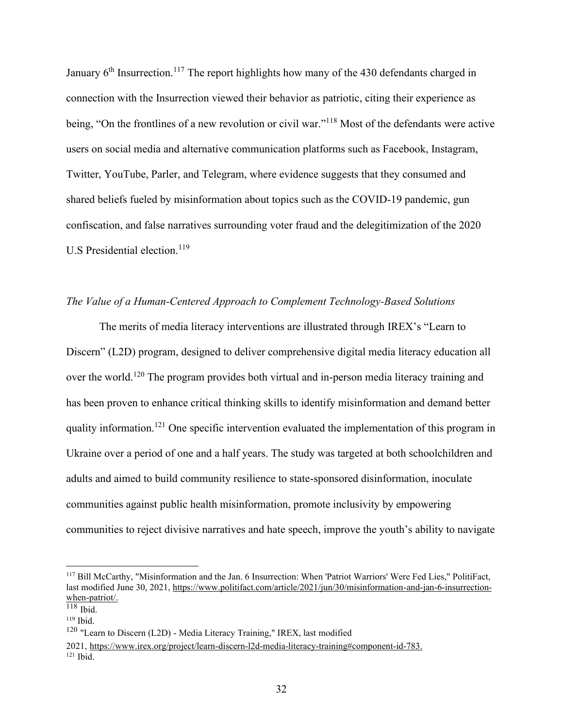January 6th Insurrection.[117] The report highlights how many of the 430 defendants charged in connection with the Insurrection viewed their behavior as patriotic, citing their experience as being, "On the frontlines of a new revolution or civil war."[118] Most of the defendants were active users on social media and alternative communication platforms such as Facebook, Instagram, Twitter, YouTube, Parler, and Telegram, where evidence suggests that they consumed and shared beliefs fueled by misinformation about topics such as the COVID-19 pandemic, gun confiscation, and false narratives surrounding voter fraud and the delegitimization of the 2020 U.S Presidential election.[119]

*The Value of a Human-Centered Approach to Complement Technology-Based Solutions*

The merits of media literacy interventions are illustrated through IREX's "Learn to Discern" (L2D) program, designed to deliver comprehensive digital media literacy education all over the world.[120] The program provides both virtual and in-person media literacy training and has been proven to enhance critical thinking skills to identify misinformation and demand better quality information.[121] One specific intervention evaluated the implementation of this program in Ukraine over a period of one and a half years. The study was targeted at both schoolchildren and adults and aimed to build community resilience to state-sponsored disinformation, inoculate communities against public health misinformation, promote inclusivity by empowering communities to reject divisive narratives and hate speech, improve the youth's ability to navigate

---

[117] Bill McCarthy, "Misinformation and the Jan. 6 Insurrection: When 'Patriot Warriors' Were Fed Lies," PolitiFact, last modified June 30, 2021, https://www.politifact.com/article/2021/jun/30/misinformation-and-jan-6-insurrection-when-patriot/.

[118] Ibid.

[119] Ibid.

[120] "Learn to Discern (L2D) - Media Literacy Training," IREX, last modified 2021, https://www.irex.org/project/learn-discern-l2d-media-literacy-training#component-id-783.

[121] Ibid.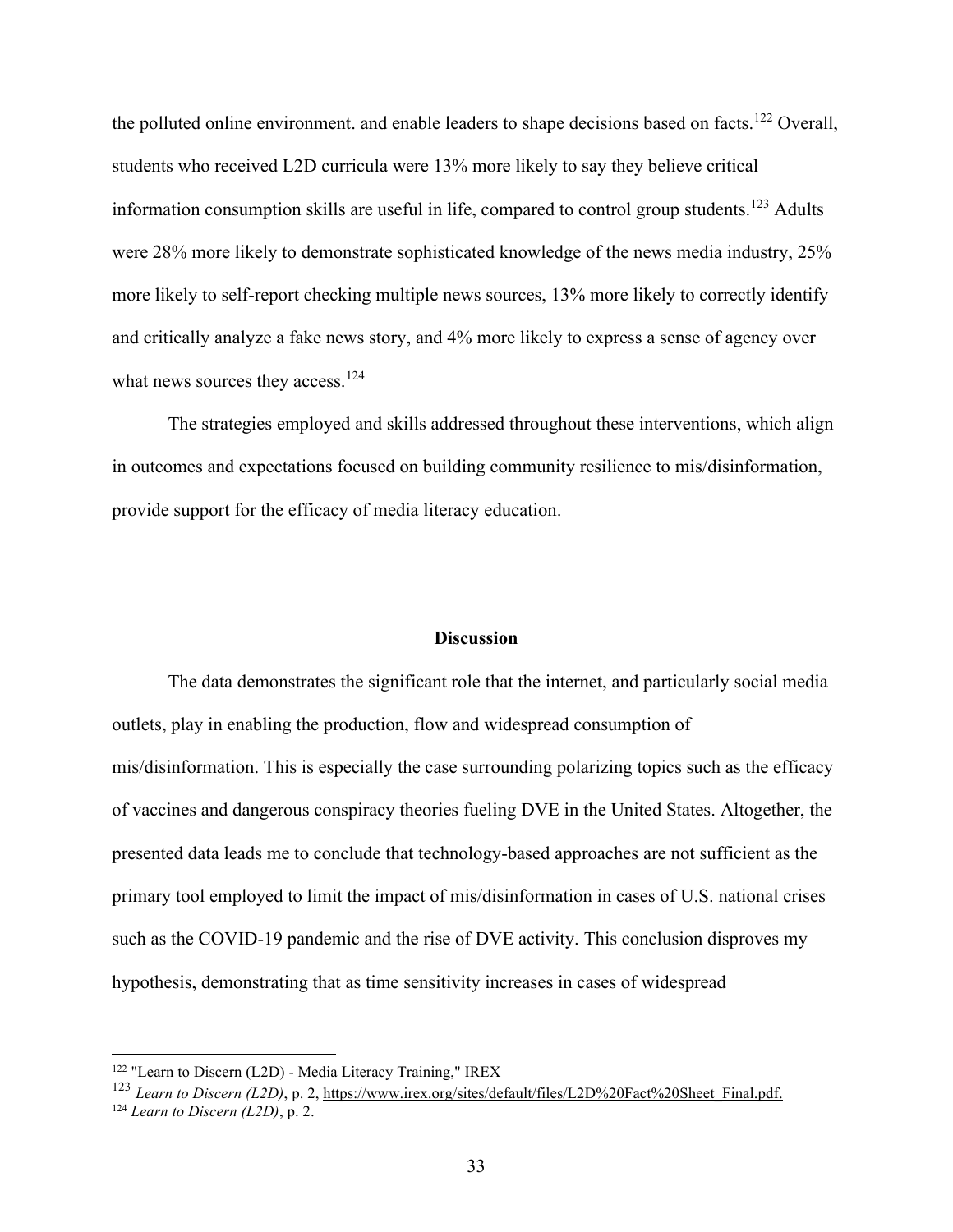the polluted online environment. and enable leaders to shape decisions based on facts.[122] Overall, students who received L2D curricula were 13% more likely to say they believe critical information consumption skills are useful in life, compared to control group students.[123] Adults were 28% more likely to demonstrate sophisticated knowledge of the news media industry, 25% more likely to self-report checking multiple news sources, 13% more likely to correctly identify and critically analyze a fake news story, and 4% more likely to express a sense of agency over what news sources they access.[124]

The strategies employed and skills addressed throughout these interventions, which align in outcomes and expectations focused on building community resilience to mis/disinformation, provide support for the efficacy of media literacy education.

## Discussion

The data demonstrates the significant role that the internet, and particularly social media outlets, play in enabling the production, flow and widespread consumption of mis/disinformation. This is especially the case surrounding polarizing topics such as the efficacy of vaccines and dangerous conspiracy theories fueling DVE in the United States. Altogether, the presented data leads me to conclude that technology-based approaches are not sufficient as the primary tool employed to limit the impact of mis/disinformation in cases of U.S. national crises such as the COVID-19 pandemic and the rise of DVE activity. This conclusion disproves my hypothesis, demonstrating that as time sensitivity increases in cases of widespread

---

[122] "Learn to Discern (L2D) - Media Literacy Training," IREX

[123] *Learn to Discern (L2D)*, p. 2, https://www.irex.org/sites/default/files/L2D%20Fact%20Sheet_Final.pdf.

[124] *Learn to Discern (L2D)*, p. 2.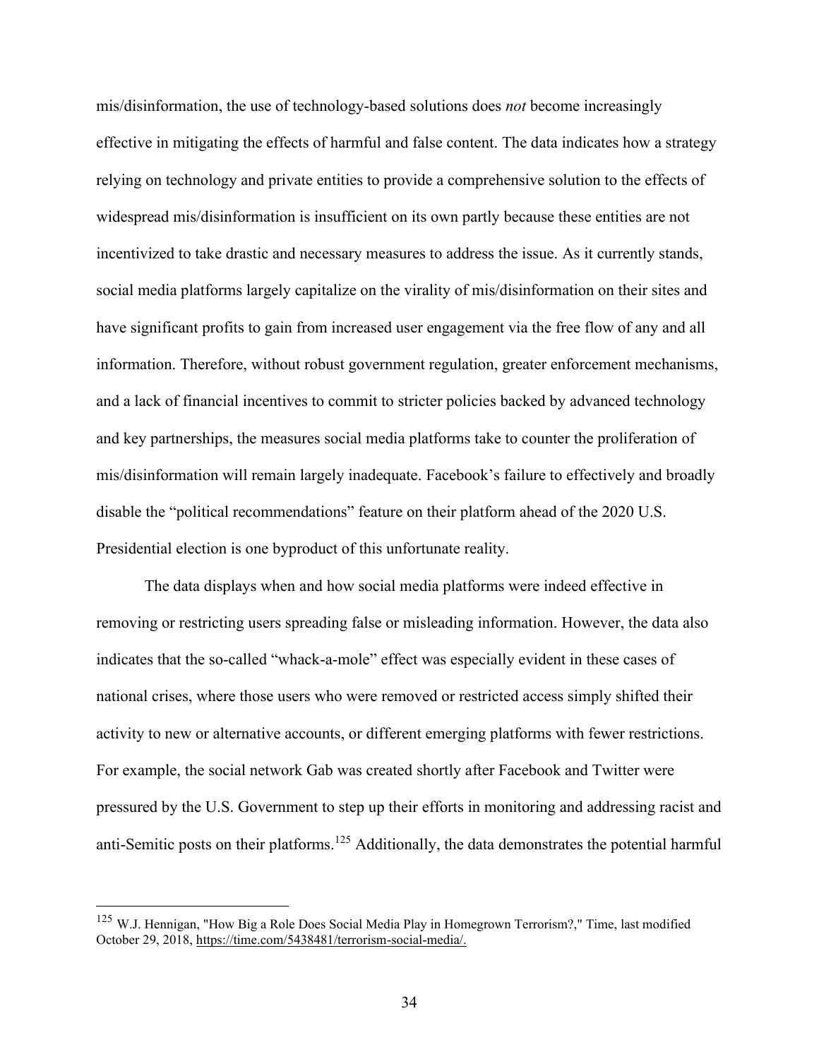mis/disinformation, the use of technology-based solutions does *not* become increasingly effective in mitigating the effects of harmful and false content. The data indicates how a strategy relying on technology and private entities to provide a comprehensive solution to the effects of widespread mis/disinformation is insufficient on its own partly because these entities are not incentivized to take drastic and necessary measures to address the issue. As it currently stands, social media platforms largely capitalize on the virality of mis/disinformation on their sites and have significant profits to gain from increased user engagement via the free flow of any and all information. Therefore, without robust government regulation, greater enforcement mechanisms, and a lack of financial incentives to commit to stricter policies backed by advanced technology and key partnerships, the measures social media platforms take to counter the proliferation of mis/disinformation will remain largely inadequate. Facebook's failure to effectively and broadly disable the "political recommendations" feature on their platform ahead of the 2020 U.S. Presidential election is one byproduct of this unfortunate reality.

The data displays when and how social media platforms were indeed effective in removing or restricting users spreading false or misleading information. However, the data also indicates that the so-called "whack-a-mole" effect was especially evident in these cases of national crises, where those users who were removed or restricted access simply shifted their activity to new or alternative accounts, or different emerging platforms with fewer restrictions. For example, the social network Gab was created shortly after Facebook and Twitter were pressured by the U.S. Government to step up their efforts in monitoring and addressing racist and anti-Semitic posts on their platforms.[125] Additionally, the data demonstrates the potential harmful

[125] W.J. Hennigan, "How Big a Role Does Social Media Play in Homegrown Terrorism?," Time, last modified October 29, 2018, https://time.com/5438481/terrorism-social-media/.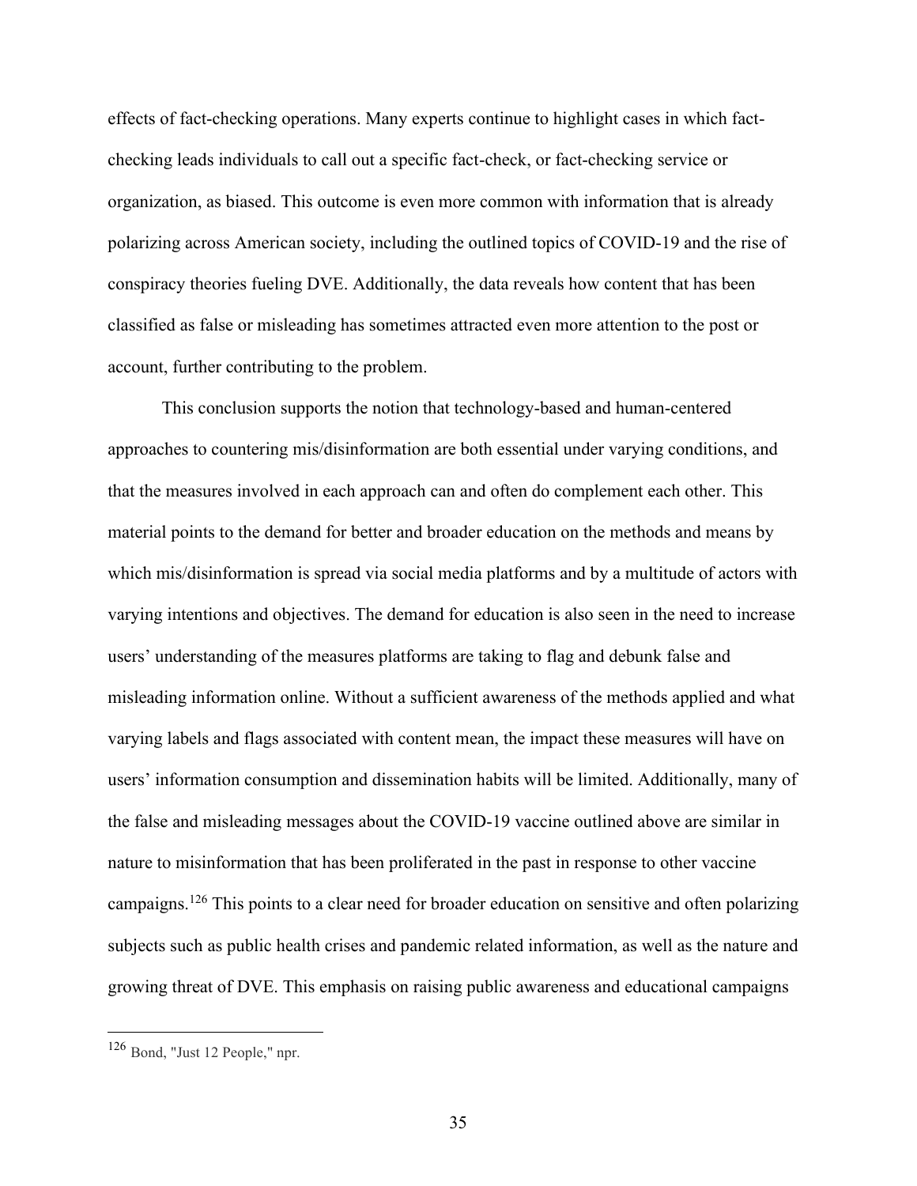effects of fact-checking operations. Many experts continue to highlight cases in which fact-checking leads individuals to call out a specific fact-check, or fact-checking service or organization, as biased. This outcome is even more common with information that is already polarizing across American society, including the outlined topics of COVID-19 and the rise of conspiracy theories fueling DVE. Additionally, the data reveals how content that has been classified as false or misleading has sometimes attracted even more attention to the post or account, further contributing to the problem.

This conclusion supports the notion that technology-based and human-centered approaches to countering mis/disinformation are both essential under varying conditions, and that the measures involved in each approach can and often do complement each other. This material points to the demand for better and broader education on the methods and means by which mis/disinformation is spread via social media platforms and by a multitude of actors with varying intentions and objectives. The demand for education is also seen in the need to increase users' understanding of the measures platforms are taking to flag and debunk false and misleading information online. Without a sufficient awareness of the methods applied and what varying labels and flags associated with content mean, the impact these measures will have on users' information consumption and dissemination habits will be limited. Additionally, many of the false and misleading messages about the COVID-19 vaccine outlined above are similar in nature to misinformation that has been proliferated in the past in response to other vaccine campaigns.[126] This points to a clear need for broader education on sensitive and often polarizing subjects such as public health crises and pandemic related information, as well as the nature and growing threat of DVE. This emphasis on raising public awareness and educational campaigns

---

[126] Bond, "Just 12 People," npr.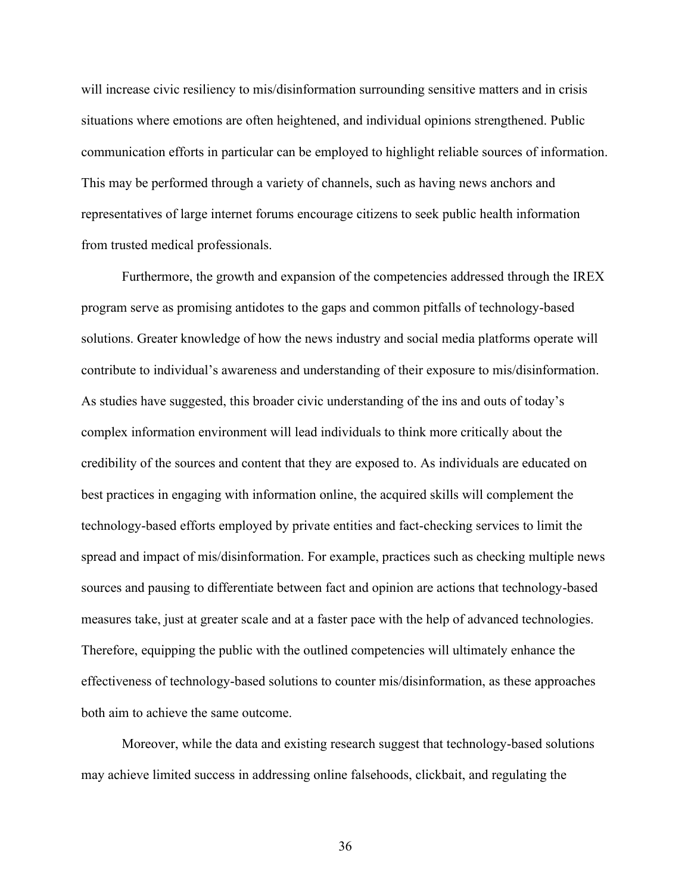will increase civic resiliency to mis/disinformation surrounding sensitive matters and in crisis situations where emotions are often heightened, and individual opinions strengthened. Public communication efforts in particular can be employed to highlight reliable sources of information. This may be performed through a variety of channels, such as having news anchors and representatives of large internet forums encourage citizens to seek public health information from trusted medical professionals.

Furthermore, the growth and expansion of the competencies addressed through the IREX program serve as promising antidotes to the gaps and common pitfalls of technology-based solutions. Greater knowledge of how the news industry and social media platforms operate will contribute to individual's awareness and understanding of their exposure to mis/disinformation. As studies have suggested, this broader civic understanding of the ins and outs of today's complex information environment will lead individuals to think more critically about the credibility of the sources and content that they are exposed to. As individuals are educated on best practices in engaging with information online, the acquired skills will complement the technology-based efforts employed by private entities and fact-checking services to limit the spread and impact of mis/disinformation. For example, practices such as checking multiple news sources and pausing to differentiate between fact and opinion are actions that technology-based measures take, just at greater scale and at a faster pace with the help of advanced technologies. Therefore, equipping the public with the outlined competencies will ultimately enhance the effectiveness of technology-based solutions to counter mis/disinformation, as these approaches both aim to achieve the same outcome.

Moreover, while the data and existing research suggest that technology-based solutions may achieve limited success in addressing online falsehoods, clickbait, and regulating the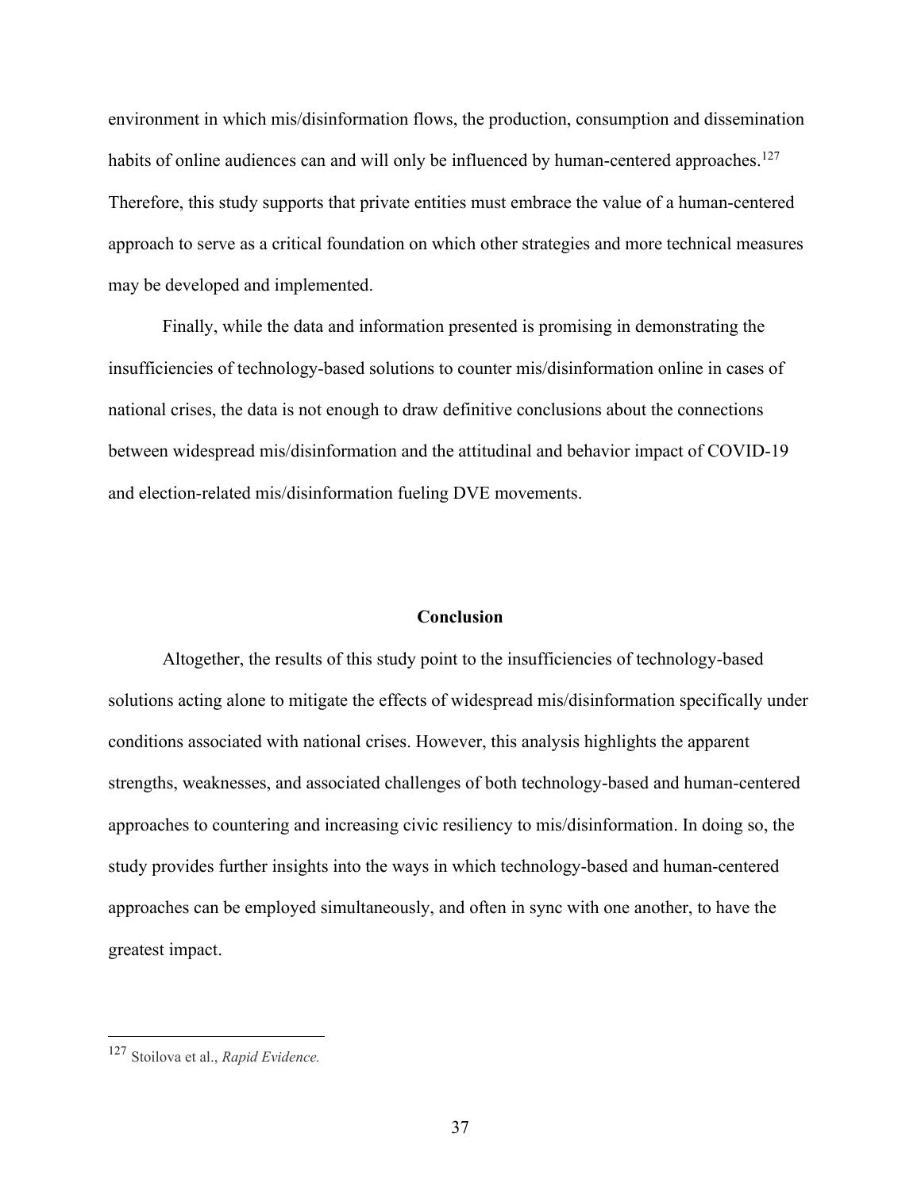environment in which mis/disinformation flows, the production, consumption and dissemination habits of online audiences can and will only be influenced by human-centered approaches.[127] Therefore, this study supports that private entities must embrace the value of a human-centered approach to serve as a critical foundation on which other strategies and more technical measures may be developed and implemented.

Finally, while the data and information presented is promising in demonstrating the insufficiencies of technology-based solutions to counter mis/disinformation online in cases of national crises, the data is not enough to draw definitive conclusions about the connections between widespread mis/disinformation and the attitudinal and behavior impact of COVID-19 and election-related mis/disinformation fueling DVE movements.

## Conclusion

Altogether, the results of this study point to the insufficiencies of technology-based solutions acting alone to mitigate the effects of widespread mis/disinformation specifically under conditions associated with national crises. However, this analysis highlights the apparent strengths, weaknesses, and associated challenges of both technology-based and human-centered approaches to countering and increasing civic resiliency to mis/disinformation. In doing so, the study provides further insights into the ways in which technology-based and human-centered approaches can be employed simultaneously, and often in sync with one another, to have the greatest impact.

---

[127] Stoilova et al., *Rapid Evidence.*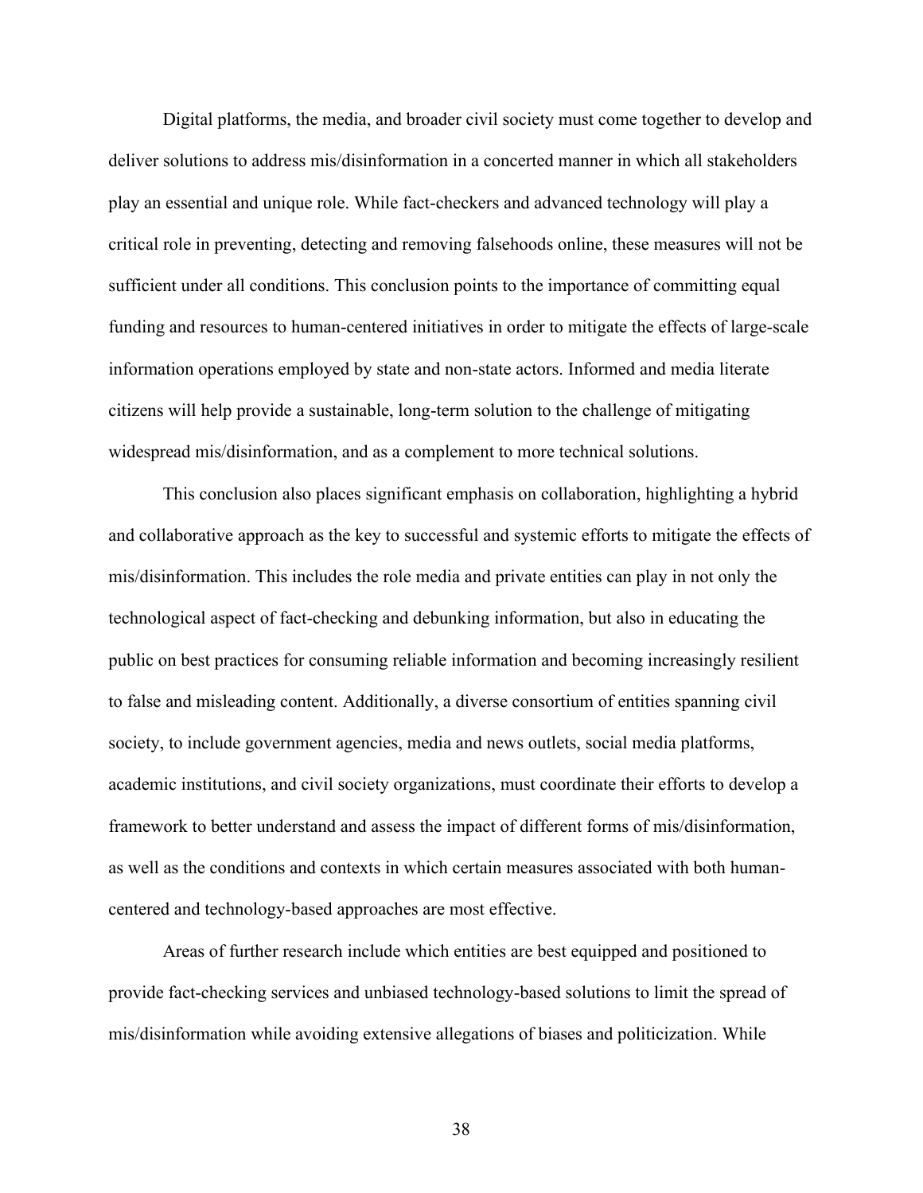Digital platforms, the media, and broader civil society must come together to develop and deliver solutions to address mis/disinformation in a concerted manner in which all stakeholders play an essential and unique role. While fact-checkers and advanced technology will play a critical role in preventing, detecting and removing falsehoods online, these measures will not be sufficient under all conditions. This conclusion points to the importance of committing equal funding and resources to human-centered initiatives in order to mitigate the effects of large-scale information operations employed by state and non-state actors. Informed and media literate citizens will help provide a sustainable, long-term solution to the challenge of mitigating widespread mis/disinformation, and as a complement to more technical solutions.

This conclusion also places significant emphasis on collaboration, highlighting a hybrid and collaborative approach as the key to successful and systemic efforts to mitigate the effects of mis/disinformation. This includes the role media and private entities can play in not only the technological aspect of fact-checking and debunking information, but also in educating the public on best practices for consuming reliable information and becoming increasingly resilient to false and misleading content. Additionally, a diverse consortium of entities spanning civil society, to include government agencies, media and news outlets, social media platforms, academic institutions, and civil society organizations, must coordinate their efforts to develop a framework to better understand and assess the impact of different forms of mis/disinformation, as well as the conditions and contexts in which certain measures associated with both human-centered and technology-based approaches are most effective.

Areas of further research include which entities are best equipped and positioned to provide fact-checking services and unbiased technology-based solutions to limit the spread of mis/disinformation while avoiding extensive allegations of biases and politicization. While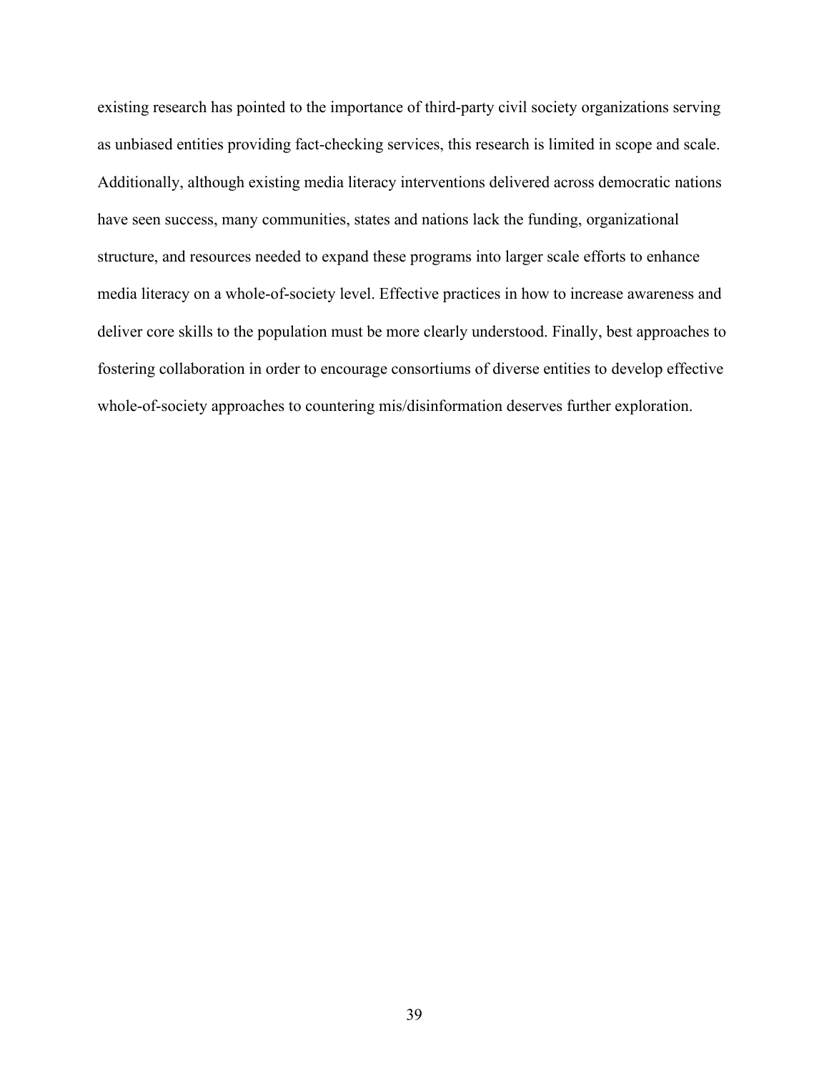existing research has pointed to the importance of third-party civil society organizations serving as unbiased entities providing fact-checking services, this research is limited in scope and scale. Additionally, although existing media literacy interventions delivered across democratic nations have seen success, many communities, states and nations lack the funding, organizational structure, and resources needed to expand these programs into larger scale efforts to enhance media literacy on a whole-of-society level. Effective practices in how to increase awareness and deliver core skills to the population must be more clearly understood. Finally, best approaches to fostering collaboration in order to encourage consortiums of diverse entities to develop effective whole-of-society approaches to countering mis/disinformation deserves further exploration.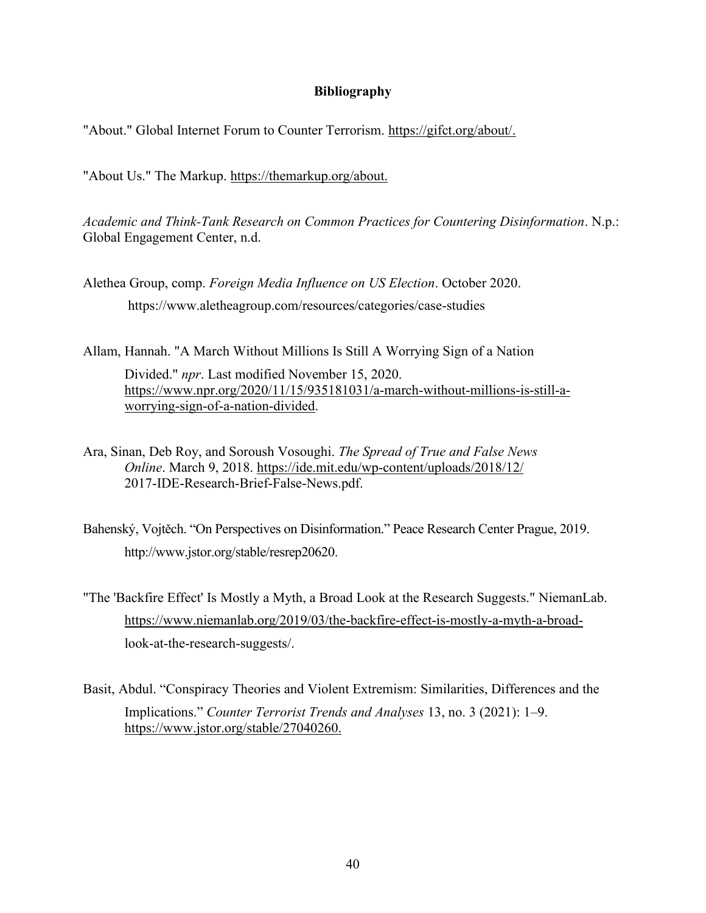## Bibliography

"About." Global Internet Forum to Counter Terrorism. https://gifct.org/about/.

"About Us." The Markup. https://themarkup.org/about.

*Academic and Think-Tank Research on Common Practices for Countering Disinformation*. N.p.: Global Engagement Center, n.d.

Alethea Group, comp. *Foreign Media Influence on US Election*. October 2020. https://www.aletheagroup.com/resources/categories/case-studies

Allam, Hannah. "A March Without Millions Is Still A Worrying Sign of a Nation Divided." *npr*. Last modified November 15, 2020. https://www.npr.org/2020/11/15/935181031/a-march-without-millions-is-still-a-worrying-sign-of-a-nation-divided.

Ara, Sinan, Deb Roy, and Soroush Vosoughi. *The Spread of True and False News Online*. March 9, 2018. https://ide.mit.edu/wp-content/uploads/2018/12/2017-IDE-Research-Brief-False-News.pdf.

Bahenský, Vojtěch. "On Perspectives on Disinformation." Peace Research Center Prague, 2019. http://www.jstor.org/stable/resrep20620.

"The 'Backfire Effect' Is Mostly a Myth, a Broad Look at the Research Suggests." NiemanLab. https://www.niemanlab.org/2019/03/the-backfire-effect-is-mostly-a-myth-a-broad-look-at-the-research-suggests/.

Basit, Abdul. "Conspiracy Theories and Violent Extremism: Similarities, Differences and the Implications." *Counter Terrorist Trends and Analyses* 13, no. 3 (2021): 1–9. https://www.jstor.org/stable/27040260.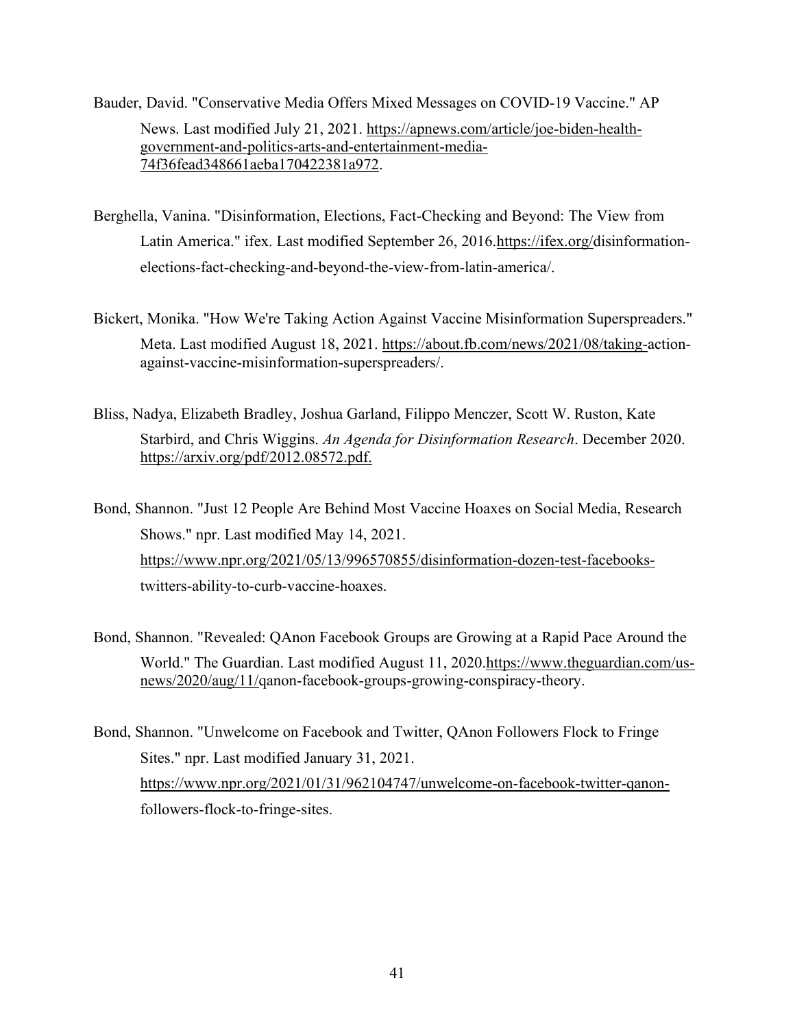Bauder, David. "Conservative Media Offers Mixed Messages on COVID-19 Vaccine." AP News. Last modified July 21, 2021. https://apnews.com/article/joe-biden-health-government-and-politics-arts-and-entertainment-media-74f36fead348661aeba170422381a972.

Berghella, Vanina. "Disinformation, Elections, Fact-Checking and Beyond: The View from Latin America." ifex. Last modified September 26, 2016.https://ifex.org/disinformation-elections-fact-checking-and-beyond-the-view-from-latin-america/.

Bickert, Monika. "How We're Taking Action Against Vaccine Misinformation Superspreaders." Meta. Last modified August 18, 2021. https://about.fb.com/news/2021/08/taking-action-against-vaccine-misinformation-superspreaders/.

Bliss, Nadya, Elizabeth Bradley, Joshua Garland, Filippo Menczer, Scott W. Ruston, Kate Starbird, and Chris Wiggins. *An Agenda for Disinformation Research*. December 2020. https://arxiv.org/pdf/2012.08572.pdf.

Bond, Shannon. "Just 12 People Are Behind Most Vaccine Hoaxes on Social Media, Research Shows." npr. Last modified May 14, 2021. https://www.npr.org/2021/05/13/996570855/disinformation-dozen-test-facebooks-twitters-ability-to-curb-vaccine-hoaxes.

Bond, Shannon. "Revealed: QAnon Facebook Groups are Growing at a Rapid Pace Around the World." The Guardian. Last modified August 11, 2020.https://www.theguardian.com/us-news/2020/aug/11/qanon-facebook-groups-growing-conspiracy-theory.

Bond, Shannon. "Unwelcome on Facebook and Twitter, QAnon Followers Flock to Fringe Sites." npr. Last modified January 31, 2021. https://www.npr.org/2021/01/31/962104747/unwelcome-on-facebook-twitter-qanon-followers-flock-to-fringe-sites.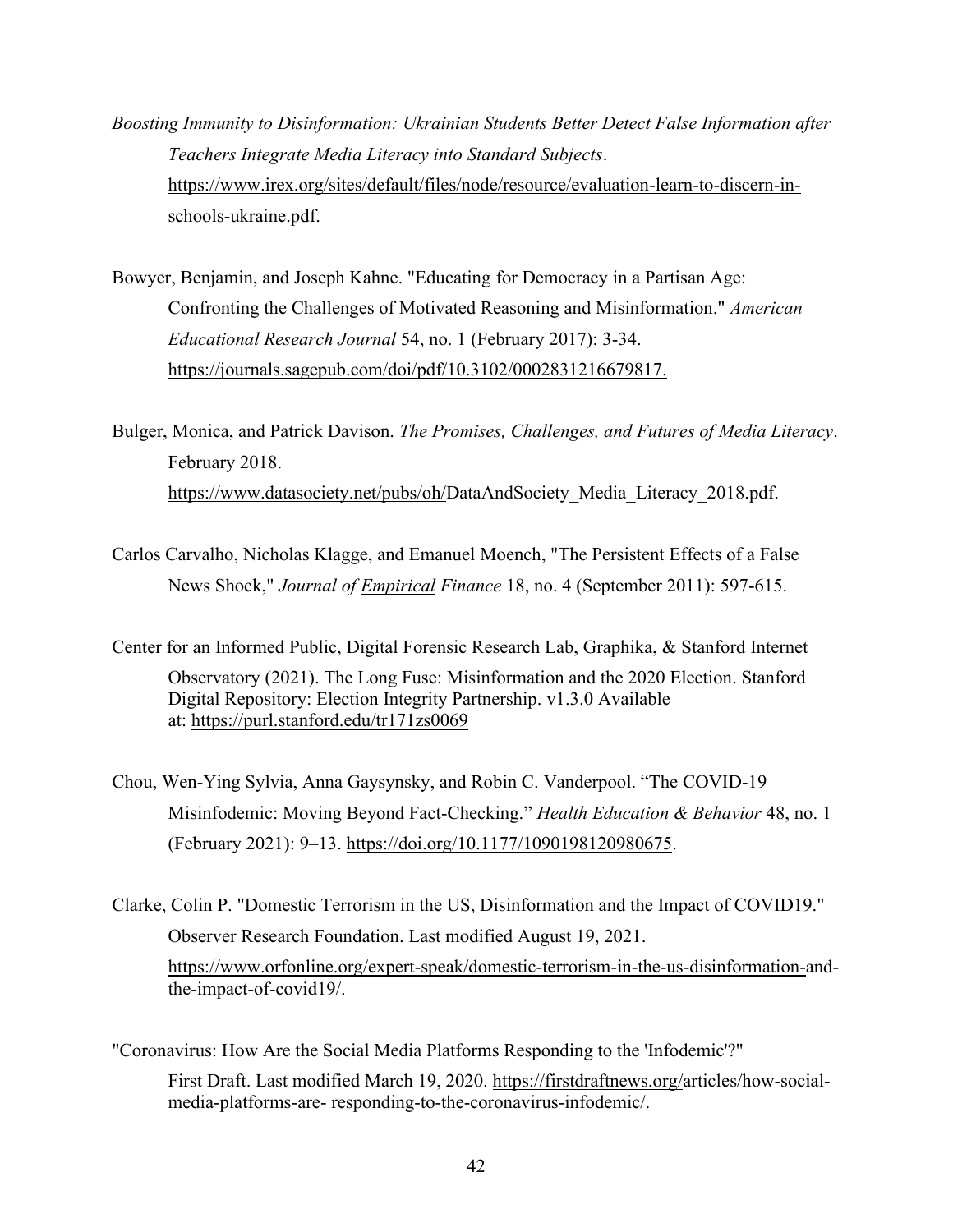*Boosting Immunity to Disinformation: Ukrainian Students Better Detect False Information after Teachers Integrate Media Literacy into Standard Subjects*. https://www.irex.org/sites/default/files/node/resource/evaluation-learn-to-discern-in-schools-ukraine.pdf.

Bowyer, Benjamin, and Joseph Kahne. "Educating for Democracy in a Partisan Age: Confronting the Challenges of Motivated Reasoning and Misinformation." *American Educational Research Journal* 54, no. 1 (February 2017): 3-34. https://journals.sagepub.com/doi/pdf/10.3102/0002831216679817.

Bulger, Monica, and Patrick Davison. *The Promises, Challenges, and Futures of Media Literacy*. February 2018. https://www.datasociety.net/pubs/oh/DataAndSociety_Media_Literacy_2018.pdf.

Carlos Carvalho, Nicholas Klagge, and Emanuel Moench, "The Persistent Effects of a False News Shock," *Journal of Empirical Finance* 18, no. 4 (September 2011): 597-615.

Center for an Informed Public, Digital Forensic Research Lab, Graphika, & Stanford Internet Observatory (2021). The Long Fuse: Misinformation and the 2020 Election. Stanford Digital Repository: Election Integrity Partnership. v1.3.0 Available at: https://purl.stanford.edu/tr171zs0069

Chou, Wen-Ying Sylvia, Anna Gaysynsky, and Robin C. Vanderpool. "The COVID-19 Misinfodemic: Moving Beyond Fact-Checking." *Health Education & Behavior* 48, no. 1 (February 2021): 9–13. https://doi.org/10.1177/1090198120980675.

Clarke, Colin P. "Domestic Terrorism in the US, Disinformation and the Impact of COVID19." Observer Research Foundation. Last modified August 19, 2021. https://www.orfonline.org/expert-speak/domestic-terrorism-in-the-us-disinformation-and-the-impact-of-covid19/.

"Coronavirus: How Are the Social Media Platforms Responding to the 'Infodemic'?" First Draft. Last modified March 19, 2020. https://firstdraftnews.org/articles/how-social-media-platforms-are- responding-to-the-coronavirus-infodemic/.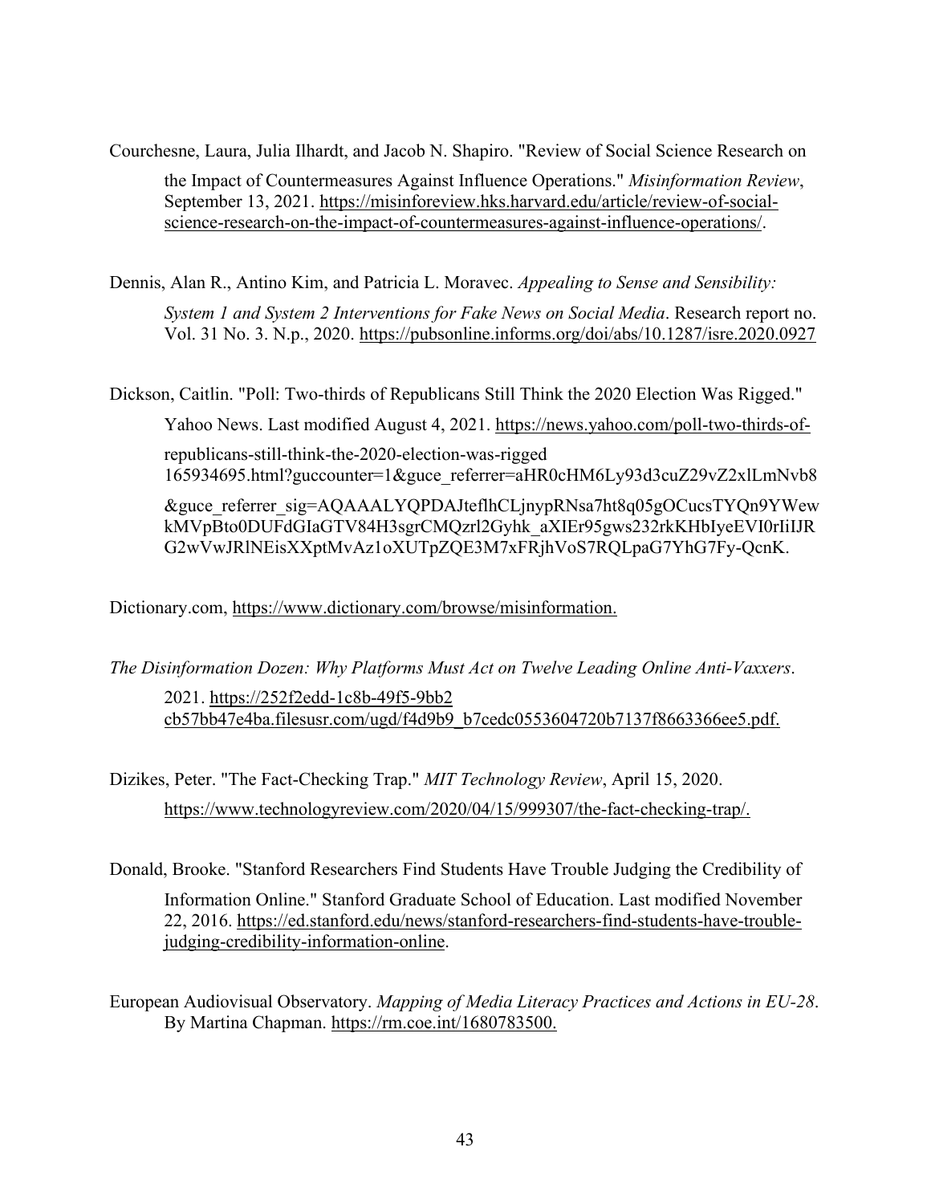Courchesne, Laura, Julia Ilhardt, and Jacob N. Shapiro. "Review of Social Science Research on the Impact of Countermeasures Against Influence Operations." *Misinformation Review*, September 13, 2021. https://misinforeview.hks.harvard.edu/article/review-of-social-science-research-on-the-impact-of-countermeasures-against-influence-operations/.

Dennis, Alan R., Antino Kim, and Patricia L. Moravec. *Appealing to Sense and Sensibility: System 1 and System 2 Interventions for Fake News on Social Media*. Research report no. Vol. 31 No. 3. N.p., 2020. https://pubsonline.informs.org/doi/abs/10.1287/isre.2020.0927

Dickson, Caitlin. "Poll: Two-thirds of Republicans Still Think the 2020 Election Was Rigged." Yahoo News. Last modified August 4, 2021. https://news.yahoo.com/poll-two-thirds-of-republicans-still-think-the-2020-election-was-rigged 165934695.html?guccounter=1&guce_referrer=aHR0cHM6Ly93d3cuZ29vZ2xlLmNvb8 &guce_referrer_sig=AQAAALYQPDAJteflhCLjnypRNsa7ht8q05gOCucsTYQn9YWew kMVpBto0DUFdGIaGTV84H3sgrCMQzrl2Gyhk_aXIEr95gws232rkKHbIyeEVI0rIiIJR G2wVwJRlNEisXXptMvAz1oXUTpZQE3M7xFRjhVoS7RQLpaG7YhG7Fy-QcnK.

Dictionary.com, https://www.dictionary.com/browse/misinformation.

*The Disinformation Dozen: Why Platforms Must Act on Twelve Leading Online Anti-Vaxxers*. 2021. https://252f2edd-1c8b-49f5-9bb2 cb57bb47e4ba.filesusr.com/ugd/f4d9b9_b7cedc0553604720b7137f8663366ee5.pdf.

Dizikes, Peter. "The Fact-Checking Trap." *MIT Technology Review*, April 15, 2020. https://www.technologyreview.com/2020/04/15/999307/the-fact-checking-trap/.

Donald, Brooke. "Stanford Researchers Find Students Have Trouble Judging the Credibility of Information Online." Stanford Graduate School of Education. Last modified November 22, 2016. https://ed.stanford.edu/news/stanford-researchers-find-students-have-trouble-judging-credibility-information-online.

European Audiovisual Observatory. *Mapping of Media Literacy Practices and Actions in EU-28*. By Martina Chapman. https://rm.coe.int/1680783500.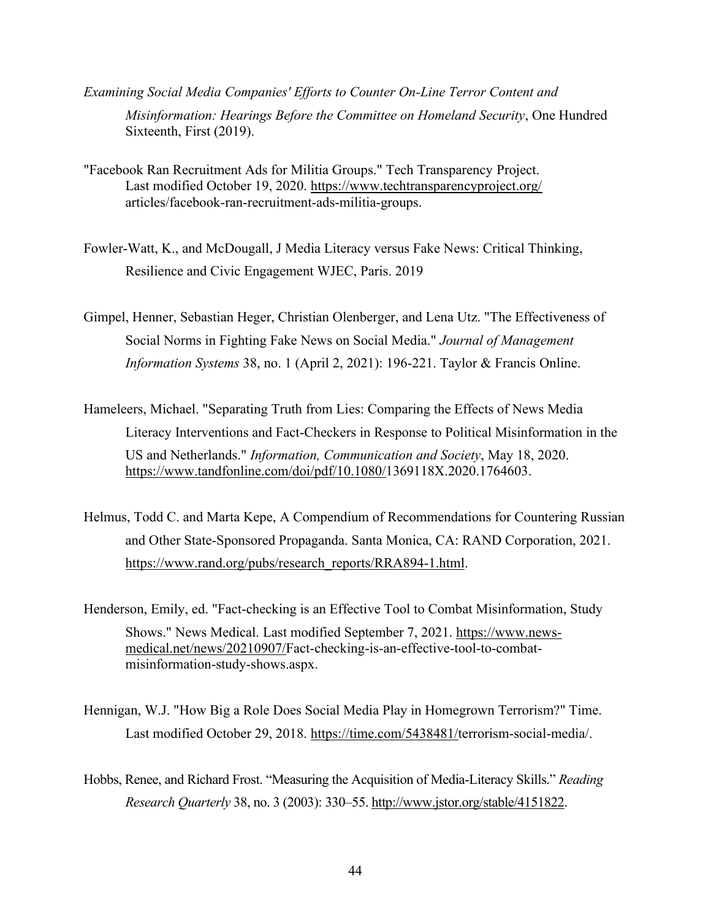*Examining Social Media Companies' Efforts to Counter On-Line Terror Content and Misinformation: Hearings Before the Committee on Homeland Security*, One Hundred Sixteenth, First (2019).

"Facebook Ran Recruitment Ads for Militia Groups." Tech Transparency Project. Last modified October 19, 2020. https://www.techtransparencyproject.org/articles/facebook-ran-recruitment-ads-militia-groups.

Fowler-Watt, K., and McDougall, J Media Literacy versus Fake News: Critical Thinking, Resilience and Civic Engagement WJEC, Paris. 2019

Gimpel, Henner, Sebastian Heger, Christian Olenberger, and Lena Utz. "The Effectiveness of Social Norms in Fighting Fake News on Social Media." *Journal of Management Information Systems* 38, no. 1 (April 2, 2021): 196-221. Taylor & Francis Online.

Hameleers, Michael. "Separating Truth from Lies: Comparing the Effects of News Media Literacy Interventions and Fact-Checkers in Response to Political Misinformation in the US and Netherlands." *Information, Communication and Society*, May 18, 2020. https://www.tandfonline.com/doi/pdf/10.1080/1369118X.2020.1764603.

Helmus, Todd C. and Marta Kepe, A Compendium of Recommendations for Countering Russian and Other State-Sponsored Propaganda. Santa Monica, CA: RAND Corporation, 2021. https://www.rand.org/pubs/research_reports/RRA894-1.html.

Henderson, Emily, ed. "Fact-checking is an Effective Tool to Combat Misinformation, Study Shows." News Medical. Last modified September 7, 2021. https://www.news-medical.net/news/20210907/Fact-checking-is-an-effective-tool-to-combat-misinformation-study-shows.aspx.

Hennigan, W.J. "How Big a Role Does Social Media Play in Homegrown Terrorism?" Time. Last modified October 29, 2018. https://time.com/5438481/terrorism-social-media/.

Hobbs, Renee, and Richard Frost. "Measuring the Acquisition of Media-Literacy Skills." *Reading Research Quarterly* 38, no. 3 (2003): 330–55. http://www.jstor.org/stable/4151822.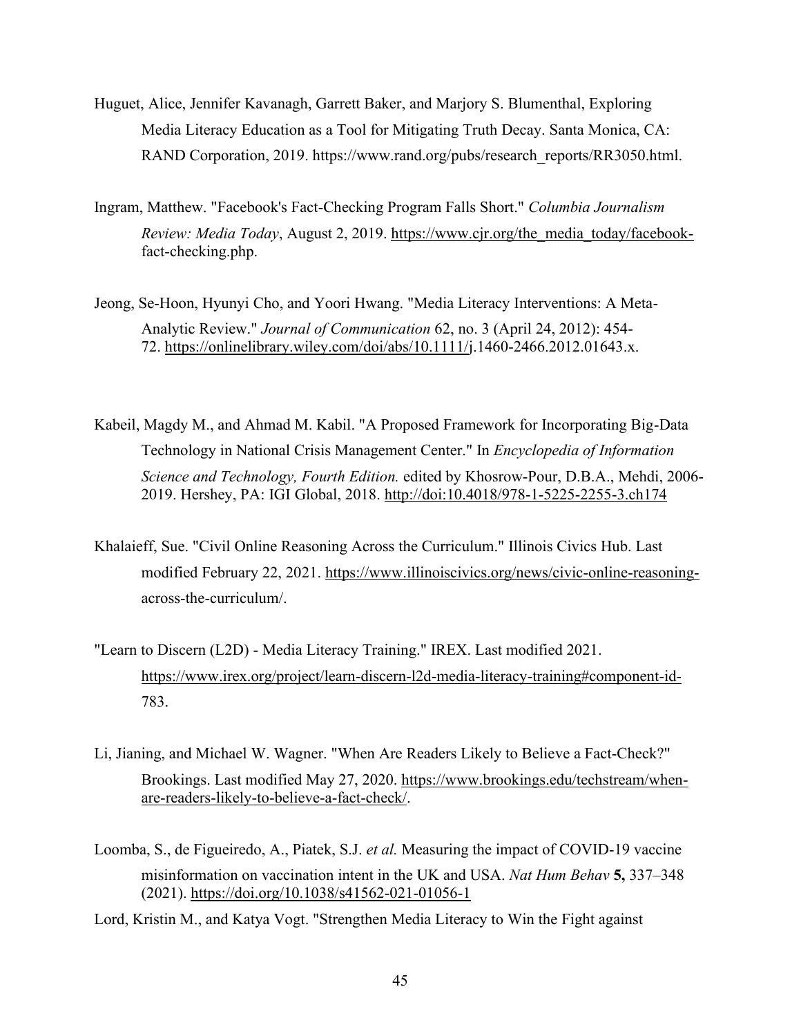Huguet, Alice, Jennifer Kavanagh, Garrett Baker, and Marjory S. Blumenthal, Exploring Media Literacy Education as a Tool for Mitigating Truth Decay. Santa Monica, CA: RAND Corporation, 2019. https://www.rand.org/pubs/research_reports/RR3050.html.

Ingram, Matthew. "Facebook's Fact-Checking Program Falls Short." *Columbia Journalism Review: Media Today*, August 2, 2019. https://www.cjr.org/the_media_today/facebook-fact-checking.php.

Jeong, Se-Hoon, Hyunyi Cho, and Yoori Hwang. "Media Literacy Interventions: A Meta-Analytic Review." *Journal of Communication* 62, no. 3 (April 24, 2012): 454-72. https://onlinelibrary.wiley.com/doi/abs/10.1111/j.1460-2466.2012.01643.x.

Kabeil, Magdy M., and Ahmad M. Kabil. "A Proposed Framework for Incorporating Big-Data Technology in National Crisis Management Center." In *Encyclopedia of Information Science and Technology, Fourth Edition.* edited by Khosrow-Pour, D.B.A., Mehdi, 2006-2019. Hershey, PA: IGI Global, 2018. http://doi:10.4018/978-1-5225-2255-3.ch174

Khalaieff, Sue. "Civil Online Reasoning Across the Curriculum." Illinois Civics Hub. Last modified February 22, 2021. https://www.illinoiscivics.org/news/civic-online-reasoning-across-the-curriculum/.

"Learn to Discern (L2D) - Media Literacy Training." IREX. Last modified 2021. https://www.irex.org/project/learn-discern-l2d-media-literacy-training#component-id-783.

Li, Jianing, and Michael W. Wagner. "When Are Readers Likely to Believe a Fact-Check?" Brookings. Last modified May 27, 2020. https://www.brookings.edu/techstream/when-are-readers-likely-to-believe-a-fact-check/.

Loomba, S., de Figueiredo, A., Piatek, S.J. *et al.* Measuring the impact of COVID-19 vaccine misinformation on vaccination intent in the UK and USA. *Nat Hum Behav* **5,** 337–348 (2021). https://doi.org/10.1038/s41562-021-01056-1

Lord, Kristin M., and Katya Vogt. "Strengthen Media Literacy to Win the Fight against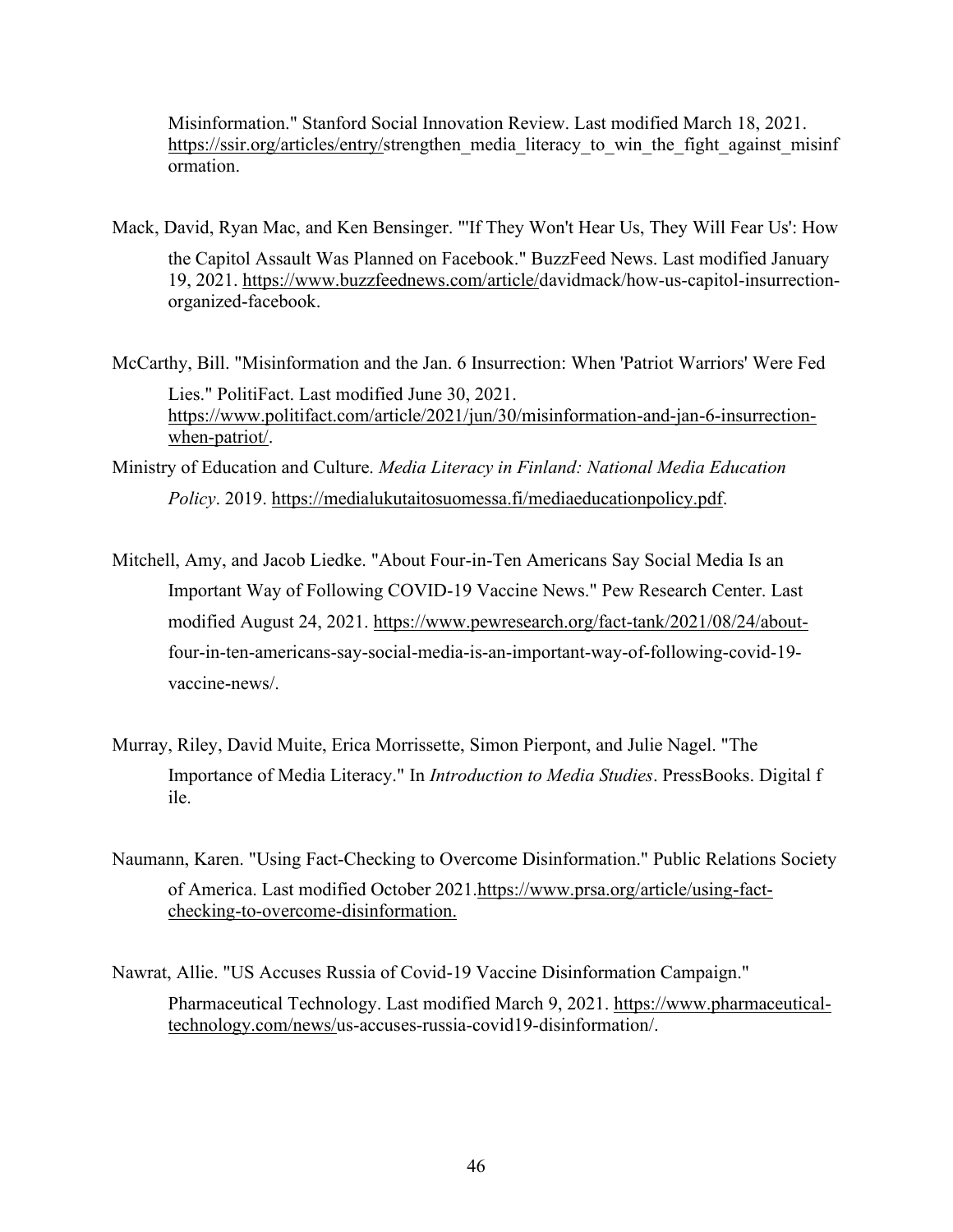Misinformation." Stanford Social Innovation Review. Last modified March 18, 2021. https://ssir.org/articles/entry/strengthen_media_literacy_to_win_the_fight_against_misinformation.

Mack, David, Ryan Mac, and Ken Bensinger. "'If They Won't Hear Us, They Will Fear Us': How the Capitol Assault Was Planned on Facebook." BuzzFeed News. Last modified January 19, 2021. https://www.buzzfeednews.com/article/davidmack/how-us-capitol-insurrection-organized-facebook.

McCarthy, Bill. "Misinformation and the Jan. 6 Insurrection: When 'Patriot Warriors' Were Fed Lies." PolitiFact. Last modified June 30, 2021. https://www.politifact.com/article/2021/jun/30/misinformation-and-jan-6-insurrection-when-patriot/.

Ministry of Education and Culture. *Media Literacy in Finland: National Media Education Policy*. 2019. https://medialukutaitosuomessa.fi/mediaeducationpolicy.pdf.

Mitchell, Amy, and Jacob Liedke. "About Four-in-Ten Americans Say Social Media Is an Important Way of Following COVID-19 Vaccine News." Pew Research Center. Last modified August 24, 2021. https://www.pewresearch.org/fact-tank/2021/08/24/about-four-in-ten-americans-say-social-media-is-an-important-way-of-following-covid-19-vaccine-news/.

Murray, Riley, David Muite, Erica Morrissette, Simon Pierpont, and Julie Nagel. "The Importance of Media Literacy." In *Introduction to Media Studies*. PressBooks. Digital file.

Naumann, Karen. "Using Fact-Checking to Overcome Disinformation." Public Relations Society of America. Last modified October 2021.https://www.prsa.org/article/using-fact-checking-to-overcome-disinformation.

Nawrat, Allie. "US Accuses Russia of Covid-19 Vaccine Disinformation Campaign." Pharmaceutical Technology. Last modified March 9, 2021. https://www.pharmaceutical-technology.com/news/us-accuses-russia-covid19-disinformation/.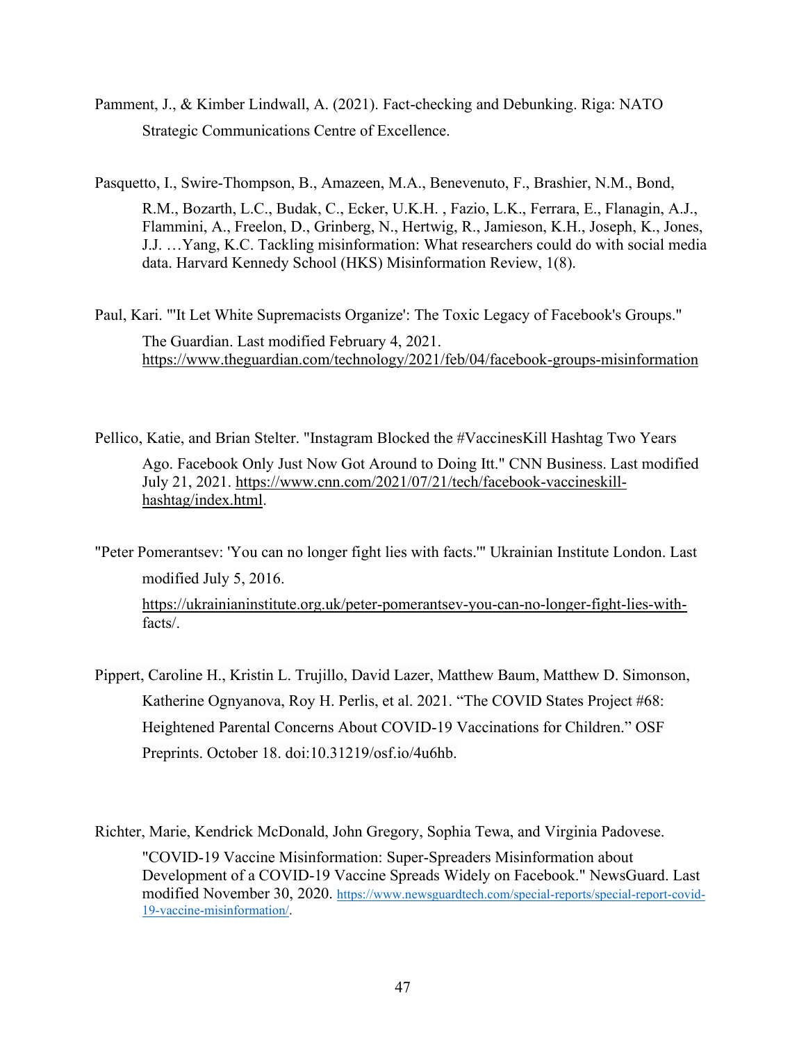Pamment, J., & Kimber Lindwall, A. (2021). Fact-checking and Debunking. Riga: NATO Strategic Communications Centre of Excellence.

Pasquetto, I., Swire-Thompson, B., Amazeen, M.A., Benevenuto, F., Brashier, N.M., Bond, R.M., Bozarth, L.C., Budak, C., Ecker, U.K.H. , Fazio, L.K., Ferrara, E., Flanagin, A.J., Flammini, A., Freelon, D., Grinberg, N., Hertwig, R., Jamieson, K.H., Joseph, K., Jones, J.J. …Yang, K.C. Tackling misinformation: What researchers could do with social media data. Harvard Kennedy School (HKS) Misinformation Review, 1(8).

Paul, Kari. "'It Let White Supremacists Organize': The Toxic Legacy of Facebook's Groups." The Guardian. Last modified February 4, 2021. https://www.theguardian.com/technology/2021/feb/04/facebook-groups-misinformation

Pellico, Katie, and Brian Stelter. "Instagram Blocked the #VaccinesKill Hashtag Two Years Ago. Facebook Only Just Now Got Around to Doing Itt." CNN Business. Last modified July 21, 2021. https://www.cnn.com/2021/07/21/tech/facebook-vaccineskill-hashtag/index.html.

"Peter Pomerantsev: 'You can no longer fight lies with facts.'" Ukrainian Institute London. Last modified July 5, 2016. https://ukrainianinstitute.org.uk/peter-pomerantsev-you-can-no-longer-fight-lies-with-facts/.

Pippert, Caroline H., Kristin L. Trujillo, David Lazer, Matthew Baum, Matthew D. Simonson, Katherine Ognyanova, Roy H. Perlis, et al. 2021. "The COVID States Project #68: Heightened Parental Concerns About COVID-19 Vaccinations for Children." OSF Preprints. October 18. doi:10.31219/osf.io/4u6hb.

Richter, Marie, Kendrick McDonald, John Gregory, Sophia Tewa, and Virginia Padovese. "COVID-19 Vaccine Misinformation: Super-Spreaders Misinformation about Development of a COVID-19 Vaccine Spreads Widely on Facebook." NewsGuard. Last modified November 30, 2020. https://www.newsguardtech.com/special-reports/special-report-covid-19-vaccine-misinformation/.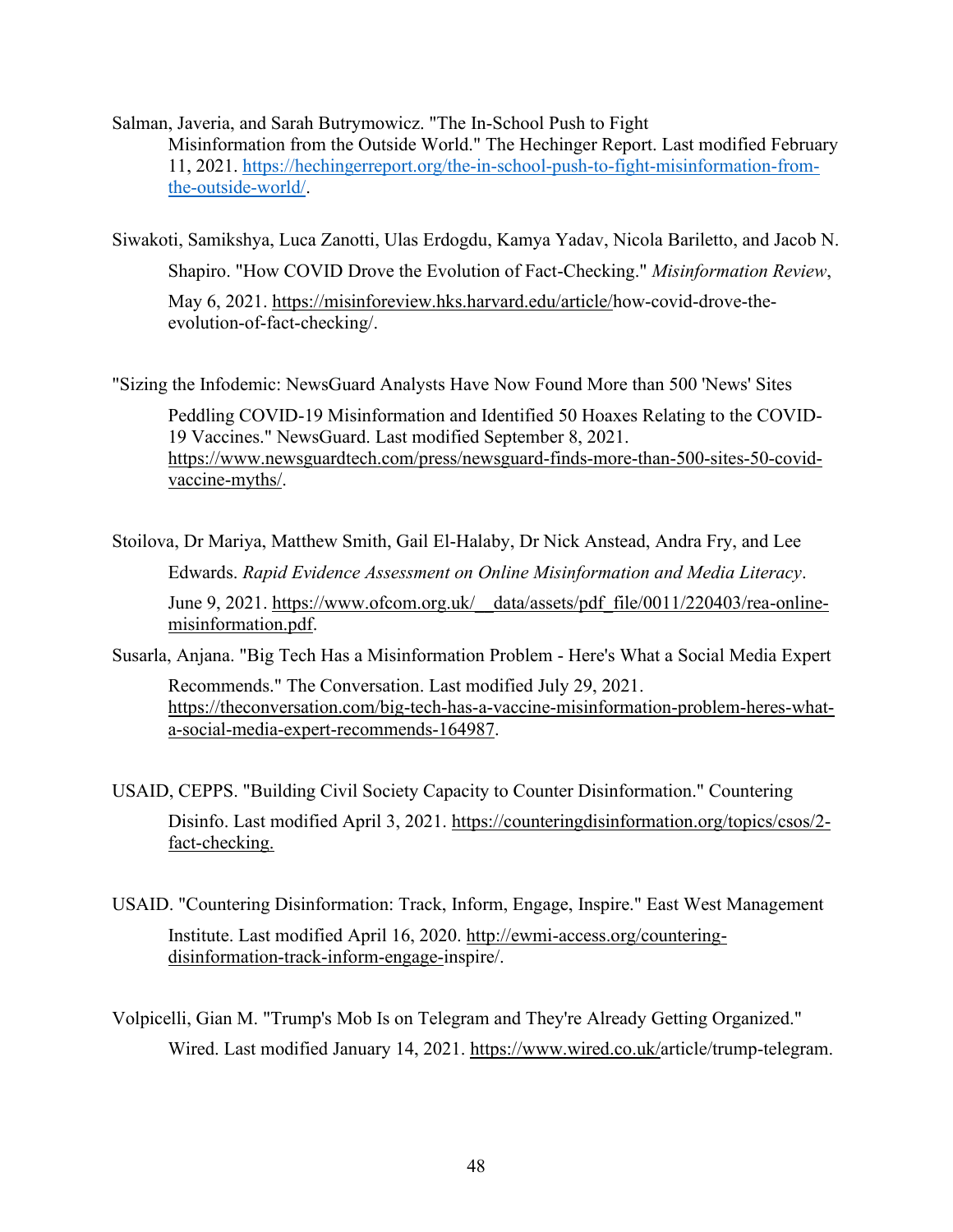Salman, Javeria, and Sarah Butrymowicz. "The In-School Push to Fight Misinformation from the Outside World." The Hechinger Report. Last modified February 11, 2021. https://hechingerreport.org/the-in-school-push-to-fight-misinformation-from-the-outside-world/.

Siwakoti, Samikshya, Luca Zanotti, Ulas Erdogdu, Kamya Yadav, Nicola Bariletto, and Jacob N. Shapiro. "How COVID Drove the Evolution of Fact-Checking." *Misinformation Review*, May 6, 2021. https://misinforeview.hks.harvard.edu/article/how-covid-drove-the-evolution-of-fact-checking/.

"Sizing the Infodemic: NewsGuard Analysts Have Now Found More than 500 'News' Sites Peddling COVID-19 Misinformation and Identified 50 Hoaxes Relating to the COVID-19 Vaccines." NewsGuard. Last modified September 8, 2021. https://www.newsguardtech.com/press/newsguard-finds-more-than-500-sites-50-covid-vaccine-myths/.

Stoilova, Dr Mariya, Matthew Smith, Gail El-Halaby, Dr Nick Anstead, Andra Fry, and Lee Edwards. *Rapid Evidence Assessment on Online Misinformation and Media Literacy*. June 9, 2021. https://www.ofcom.org.uk/__data/assets/pdf_file/0011/220403/rea-online-misinformation.pdf.

Susarla, Anjana. "Big Tech Has a Misinformation Problem - Here's What a Social Media Expert Recommends." The Conversation. Last modified July 29, 2021. https://theconversation.com/big-tech-has-a-vaccine-misinformation-problem-heres-what-a-social-media-expert-recommends-164987.

USAID, CEPPS. "Building Civil Society Capacity to Counter Disinformation." Countering Disinfo. Last modified April 3, 2021. https://counteringdisinformation.org/topics/csos/2-fact-checking.

USAID. "Countering Disinformation: Track, Inform, Engage, Inspire." East West Management Institute. Last modified April 16, 2020. http://ewmi-access.org/countering-disinformation-track-inform-engage-inspire/.

Volpicelli, Gian M. "Trump's Mob Is on Telegram and They're Already Getting Organized." Wired. Last modified January 14, 2021. https://www.wired.co.uk/article/trump-telegram.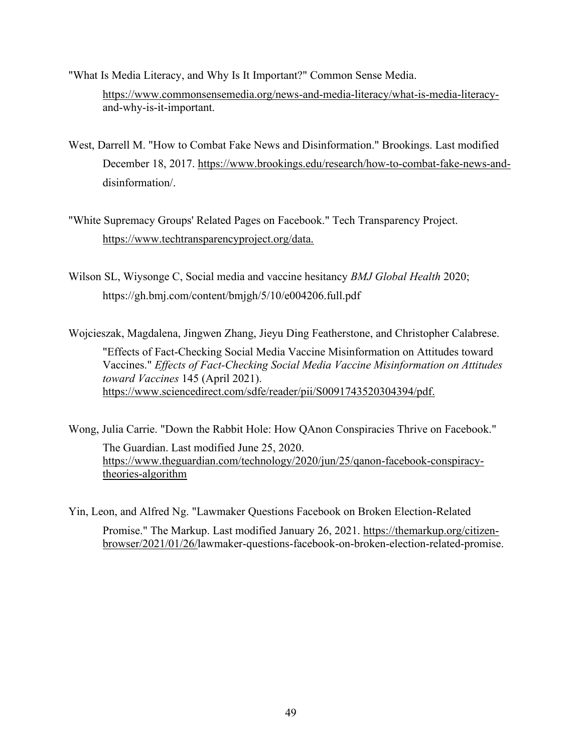"What Is Media Literacy, and Why Is It Important?" Common Sense Media. https://www.commonsensemedia.org/news-and-media-literacy/what-is-media-literacy-and-why-is-it-important.

West, Darrell M. "How to Combat Fake News and Disinformation." Brookings. Last modified December 18, 2017. https://www.brookings.edu/research/how-to-combat-fake-news-and-disinformation/.

"White Supremacy Groups' Related Pages on Facebook." Tech Transparency Project. https://www.techtransparencyproject.org/data.

Wilson SL, Wiysonge C, Social media and vaccine hesitancy *BMJ Global Health* 2020; https://gh.bmj.com/content/bmjgh/5/10/e004206.full.pdf

Wojcieszak, Magdalena, Jingwen Zhang, Jieyu Ding Featherstone, and Christopher Calabrese. "Effects of Fact-Checking Social Media Vaccine Misinformation on Attitudes toward Vaccines." *Effects of Fact-Checking Social Media Vaccine Misinformation on Attitudes toward Vaccines* 145 (April 2021). https://www.sciencedirect.com/sdfe/reader/pii/S0091743520304394/pdf.

Wong, Julia Carrie. "Down the Rabbit Hole: How QAnon Conspiracies Thrive on Facebook." The Guardian. Last modified June 25, 2020. https://www.theguardian.com/technology/2020/jun/25/qanon-facebook-conspiracy-theories-algorithm

Yin, Leon, and Alfred Ng. "Lawmaker Questions Facebook on Broken Election-Related Promise." The Markup. Last modified January 26, 2021. https://themarkup.org/citizen-browser/2021/01/26/lawmaker-questions-facebook-on-broken-election-related-promise.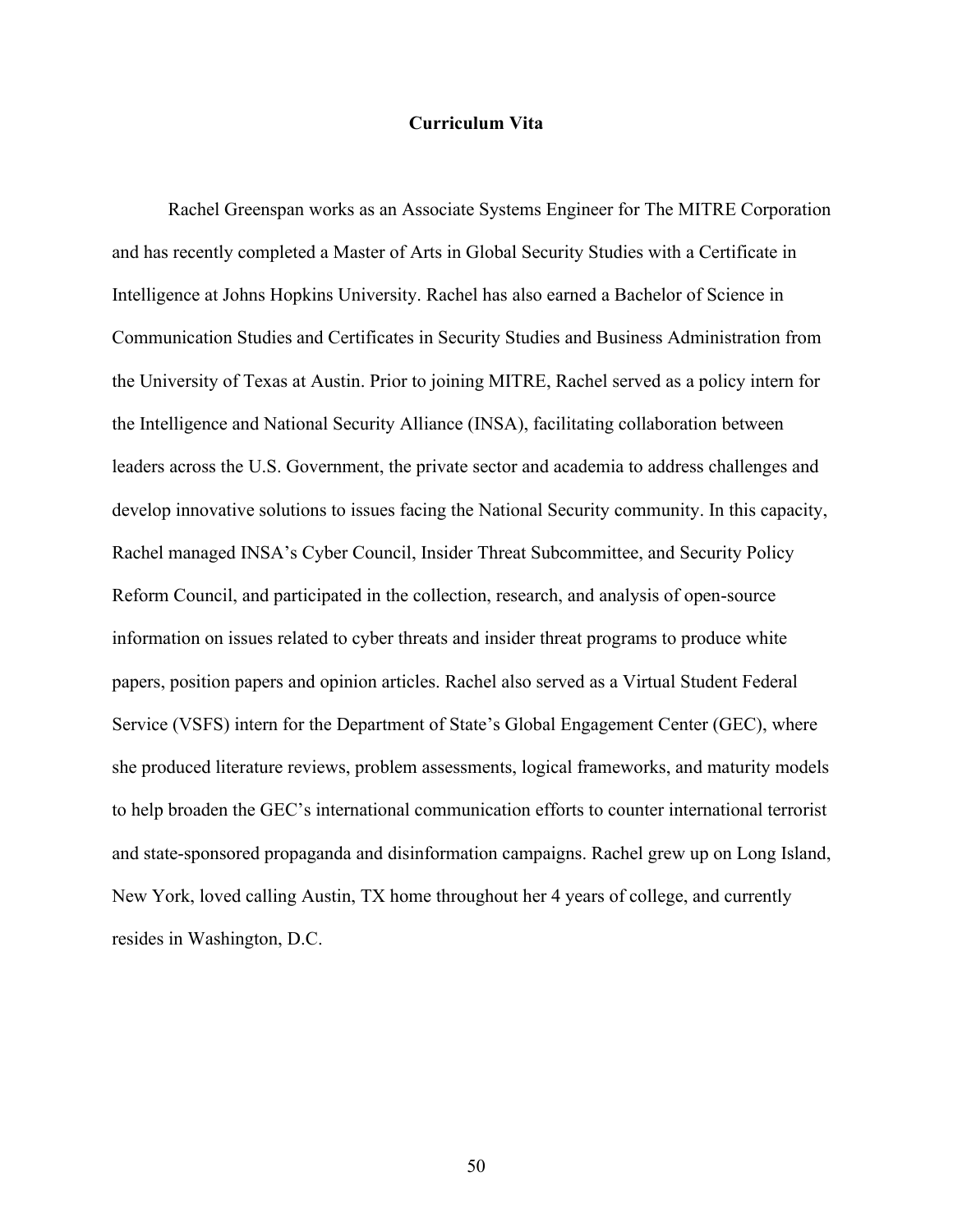## Curriculum Vita

Rachel Greenspan works as an Associate Systems Engineer for The MITRE Corporation and has recently completed a Master of Arts in Global Security Studies with a Certificate in Intelligence at Johns Hopkins University. Rachel has also earned a Bachelor of Science in Communication Studies and Certificates in Security Studies and Business Administration from the University of Texas at Austin. Prior to joining MITRE, Rachel served as a policy intern for the Intelligence and National Security Alliance (INSA), facilitating collaboration between leaders across the U.S. Government, the private sector and academia to address challenges and develop innovative solutions to issues facing the National Security community. In this capacity, Rachel managed INSA's Cyber Council, Insider Threat Subcommittee, and Security Policy Reform Council, and participated in the collection, research, and analysis of open-source information on issues related to cyber threats and insider threat programs to produce white papers, position papers and opinion articles. Rachel also served as a Virtual Student Federal Service (VSFS) intern for the Department of State's Global Engagement Center (GEC), where she produced literature reviews, problem assessments, logical frameworks, and maturity models to help broaden the GEC's international communication efforts to counter international terrorist and state-sponsored propaganda and disinformation campaigns. Rachel grew up on Long Island, New York, loved calling Austin, TX home throughout her 4 years of college, and currently resides in Washington, D.C.